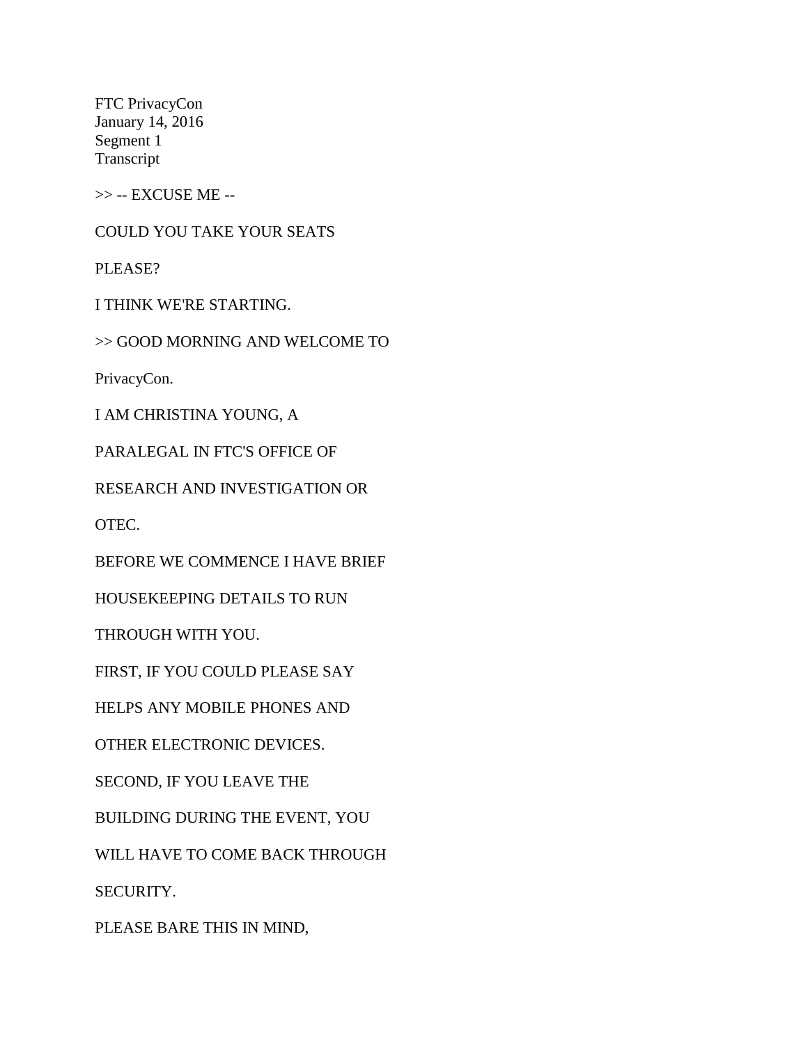FTC PrivacyCon
January 14, 2016
Segment 1
Transcript

>> -- EXCUSE ME --

COULD YOU TAKE YOUR SEATS

PLEASE?

I THINK WE'RE STARTING.

>> GOOD MORNING AND WELCOME TO

PrivacyCon.

I AM CHRISTINA YOUNG, A

PARALEGAL IN FTC'S OFFICE OF

RESEARCH AND INVESTIGATION OR

OTEC.

BEFORE WE COMMENCE I HAVE BRIEF

HOUSEKEEPING DETAILS TO RUN

THROUGH WITH YOU.

FIRST, IF YOU COULD PLEASE SAY

HELPS ANY MOBILE PHONES AND

OTHER ELECTRONIC DEVICES.

SECOND, IF YOU LEAVE THE

BUILDING DURING THE EVENT, YOU

WILL HAVE TO COME BACK THROUGH

SECURITY.

PLEASE BARE THIS IN MIND,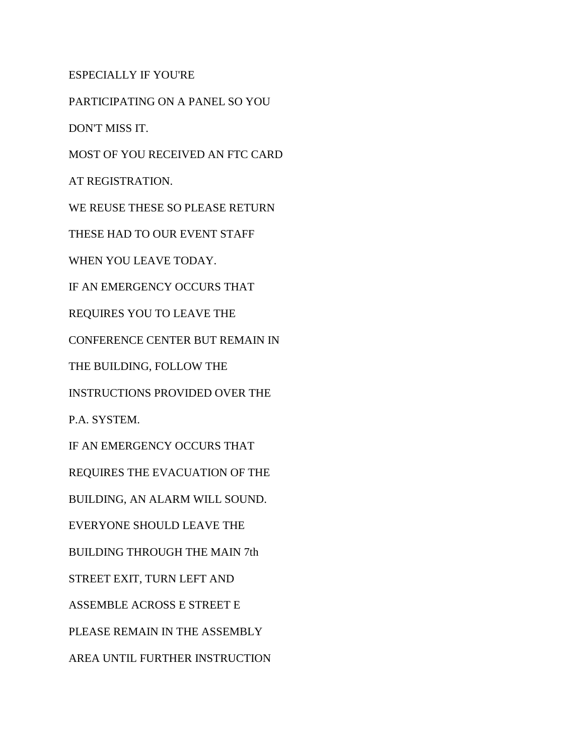ESPECIALLY IF YOU'RE

PARTICIPATING ON A PANEL SO YOU

DON'T MISS IT.

MOST OF YOU RECEIVED AN FTC CARD

AT REGISTRATION.

WE REUSE THESE SO PLEASE RETURN

THESE HAD TO OUR EVENT STAFF

WHEN YOU LEAVE TODAY.

IF AN EMERGENCY OCCURS THAT

REQUIRES YOU TO LEAVE THE

CONFERENCE CENTER BUT REMAIN IN

THE BUILDING, FOLLOW THE

INSTRUCTIONS PROVIDED OVER THE

P.A. SYSTEM.

IF AN EMERGENCY OCCURS THAT

REQUIRES THE EVACUATION OF THE

BUILDING, AN ALARM WILL SOUND.

EVERYONE SHOULD LEAVE THE

BUILDING THROUGH THE MAIN 7th

STREET EXIT, TURN LEFT AND

ASSEMBLE ACROSS E STREET E

PLEASE REMAIN IN THE ASSEMBLY

AREA UNTIL FURTHER INSTRUCTION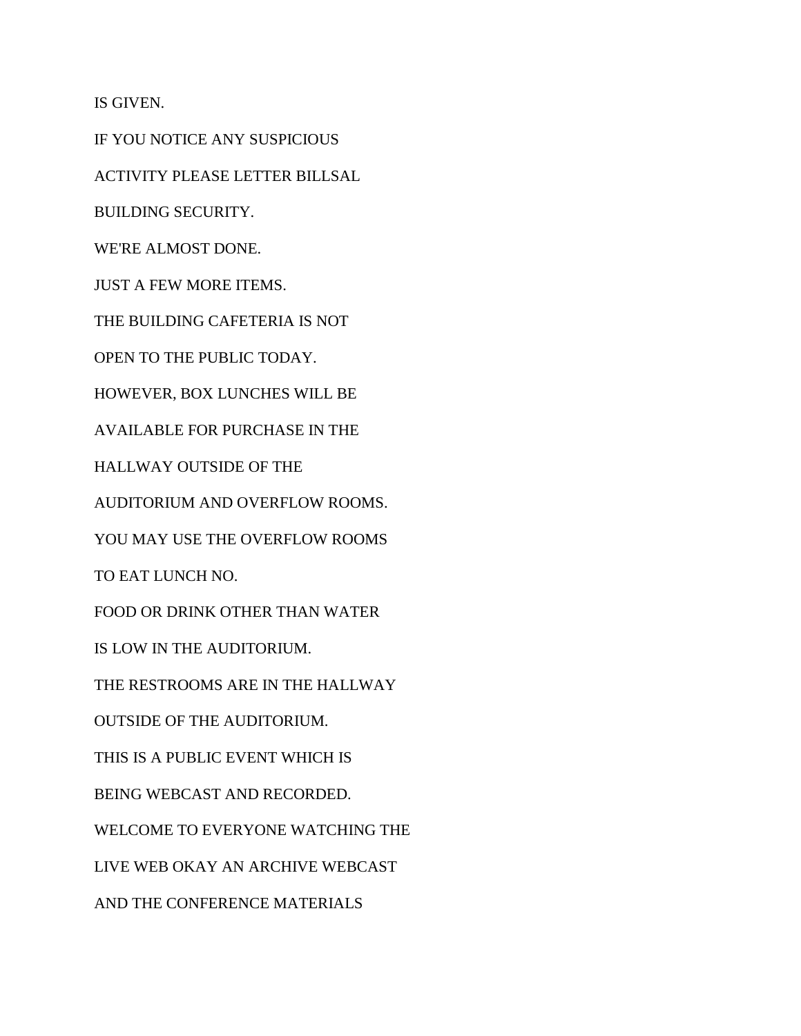IS GIVEN.

IF YOU NOTICE ANY SUSPICIOUS

ACTIVITY PLEASE LETTER BILLSAL

BUILDING SECURITY.

WE'RE ALMOST DONE.

JUST A FEW MORE ITEMS.

THE BUILDING CAFETERIA IS NOT

OPEN TO THE PUBLIC TODAY.

HOWEVER, BOX LUNCHES WILL BE

AVAILABLE FOR PURCHASE IN THE

HALLWAY OUTSIDE OF THE

AUDITORIUM AND OVERFLOW ROOMS.

YOU MAY USE THE OVERFLOW ROOMS

TO EAT LUNCH NO.

FOOD OR DRINK OTHER THAN WATER

IS LOW IN THE AUDITORIUM.

THE RESTROOMS ARE IN THE HALLWAY

OUTSIDE OF THE AUDITORIUM.

THIS IS A PUBLIC EVENT WHICH IS

BEING WEBCAST AND RECORDED.

WELCOME TO EVERYONE WATCHING THE

LIVE WEB OKAY AN ARCHIVE WEBCAST

AND THE CONFERENCE MATERIALS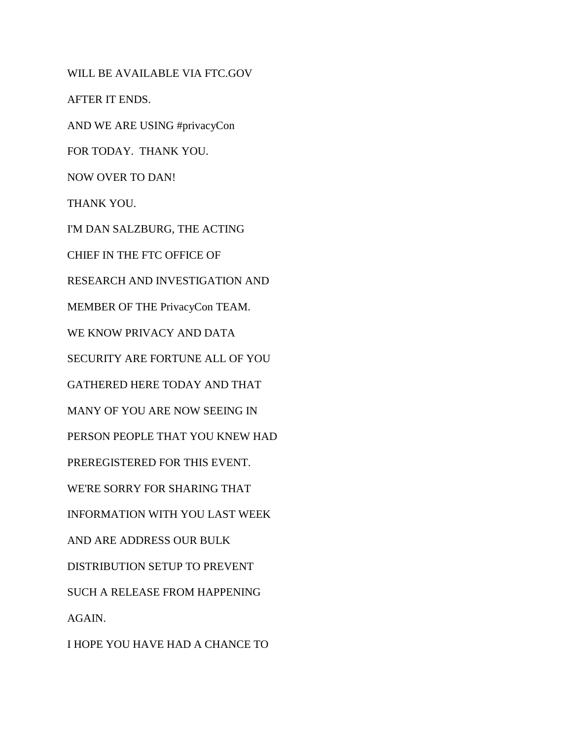WILL BE AVAILABLE VIA FTC.GOV

AFTER IT ENDS.

AND WE ARE USING #privacyCon

FOR TODAY.  THANK YOU.

NOW OVER TO DAN!

THANK YOU.

I'M DAN SALZBURG, THE ACTING

CHIEF IN THE FTC OFFICE OF

RESEARCH AND INVESTIGATION AND

MEMBER OF THE PrivacyCon TEAM.

WE KNOW PRIVACY AND DATA

SECURITY ARE FORTUNE ALL OF YOU

GATHERED HERE TODAY AND THAT

MANY OF YOU ARE NOW SEEING IN

PERSON PEOPLE THAT YOU KNEW HAD

PREREGISTERED FOR THIS EVENT.

WE'RE SORRY FOR SHARING THAT

INFORMATION WITH YOU LAST WEEK

AND ARE ADDRESS OUR BULK

DISTRIBUTION SETUP TO PREVENT

SUCH A RELEASE FROM HAPPENING

AGAIN.

I HOPE YOU HAVE HAD A CHANCE TO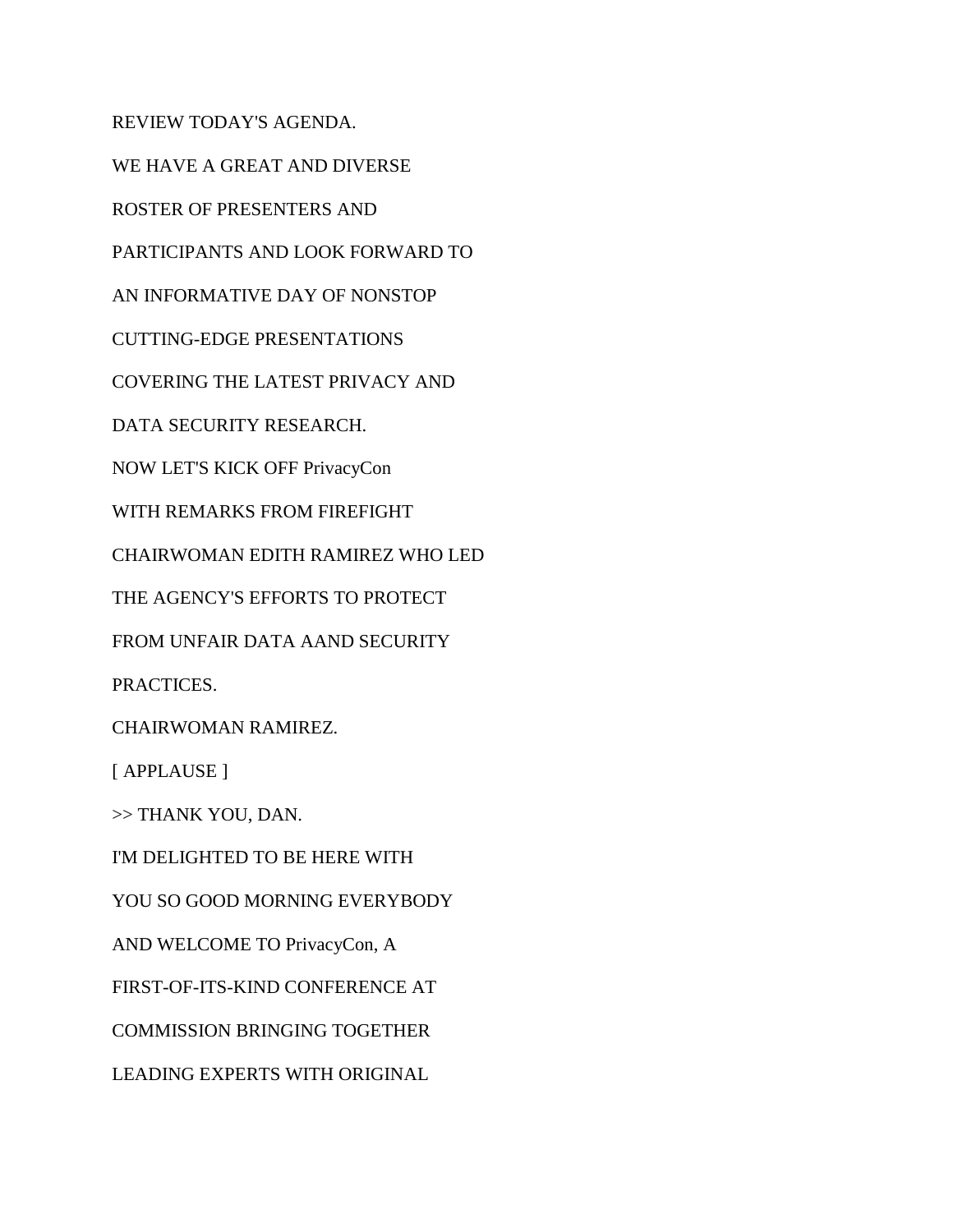REVIEW TODAY'S AGENDA.

WE HAVE A GREAT AND DIVERSE

ROSTER OF PRESENTERS AND

PARTICIPANTS AND LOOK FORWARD TO

AN INFORMATIVE DAY OF NONSTOP

CUTTING-EDGE PRESENTATIONS

COVERING THE LATEST PRIVACY AND

DATA SECURITY RESEARCH.

NOW LET'S KICK OFF PrivacyCon

WITH REMARKS FROM FIREFIGHT

CHAIRWOMAN EDITH RAMIREZ WHO LED

THE AGENCY'S EFFORTS TO PROTECT

FROM UNFAIR DATA AAND SECURITY

PRACTICES.

CHAIRWOMAN RAMIREZ.

[ APPLAUSE ]

>> THANK YOU, DAN.

I'M DELIGHTED TO BE HERE WITH

YOU SO GOOD MORNING EVERYBODY

AND WELCOME TO PrivacyCon, A

FIRST-OF-ITS-KIND CONFERENCE AT

COMMISSION BRINGING TOGETHER

LEADING EXPERTS WITH ORIGINAL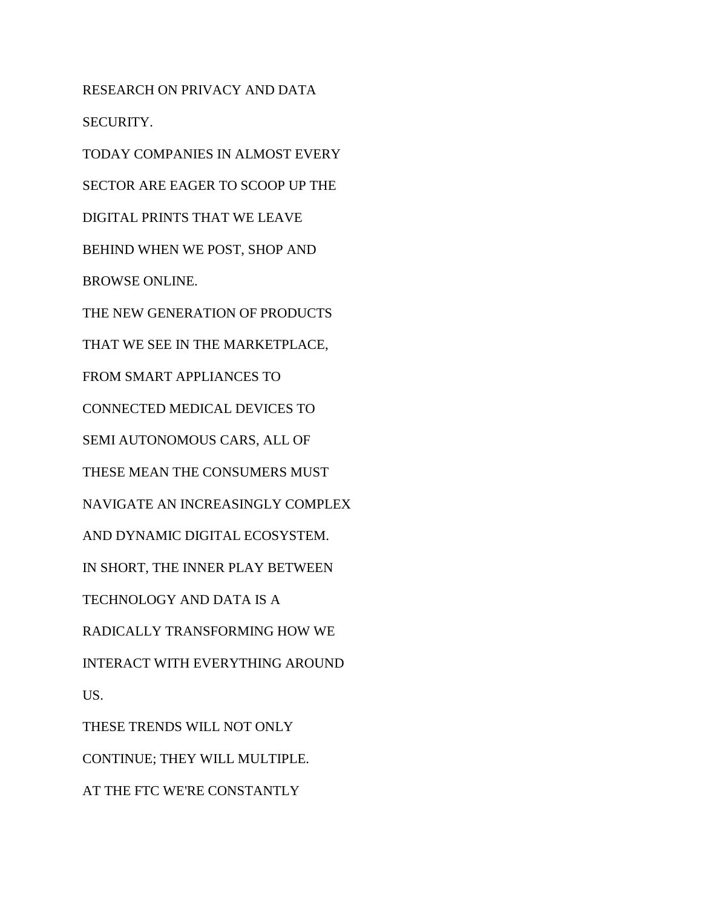RESEARCH ON PRIVACY AND DATA

SECURITY.

TODAY COMPANIES IN ALMOST EVERY

SECTOR ARE EAGER TO SCOOP UP THE

DIGITAL PRINTS THAT WE LEAVE

BEHIND WHEN WE POST, SHOP AND

BROWSE ONLINE.

THE NEW GENERATION OF PRODUCTS

THAT WE SEE IN THE MARKETPLACE,

FROM SMART APPLIANCES TO

CONNECTED MEDICAL DEVICES TO

SEMI AUTONOMOUS CARS, ALL OF

THESE MEAN THE CONSUMERS MUST

NAVIGATE AN INCREASINGLY COMPLEX

AND DYNAMIC DIGITAL ECOSYSTEM.

IN SHORT, THE INNER PLAY BETWEEN

TECHNOLOGY AND DATA IS A

RADICALLY TRANSFORMING HOW WE

INTERACT WITH EVERYTHING AROUND

US.

THESE TRENDS WILL NOT ONLY

CONTINUE; THEY WILL MULTIPLE.

AT THE FTC WE'RE CONSTANTLY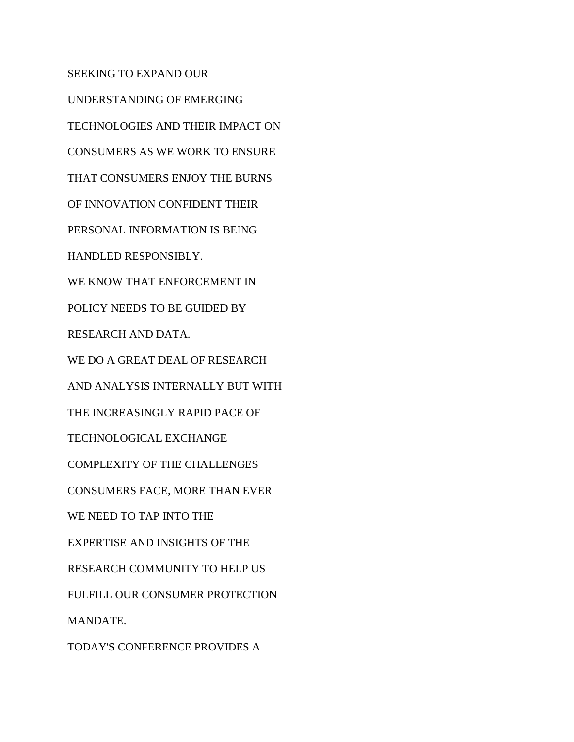SEEKING TO EXPAND OUR

UNDERSTANDING OF EMERGING

TECHNOLOGIES AND THEIR IMPACT ON

CONSUMERS AS WE WORK TO ENSURE

THAT CONSUMERS ENJOY THE BURNS

OF INNOVATION CONFIDENT THEIR

PERSONAL INFORMATION IS BEING

HANDLED RESPONSIBLY.

WE KNOW THAT ENFORCEMENT IN

POLICY NEEDS TO BE GUIDED BY

RESEARCH AND DATA.

WE DO A GREAT DEAL OF RESEARCH

AND ANALYSIS INTERNALLY BUT WITH

THE INCREASINGLY RAPID PACE OF

TECHNOLOGICAL EXCHANGE

COMPLEXITY OF THE CHALLENGES

CONSUMERS FACE, MORE THAN EVER

WE NEED TO TAP INTO THE

EXPERTISE AND INSIGHTS OF THE

RESEARCH COMMUNITY TO HELP US

FULFILL OUR CONSUMER PROTECTION

MANDATE.

TODAY'S CONFERENCE PROVIDES A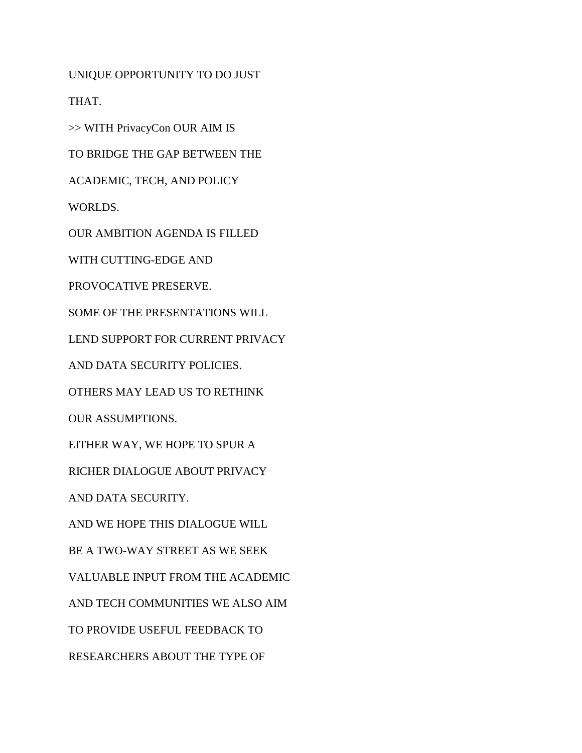UNIQUE OPPORTUNITY TO DO JUST

THAT.

>> WITH PrivacyCon OUR AIM IS

TO BRIDGE THE GAP BETWEEN THE

ACADEMIC, TECH, AND POLICY

WORLDS.

OUR AMBITION AGENDA IS FILLED

WITH CUTTING-EDGE AND

PROVOCATIVE PRESERVE.

SOME OF THE PRESENTATIONS WILL

LEND SUPPORT FOR CURRENT PRIVACY

AND DATA SECURITY POLICIES.

OTHERS MAY LEAD US TO RETHINK

OUR ASSUMPTIONS.

EITHER WAY, WE HOPE TO SPUR A

RICHER DIALOGUE ABOUT PRIVACY

AND DATA SECURITY.

AND WE HOPE THIS DIALOGUE WILL

BE A TWO-WAY STREET AS WE SEEK

VALUABLE INPUT FROM THE ACADEMIC

AND TECH COMMUNITIES WE ALSO AIM

TO PROVIDE USEFUL FEEDBACK TO

RESEARCHERS ABOUT THE TYPE OF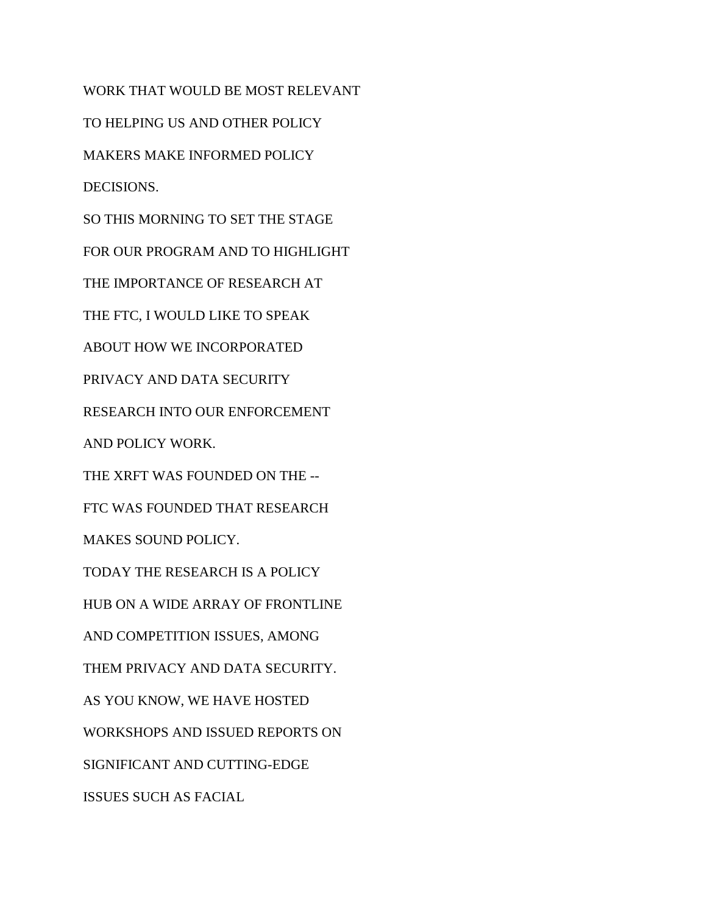WORK THAT WOULD BE MOST RELEVANT

TO HELPING US AND OTHER POLICY

MAKERS MAKE INFORMED POLICY

DECISIONS.

SO THIS MORNING TO SET THE STAGE

FOR OUR PROGRAM AND TO HIGHLIGHT

THE IMPORTANCE OF RESEARCH AT

THE FTC, I WOULD LIKE TO SPEAK

ABOUT HOW WE INCORPORATED

PRIVACY AND DATA SECURITY

RESEARCH INTO OUR ENFORCEMENT

AND POLICY WORK.

THE XRFT WAS FOUNDED ON THE --

FTC WAS FOUNDED THAT RESEARCH

MAKES SOUND POLICY.

TODAY THE RESEARCH IS A POLICY

HUB ON A WIDE ARRAY OF FRONTLINE

AND COMPETITION ISSUES, AMONG

THEM PRIVACY AND DATA SECURITY.

AS YOU KNOW, WE HAVE HOSTED

WORKSHOPS AND ISSUED REPORTS ON

SIGNIFICANT AND CUTTING-EDGE

ISSUES SUCH AS FACIAL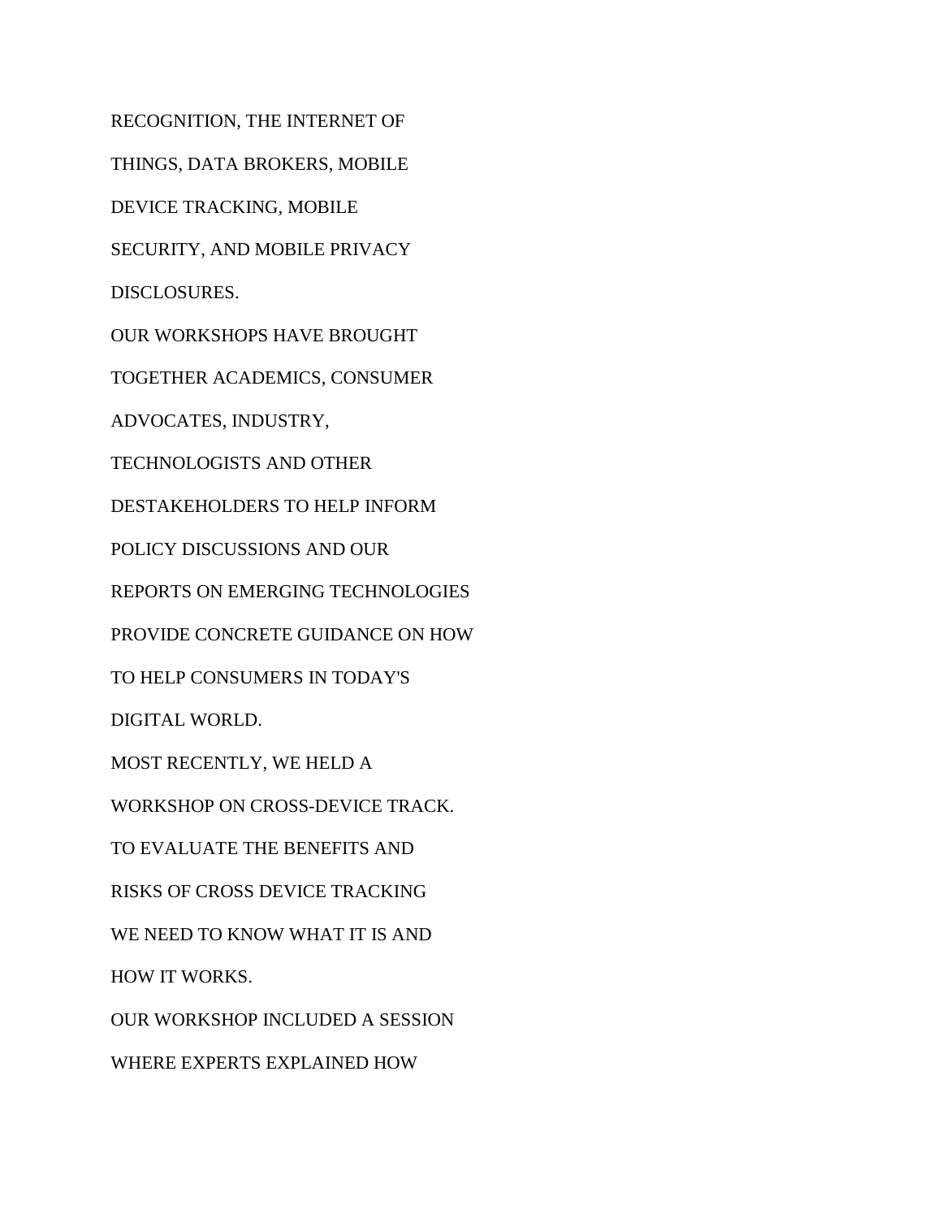RECOGNITION, THE INTERNET OF

THINGS, DATA BROKERS, MOBILE

DEVICE TRACKING, MOBILE

SECURITY, AND MOBILE PRIVACY

DISCLOSURES.

OUR WORKSHOPS HAVE BROUGHT

TOGETHER ACADEMICS, CONSUMER

ADVOCATES, INDUSTRY,

TECHNOLOGISTS AND OTHER

DESTAKEHOLDERS TO HELP INFORM

POLICY DISCUSSIONS AND OUR

REPORTS ON EMERGING TECHNOLOGIES

PROVIDE CONCRETE GUIDANCE ON HOW

TO HELP CONSUMERS IN TODAY'S

DIGITAL WORLD.

MOST RECENTLY, WE HELD A

WORKSHOP ON CROSS-DEVICE TRACK.

TO EVALUATE THE BENEFITS AND

RISKS OF CROSS DEVICE TRACKING

WE NEED TO KNOW WHAT IT IS AND

HOW IT WORKS.

OUR WORKSHOP INCLUDED A SESSION

WHERE EXPERTS EXPLAINED HOW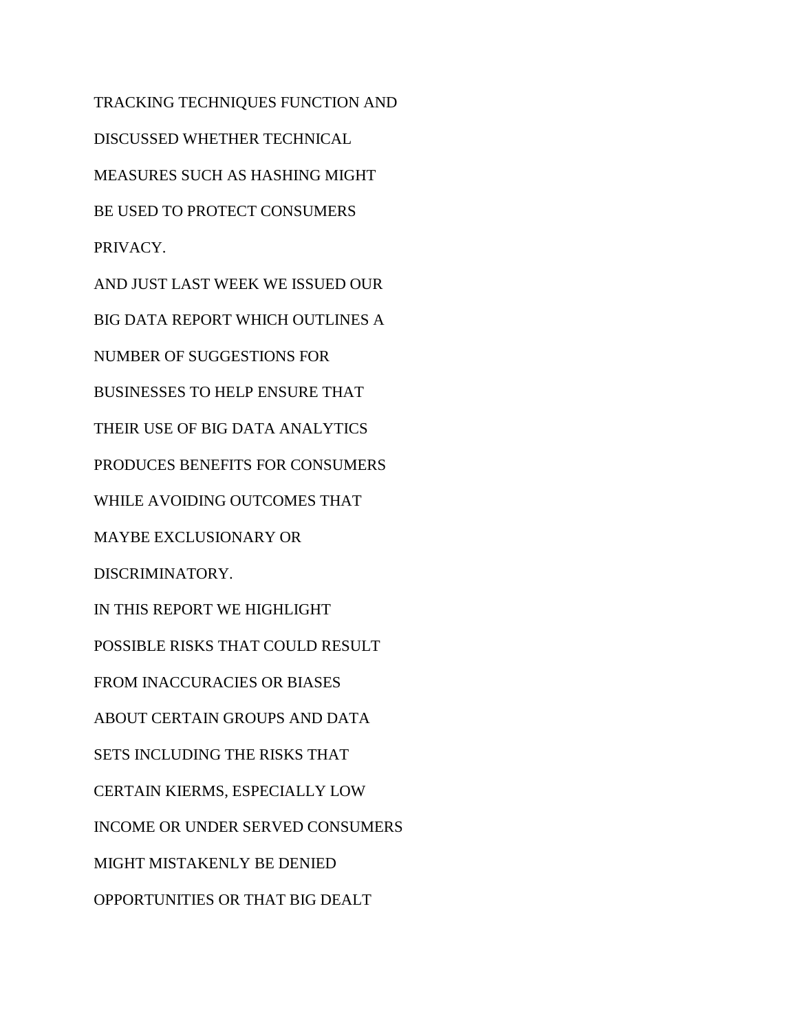TRACKING TECHNIQUES FUNCTION AND

DISCUSSED WHETHER TECHNICAL

MEASURES SUCH AS HASHING MIGHT

BE USED TO PROTECT CONSUMERS

PRIVACY.

AND JUST LAST WEEK WE ISSUED OUR

BIG DATA REPORT WHICH OUTLINES A

NUMBER OF SUGGESTIONS FOR

BUSINESSES TO HELP ENSURE THAT

THEIR USE OF BIG DATA ANALYTICS

PRODUCES BENEFITS FOR CONSUMERS

WHILE AVOIDING OUTCOMES THAT

MAYBE EXCLUSIONARY OR

DISCRIMINATORY.

IN THIS REPORT WE HIGHLIGHT

POSSIBLE RISKS THAT COULD RESULT

FROM INACCURACIES OR BIASES

ABOUT CERTAIN GROUPS AND DATA

SETS INCLUDING THE RISKS THAT

CERTAIN KIERMS, ESPECIALLY LOW

INCOME OR UNDER SERVED CONSUMERS

MIGHT MISTAKENLY BE DENIED

OPPORTUNITIES OR THAT BIG DEALT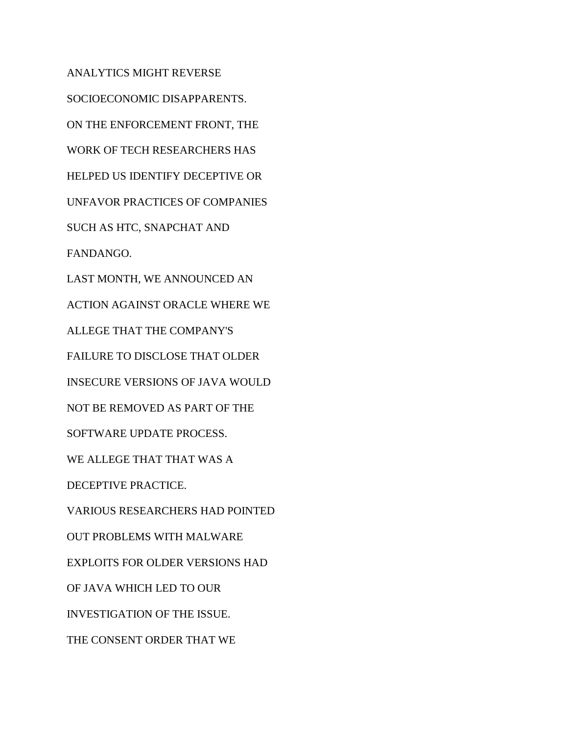ANALYTICS MIGHT REVERSE

SOCIOECONOMIC DISAPPARENTS.

ON THE ENFORCEMENT FRONT, THE

WORK OF TECH RESEARCHERS HAS

HELPED US IDENTIFY DECEPTIVE OR

UNFAVOR PRACTICES OF COMPANIES

SUCH AS HTC, SNAPCHAT AND

FANDANGO.

LAST MONTH, WE ANNOUNCED AN

ACTION AGAINST ORACLE WHERE WE

ALLEGE THAT THE COMPANY'S

FAILURE TO DISCLOSE THAT OLDER

INSECURE VERSIONS OF JAVA WOULD

NOT BE REMOVED AS PART OF THE

SOFTWARE UPDATE PROCESS.

WE ALLEGE THAT THAT WAS A

DECEPTIVE PRACTICE.

VARIOUS RESEARCHERS HAD POINTED

OUT PROBLEMS WITH MALWARE

EXPLOITS FOR OLDER VERSIONS HAD

OF JAVA WHICH LED TO OUR

INVESTIGATION OF THE ISSUE.

THE CONSENT ORDER THAT WE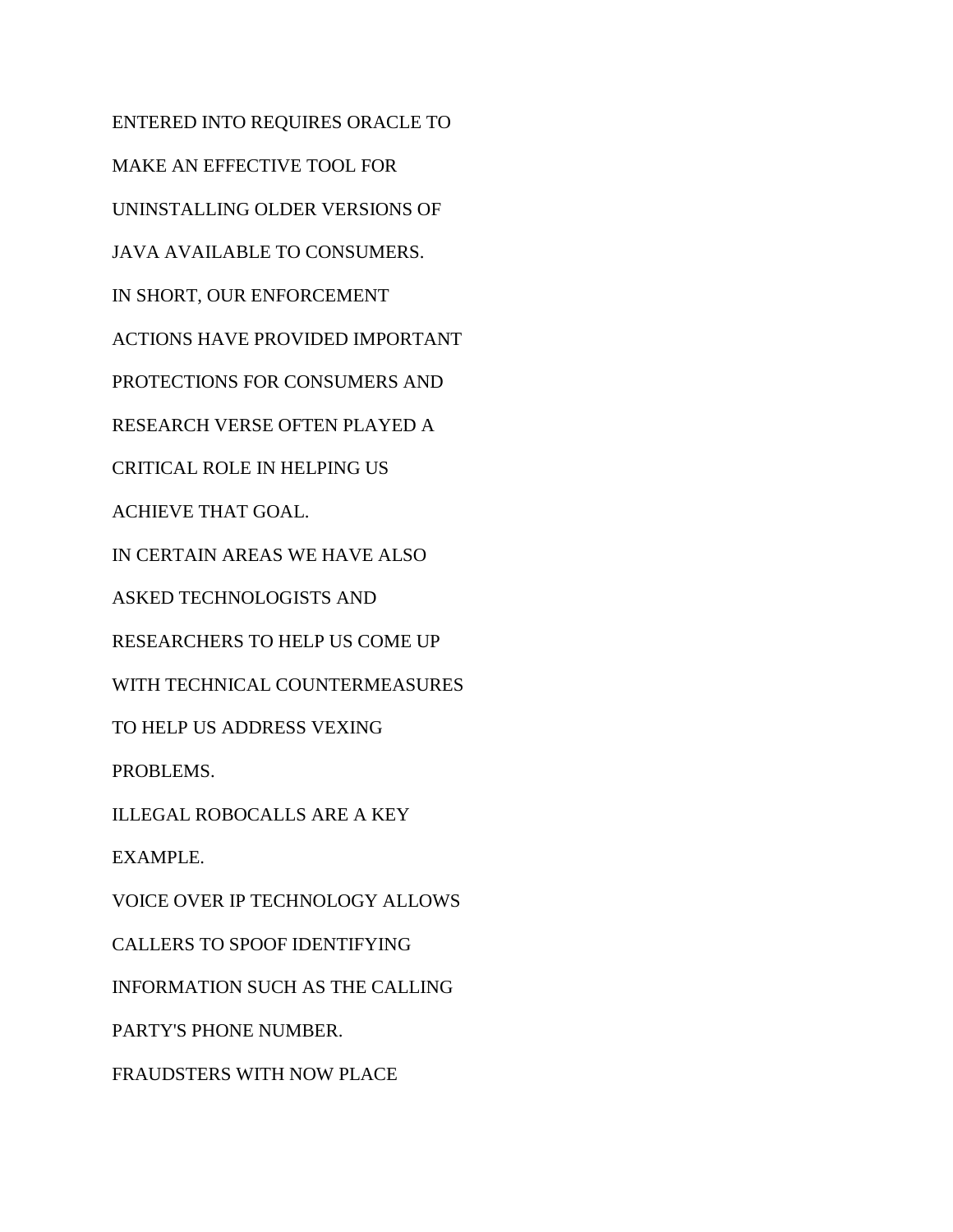ENTERED INTO REQUIRES ORACLE TO
MAKE AN EFFECTIVE TOOL FOR
UNINSTALLING OLDER VERSIONS OF
JAVA AVAILABLE TO CONSUMERS.
IN SHORT, OUR ENFORCEMENT
ACTIONS HAVE PROVIDED IMPORTANT
PROTECTIONS FOR CONSUMERS AND
RESEARCH VERSE OFTEN PLAYED A
CRITICAL ROLE IN HELPING US
ACHIEVE THAT GOAL.
IN CERTAIN AREAS WE HAVE ALSO
ASKED TECHNOLOGISTS AND
RESEARCHERS TO HELP US COME UP
WITH TECHNICAL COUNTERMEASURES
TO HELP US ADDRESS VEXING
PROBLEMS.
ILLEGAL ROBOCALLS ARE A KEY
EXAMPLE.
VOICE OVER IP TECHNOLOGY ALLOWS
CALLERS TO SPOOF IDENTIFYING
INFORMATION SUCH AS THE CALLING
PARTY'S PHONE NUMBER.
FRAUDSTERS WITH NOW PLACE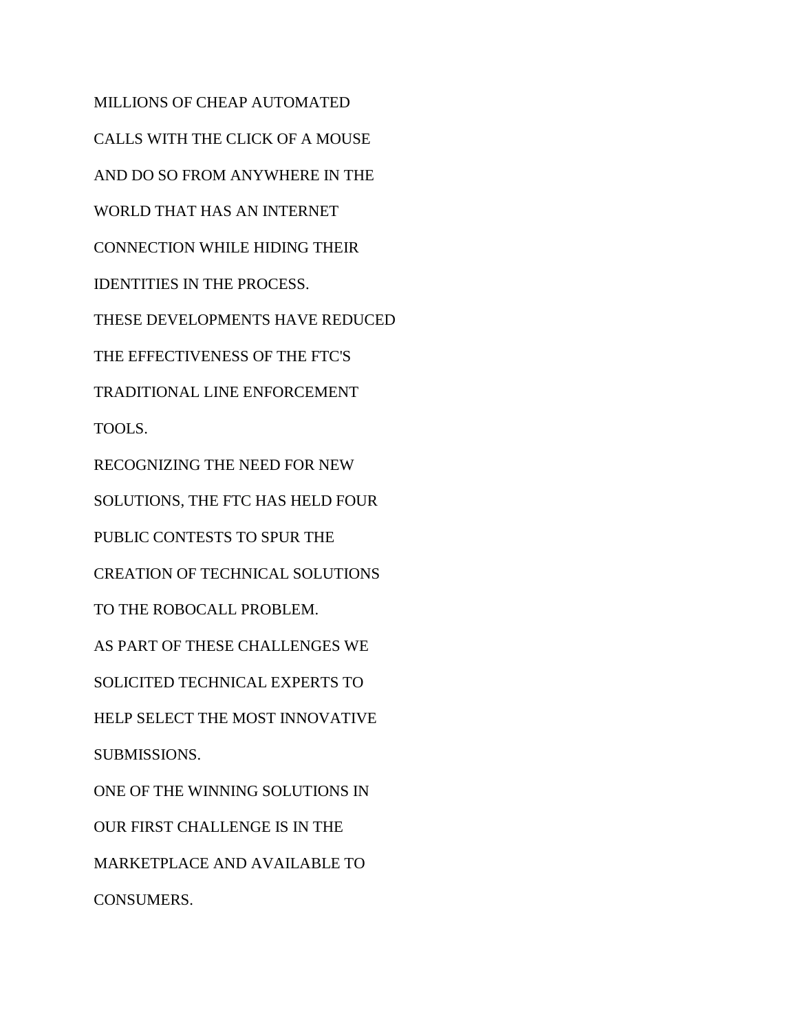MILLIONS OF CHEAP AUTOMATED

CALLS WITH THE CLICK OF A MOUSE

AND DO SO FROM ANYWHERE IN THE

WORLD THAT HAS AN INTERNET

CONNECTION WHILE HIDING THEIR

IDENTITIES IN THE PROCESS.

THESE DEVELOPMENTS HAVE REDUCED

THE EFFECTIVENESS OF THE FTC'S

TRADITIONAL LINE ENFORCEMENT

TOOLS.

RECOGNIZING THE NEED FOR NEW

SOLUTIONS, THE FTC HAS HELD FOUR

PUBLIC CONTESTS TO SPUR THE

CREATION OF TECHNICAL SOLUTIONS

TO THE ROBOCALL PROBLEM.

AS PART OF THESE CHALLENGES WE

SOLICITED TECHNICAL EXPERTS TO

HELP SELECT THE MOST INNOVATIVE

SUBMISSIONS.

ONE OF THE WINNING SOLUTIONS IN

OUR FIRST CHALLENGE IS IN THE

MARKETPLACE AND AVAILABLE TO

CONSUMERS.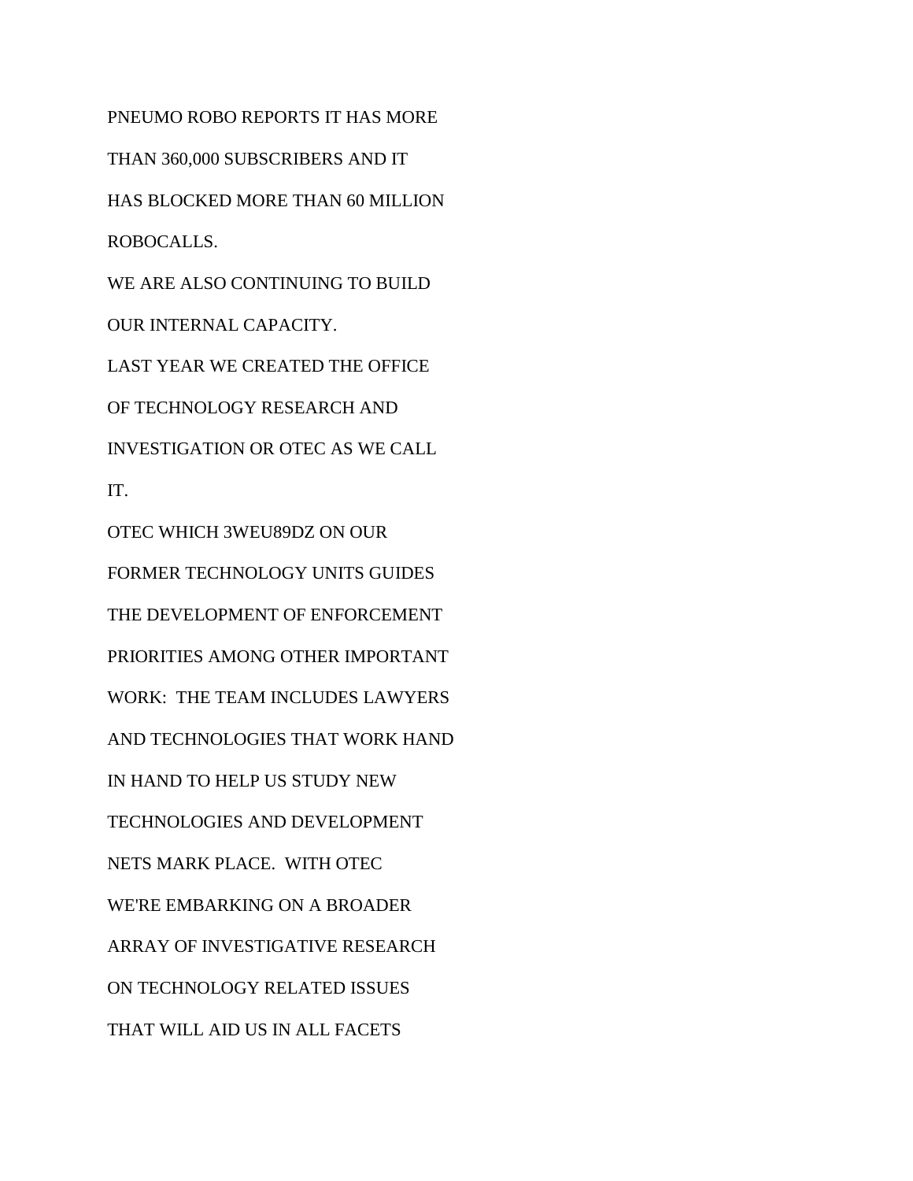PNEUMO ROBO REPORTS IT HAS MORE

THAN 360,000 SUBSCRIBERS AND IT

HAS BLOCKED MORE THAN 60 MILLION

ROBOCALLS.

WE ARE ALSO CONTINUING TO BUILD

OUR INTERNAL CAPACITY.

LAST YEAR WE CREATED THE OFFICE

OF TECHNOLOGY RESEARCH AND

INVESTIGATION OR OTEC AS WE CALL

IT.

OTEC WHICH 3WEU89DZ ON OUR

FORMER TECHNOLOGY UNITS GUIDES

THE DEVELOPMENT OF ENFORCEMENT

PRIORITIES AMONG OTHER IMPORTANT

WORK:  THE TEAM INCLUDES LAWYERS

AND TECHNOLOGIES THAT WORK HAND

IN HAND TO HELP US STUDY NEW

TECHNOLOGIES AND DEVELOPMENT

NETS MARK PLACE.  WITH OTEC

WE'RE EMBARKING ON A BROADER

ARRAY OF INVESTIGATIVE RESEARCH

ON TECHNOLOGY RELATED ISSUES

THAT WILL AID US IN ALL FACETS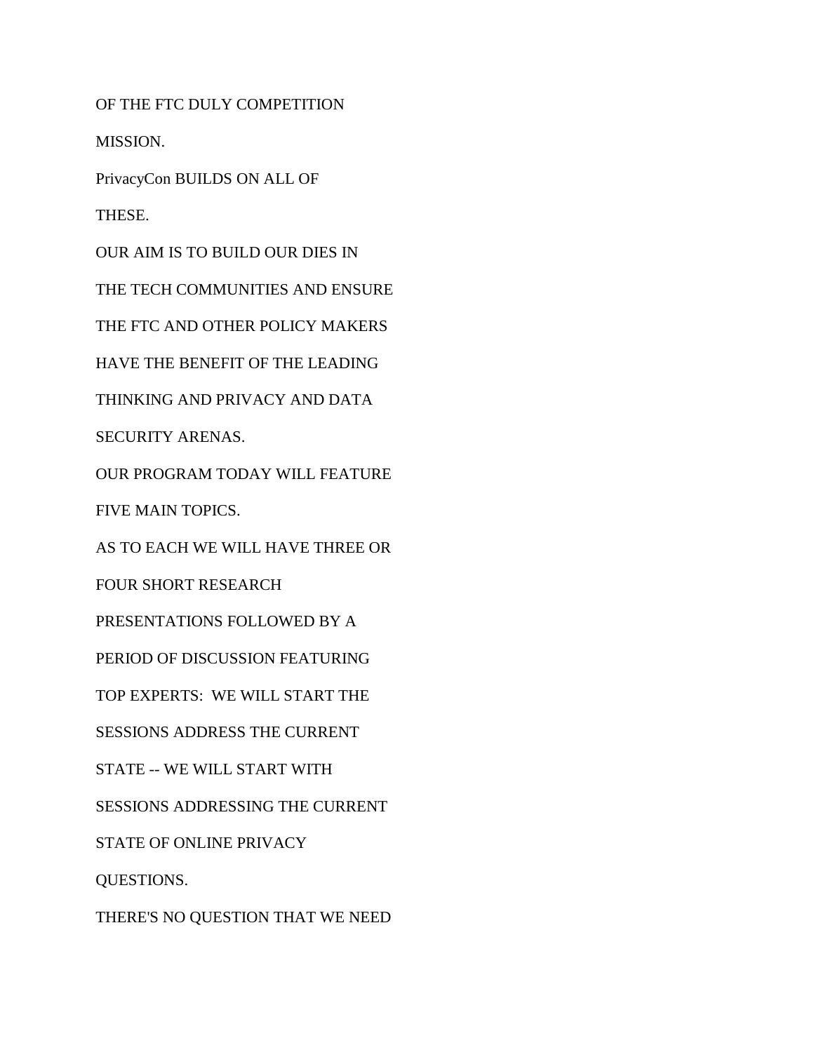OF THE FTC DULY COMPETITION

MISSION.

PrivacyCon BUILDS ON ALL OF

THESE.

OUR AIM IS TO BUILD OUR DIES IN

THE TECH COMMUNITIES AND ENSURE

THE FTC AND OTHER POLICY MAKERS

HAVE THE BENEFIT OF THE LEADING

THINKING AND PRIVACY AND DATA

SECURITY ARENAS.

OUR PROGRAM TODAY WILL FEATURE

FIVE MAIN TOPICS.

AS TO EACH WE WILL HAVE THREE OR

FOUR SHORT RESEARCH

PRESENTATIONS FOLLOWED BY A

PERIOD OF DISCUSSION FEATURING

TOP EXPERTS:  WE WILL START THE

SESSIONS ADDRESS THE CURRENT

STATE -- WE WILL START WITH

SESSIONS ADDRESSING THE CURRENT

STATE OF ONLINE PRIVACY

QUESTIONS.

THERE'S NO QUESTION THAT WE NEED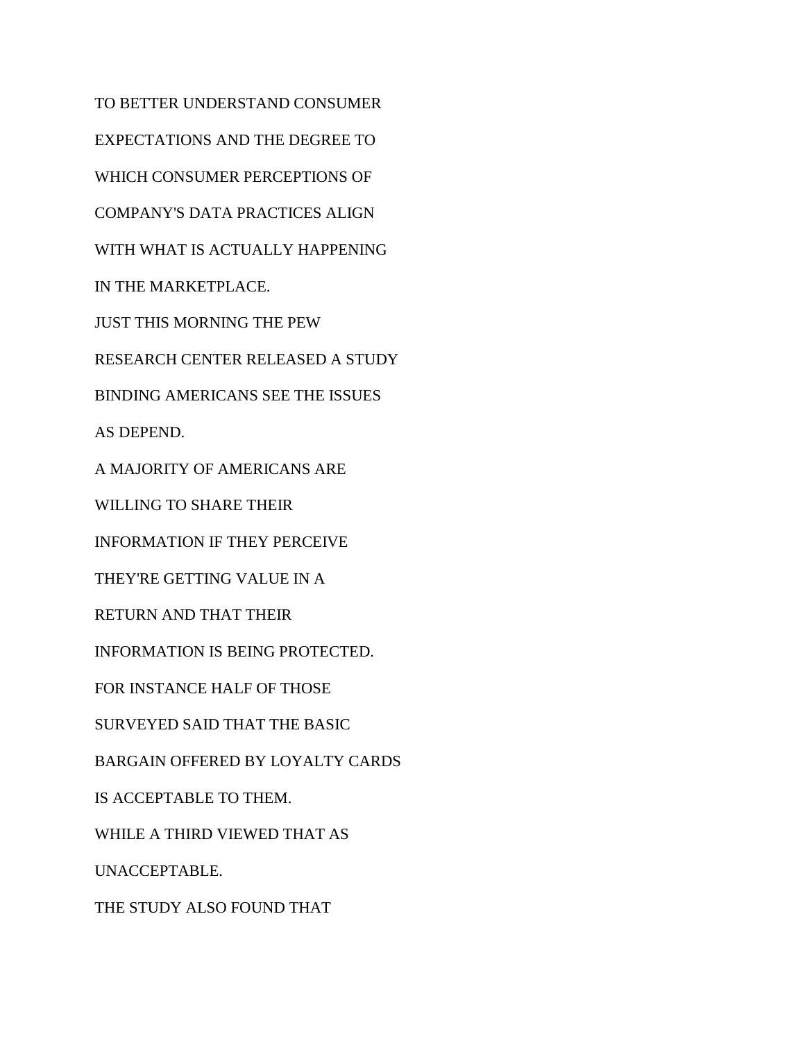TO BETTER UNDERSTAND CONSUMER

EXPECTATIONS AND THE DEGREE TO

WHICH CONSUMER PERCEPTIONS OF

COMPANY'S DATA PRACTICES ALIGN

WITH WHAT IS ACTUALLY HAPPENING

IN THE MARKETPLACE.

JUST THIS MORNING THE PEW

RESEARCH CENTER RELEASED A STUDY

BINDING AMERICANS SEE THE ISSUES

AS DEPEND.

A MAJORITY OF AMERICANS ARE

WILLING TO SHARE THEIR

INFORMATION IF THEY PERCEIVE

THEY'RE GETTING VALUE IN A

RETURN AND THAT THEIR

INFORMATION IS BEING PROTECTED.

FOR INSTANCE HALF OF THOSE

SURVEYED SAID THAT THE BASIC

BARGAIN OFFERED BY LOYALTY CARDS

IS ACCEPTABLE TO THEM.

WHILE A THIRD VIEWED THAT AS

UNACCEPTABLE.

THE STUDY ALSO FOUND THAT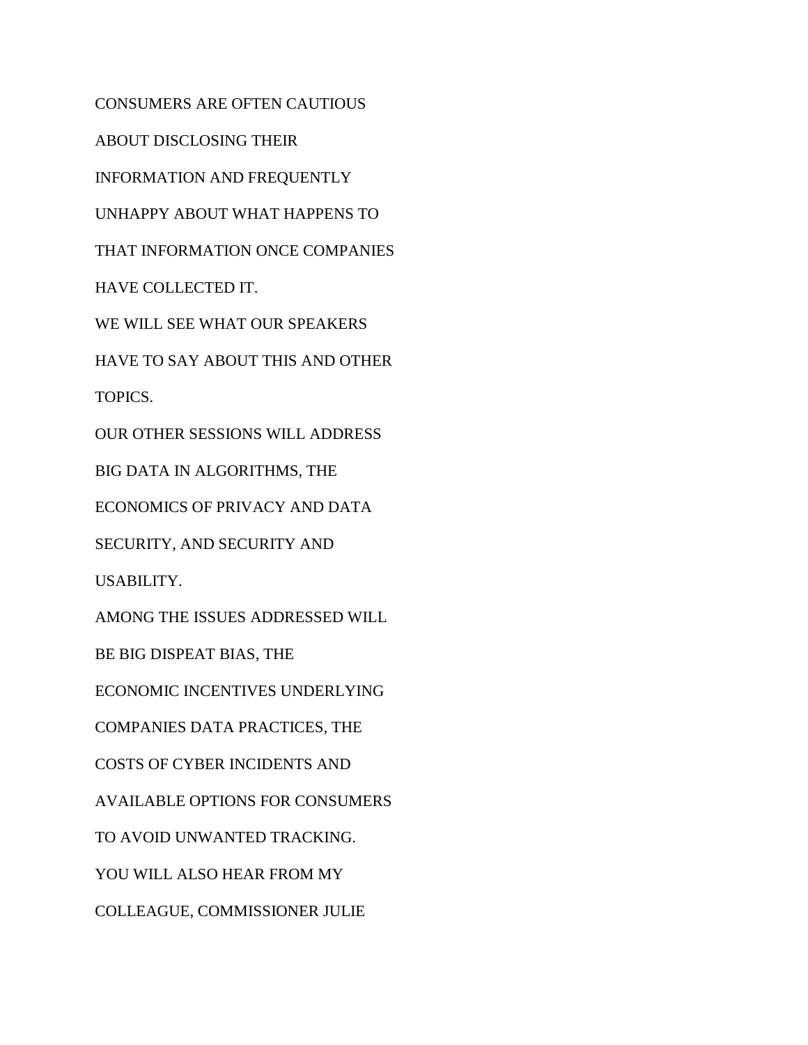CONSUMERS ARE OFTEN CAUTIOUS

ABOUT DISCLOSING THEIR

INFORMATION AND FREQUENTLY

UNHAPPY ABOUT WHAT HAPPENS TO

THAT INFORMATION ONCE COMPANIES

HAVE COLLECTED IT.

WE WILL SEE WHAT OUR SPEAKERS

HAVE TO SAY ABOUT THIS AND OTHER

TOPICS.

OUR OTHER SESSIONS WILL ADDRESS

BIG DATA IN ALGORITHMS, THE

ECONOMICS OF PRIVACY AND DATA

SECURITY, AND SECURITY AND

USABILITY.

AMONG THE ISSUES ADDRESSED WILL

BE BIG DISPEAT BIAS, THE

ECONOMIC INCENTIVES UNDERLYING

COMPANIES DATA PRACTICES, THE

COSTS OF CYBER INCIDENTS AND

AVAILABLE OPTIONS FOR CONSUMERS

TO AVOID UNWANTED TRACKING.

YOU WILL ALSO HEAR FROM MY

COLLEAGUE, COMMISSIONER JULIE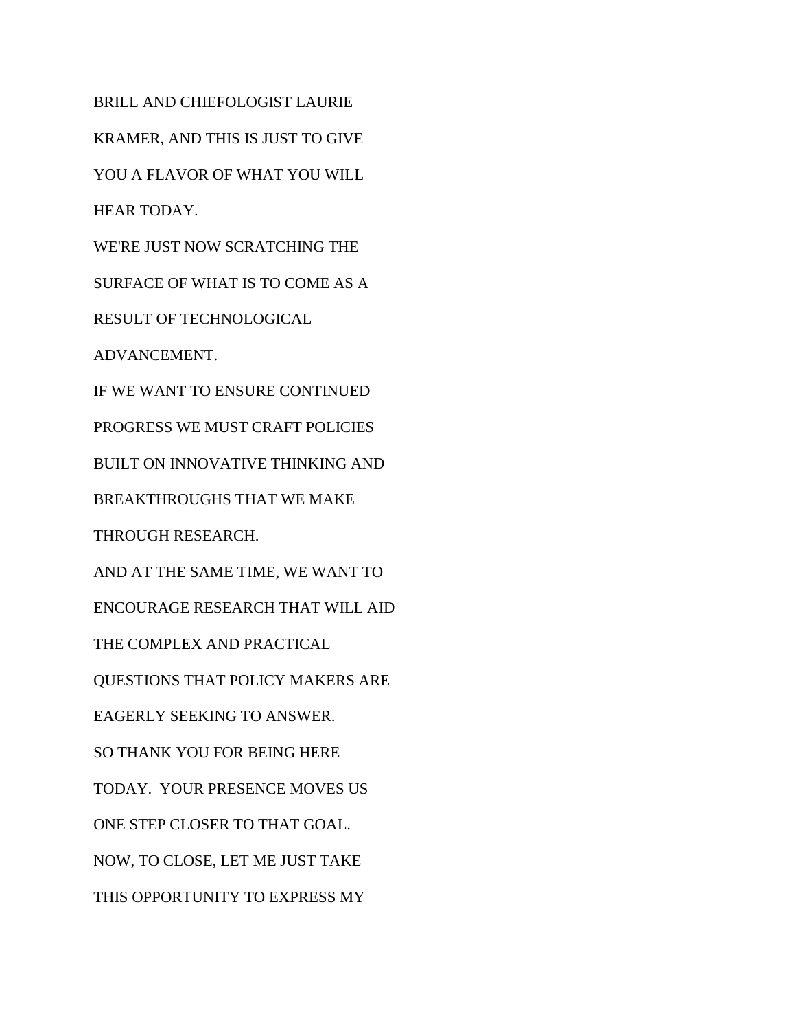BRILL AND CHIEFOLOGIST LAURIE

KRAMER, AND THIS IS JUST TO GIVE

YOU A FLAVOR OF WHAT YOU WILL

HEAR TODAY.

WE'RE JUST NOW SCRATCHING THE

SURFACE OF WHAT IS TO COME AS A

RESULT OF TECHNOLOGICAL

ADVANCEMENT.

IF WE WANT TO ENSURE CONTINUED

PROGRESS WE MUST CRAFT POLICIES

BUILT ON INNOVATIVE THINKING AND

BREAKTHROUGHS THAT WE MAKE

THROUGH RESEARCH.

AND AT THE SAME TIME, WE WANT TO

ENCOURAGE RESEARCH THAT WILL AID

THE COMPLEX AND PRACTICAL

QUESTIONS THAT POLICY MAKERS ARE

EAGERLY SEEKING TO ANSWER.

SO THANK YOU FOR BEING HERE

TODAY.  YOUR PRESENCE MOVES US

ONE STEP CLOSER TO THAT GOAL.

NOW, TO CLOSE, LET ME JUST TAKE

THIS OPPORTUNITY TO EXPRESS MY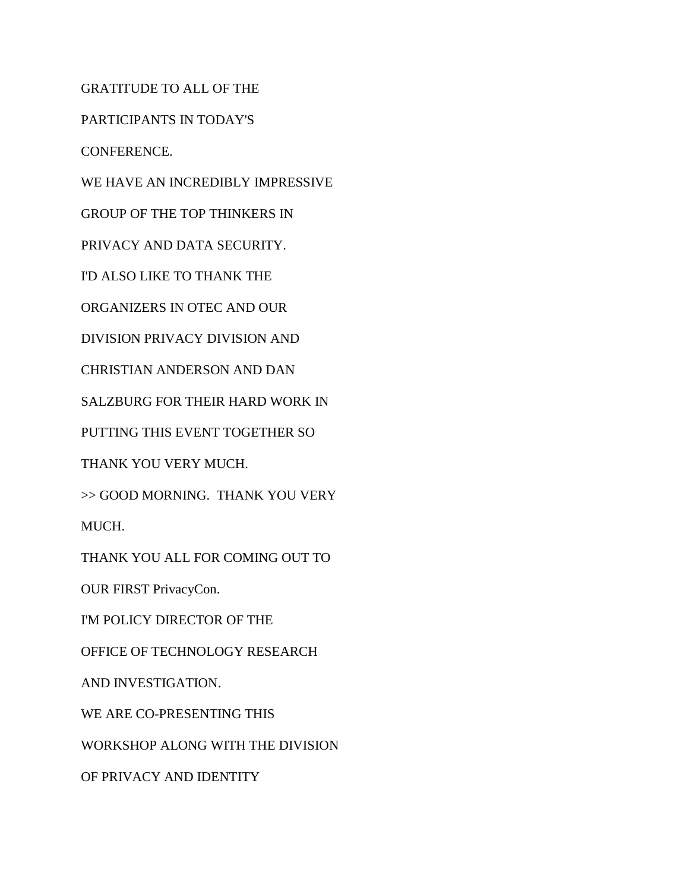GRATITUDE TO ALL OF THE

PARTICIPANTS IN TODAY'S

CONFERENCE.

WE HAVE AN INCREDIBLY IMPRESSIVE

GROUP OF THE TOP THINKERS IN

PRIVACY AND DATA SECURITY.

I'D ALSO LIKE TO THANK THE

ORGANIZERS IN OTEC AND OUR

DIVISION PRIVACY DIVISION AND

CHRISTIAN ANDERSON AND DAN

SALZBURG FOR THEIR HARD WORK IN

PUTTING THIS EVENT TOGETHER SO

THANK YOU VERY MUCH.

>> GOOD MORNING.  THANK YOU VERY

MUCH.

THANK YOU ALL FOR COMING OUT TO

OUR FIRST PrivacyCon.

I'M POLICY DIRECTOR OF THE

OFFICE OF TECHNOLOGY RESEARCH

AND INVESTIGATION.

WE ARE CO-PRESENTING THIS

WORKSHOP ALONG WITH THE DIVISION

OF PRIVACY AND IDENTITY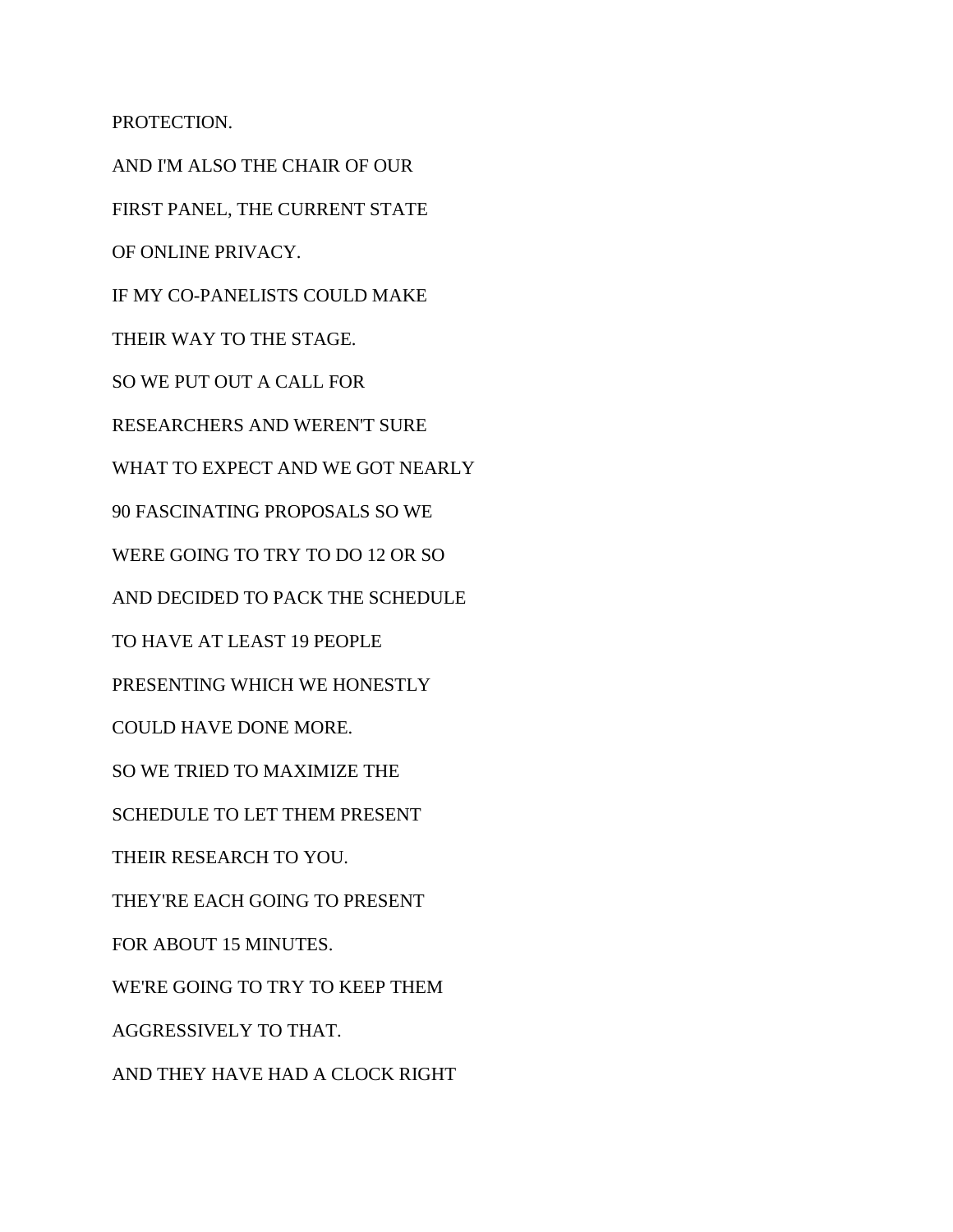PROTECTION.

AND I'M ALSO THE CHAIR OF OUR

FIRST PANEL, THE CURRENT STATE

OF ONLINE PRIVACY.

IF MY CO-PANELISTS COULD MAKE

THEIR WAY TO THE STAGE.

SO WE PUT OUT A CALL FOR

RESEARCHERS AND WEREN'T SURE

WHAT TO EXPECT AND WE GOT NEARLY

90 FASCINATING PROPOSALS SO WE

WERE GOING TO TRY TO DO 12 OR SO

AND DECIDED TO PACK THE SCHEDULE

TO HAVE AT LEAST 19 PEOPLE

PRESENTING WHICH WE HONESTLY

COULD HAVE DONE MORE.

SO WE TRIED TO MAXIMIZE THE

SCHEDULE TO LET THEM PRESENT

THEIR RESEARCH TO YOU.

THEY'RE EACH GOING TO PRESENT

FOR ABOUT 15 MINUTES.

WE'RE GOING TO TRY TO KEEP THEM

AGGRESSIVELY TO THAT.

AND THEY HAVE HAD A CLOCK RIGHT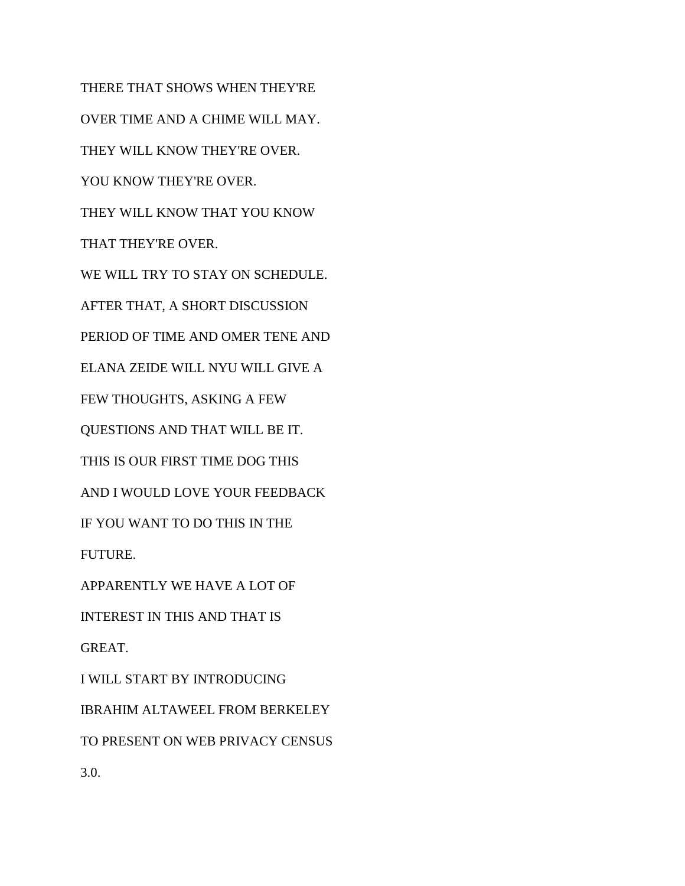THERE THAT SHOWS WHEN THEY'RE

OVER TIME AND A CHIME WILL MAY.

THEY WILL KNOW THEY'RE OVER.

YOU KNOW THEY'RE OVER.

THEY WILL KNOW THAT YOU KNOW

THAT THEY'RE OVER.

WE WILL TRY TO STAY ON SCHEDULE.

AFTER THAT, A SHORT DISCUSSION

PERIOD OF TIME AND OMER TENE AND

ELANA ZEIDE WILL NYU WILL GIVE A

FEW THOUGHTS, ASKING A FEW

QUESTIONS AND THAT WILL BE IT.

THIS IS OUR FIRST TIME DOG THIS

AND I WOULD LOVE YOUR FEEDBACK

IF YOU WANT TO DO THIS IN THE

FUTURE.

APPARENTLY WE HAVE A LOT OF

INTEREST IN THIS AND THAT IS

GREAT.

I WILL START BY INTRODUCING

IBRAHIM ALTAWEEL FROM BERKELEY

TO PRESENT ON WEB PRIVACY CENSUS

3.0.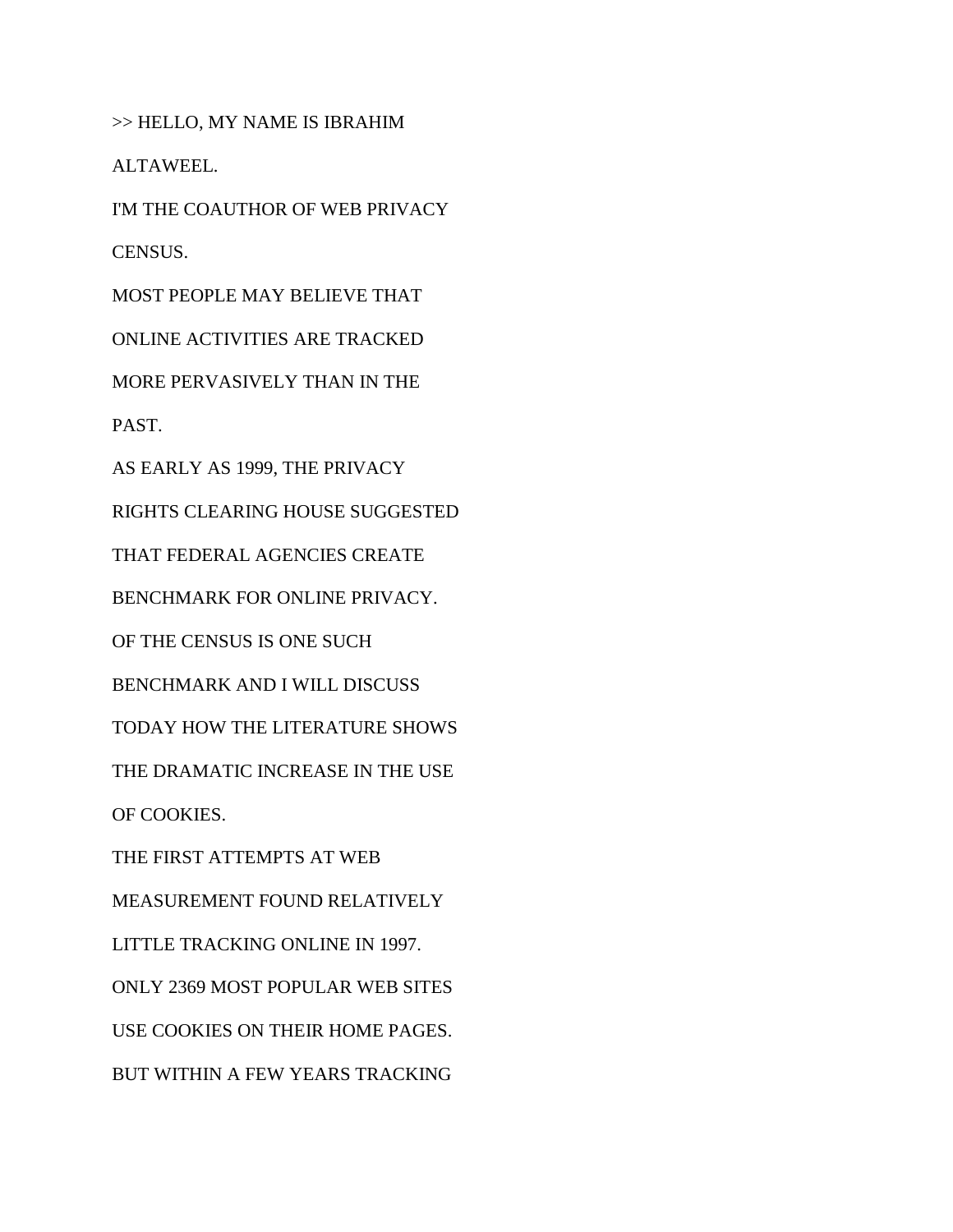>> HELLO, MY NAME IS IBRAHIM

ALTAWEEL.

I'M THE COAUTHOR OF WEB PRIVACY

CENSUS.

MOST PEOPLE MAY BELIEVE THAT

ONLINE ACTIVITIES ARE TRACKED

MORE PERVASIVELY THAN IN THE

PAST.

AS EARLY AS 1999, THE PRIVACY

RIGHTS CLEARING HOUSE SUGGESTED

THAT FEDERAL AGENCIES CREATE

BENCHMARK FOR ONLINE PRIVACY.

OF THE CENSUS IS ONE SUCH

BENCHMARK AND I WILL DISCUSS

TODAY HOW THE LITERATURE SHOWS

THE DRAMATIC INCREASE IN THE USE

OF COOKIES.

THE FIRST ATTEMPTS AT WEB

MEASUREMENT FOUND RELATIVELY

LITTLE TRACKING ONLINE IN 1997.

ONLY 2369 MOST POPULAR WEB SITES

USE COOKIES ON THEIR HOME PAGES.

BUT WITHIN A FEW YEARS TRACKING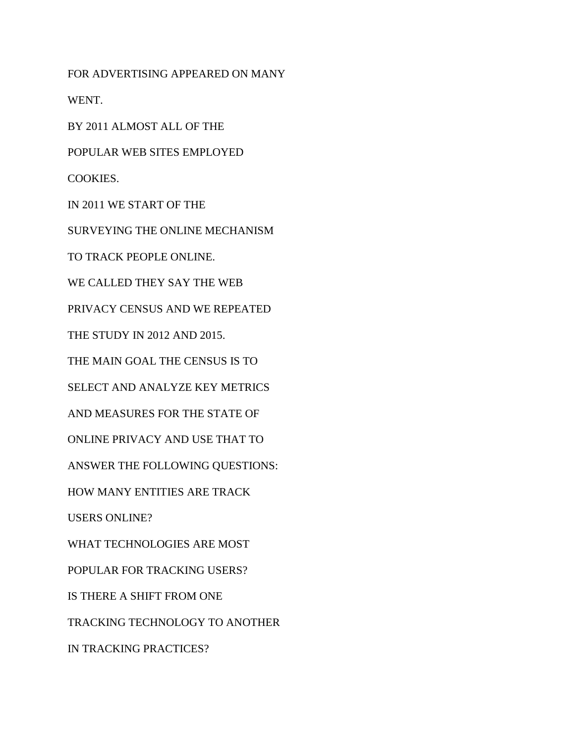FOR ADVERTISING APPEARED ON MANY

WENT.

BY 2011 ALMOST ALL OF THE

POPULAR WEB SITES EMPLOYED

COOKIES.

IN 2011 WE START OF THE

SURVEYING THE ONLINE MECHANISM

TO TRACK PEOPLE ONLINE.

WE CALLED THEY SAY THE WEB

PRIVACY CENSUS AND WE REPEATED

THE STUDY IN 2012 AND 2015.

THE MAIN GOAL THE CENSUS IS TO

SELECT AND ANALYZE KEY METRICS

AND MEASURES FOR THE STATE OF

ONLINE PRIVACY AND USE THAT TO

ANSWER THE FOLLOWING QUESTIONS:

HOW MANY ENTITIES ARE TRACK

USERS ONLINE?

WHAT TECHNOLOGIES ARE MOST

POPULAR FOR TRACKING USERS?

IS THERE A SHIFT FROM ONE

TRACKING TECHNOLOGY TO ANOTHER

IN TRACKING PRACTICES?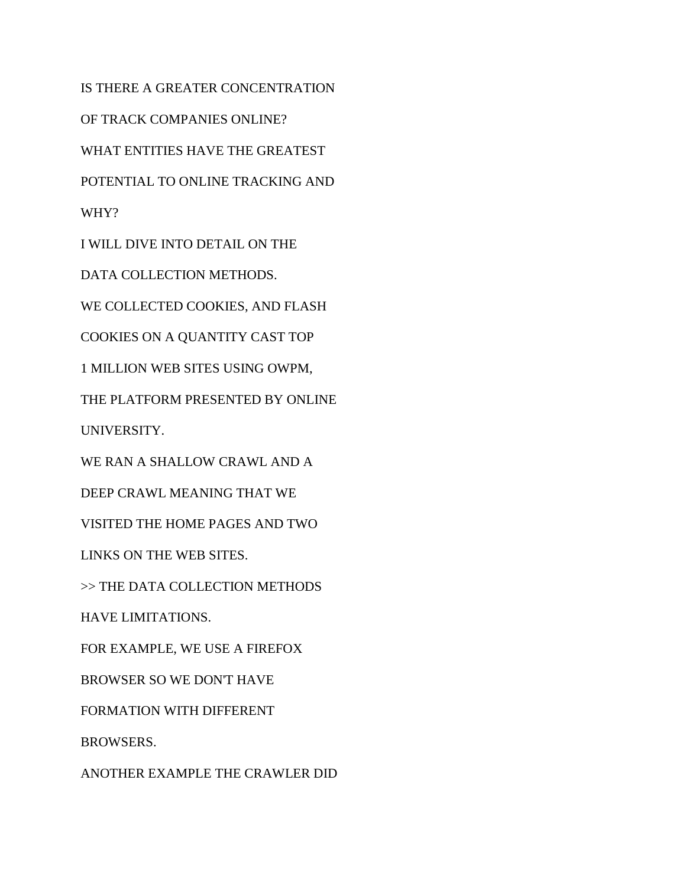IS THERE A GREATER CONCENTRATION

OF TRACK COMPANIES ONLINE?

WHAT ENTITIES HAVE THE GREATEST

POTENTIAL TO ONLINE TRACKING AND

WHY?

I WILL DIVE INTO DETAIL ON THE

DATA COLLECTION METHODS.

WE COLLECTED COOKIES, AND FLASH

COOKIES ON A QUANTITY CAST TOP

1 MILLION WEB SITES USING OWPM,

THE PLATFORM PRESENTED BY ONLINE

UNIVERSITY.

WE RAN A SHALLOW CRAWL AND A

DEEP CRAWL MEANING THAT WE

VISITED THE HOME PAGES AND TWO

LINKS ON THE WEB SITES.

>> THE DATA COLLECTION METHODS

HAVE LIMITATIONS.

FOR EXAMPLE, WE USE A FIREFOX

BROWSER SO WE DON'T HAVE

FORMATION WITH DIFFERENT

BROWSERS.

ANOTHER EXAMPLE THE CRAWLER DID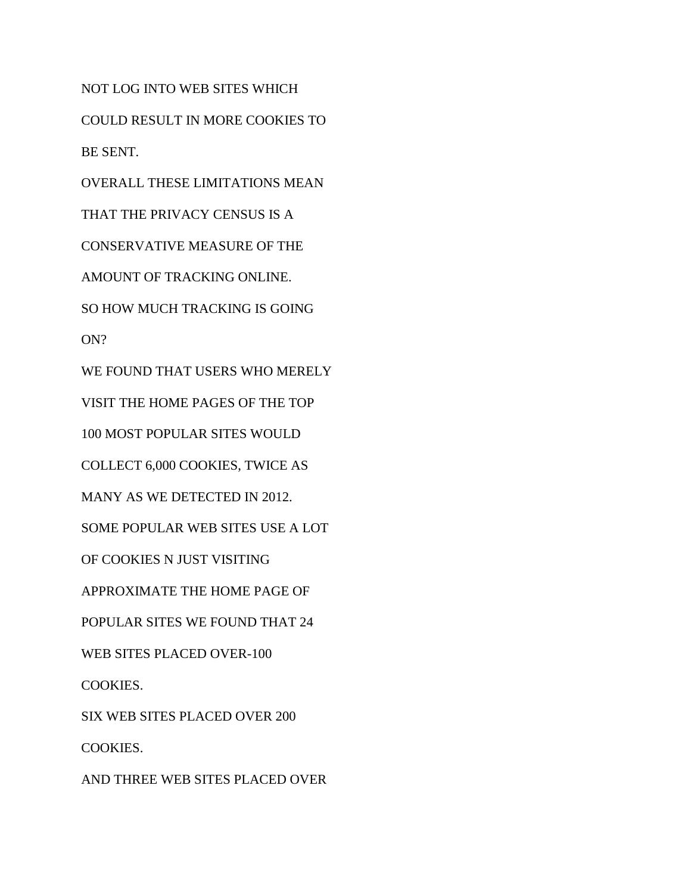NOT LOG INTO WEB SITES WHICH

COULD RESULT IN MORE COOKIES TO

BE SENT.

OVERALL THESE LIMITATIONS MEAN

THAT THE PRIVACY CENSUS IS A

CONSERVATIVE MEASURE OF THE

AMOUNT OF TRACKING ONLINE.

SO HOW MUCH TRACKING IS GOING

ON?

WE FOUND THAT USERS WHO MERELY

VISIT THE HOME PAGES OF THE TOP

100 MOST POPULAR SITES WOULD

COLLECT 6,000 COOKIES, TWICE AS

MANY AS WE DETECTED IN 2012.

SOME POPULAR WEB SITES USE A LOT

OF COOKIES N JUST VISITING

APPROXIMATE THE HOME PAGE OF

POPULAR SITES WE FOUND THAT 24

WEB SITES PLACED OVER-100

COOKIES.

SIX WEB SITES PLACED OVER 200

COOKIES.

AND THREE WEB SITES PLACED OVER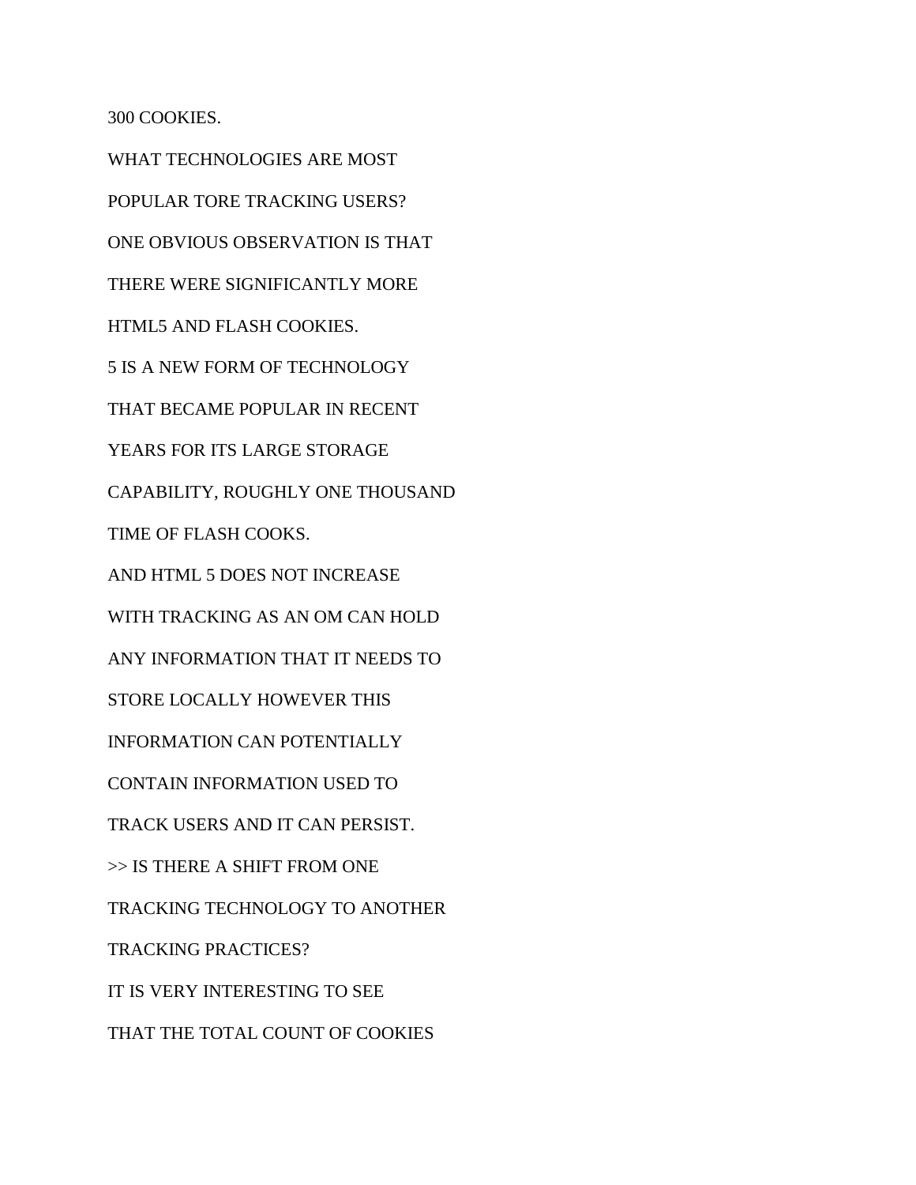300 COOKIES.

WHAT TECHNOLOGIES ARE MOST

POPULAR TORE TRACKING USERS?

ONE OBVIOUS OBSERVATION IS THAT

THERE WERE SIGNIFICANTLY MORE

HTML5 AND FLASH COOKIES.

5 IS A NEW FORM OF TECHNOLOGY

THAT BECAME POPULAR IN RECENT

YEARS FOR ITS LARGE STORAGE

CAPABILITY, ROUGHLY ONE THOUSAND

TIME OF FLASH COOKS.

AND HTML 5 DOES NOT INCREASE

WITH TRACKING AS AN OM CAN HOLD

ANY INFORMATION THAT IT NEEDS TO

STORE LOCALLY HOWEVER THIS

INFORMATION CAN POTENTIALLY

CONTAIN INFORMATION USED TO

TRACK USERS AND IT CAN PERSIST.

>> IS THERE A SHIFT FROM ONE

TRACKING TECHNOLOGY TO ANOTHER

TRACKING PRACTICES?

IT IS VERY INTERESTING TO SEE

THAT THE TOTAL COUNT OF COOKIES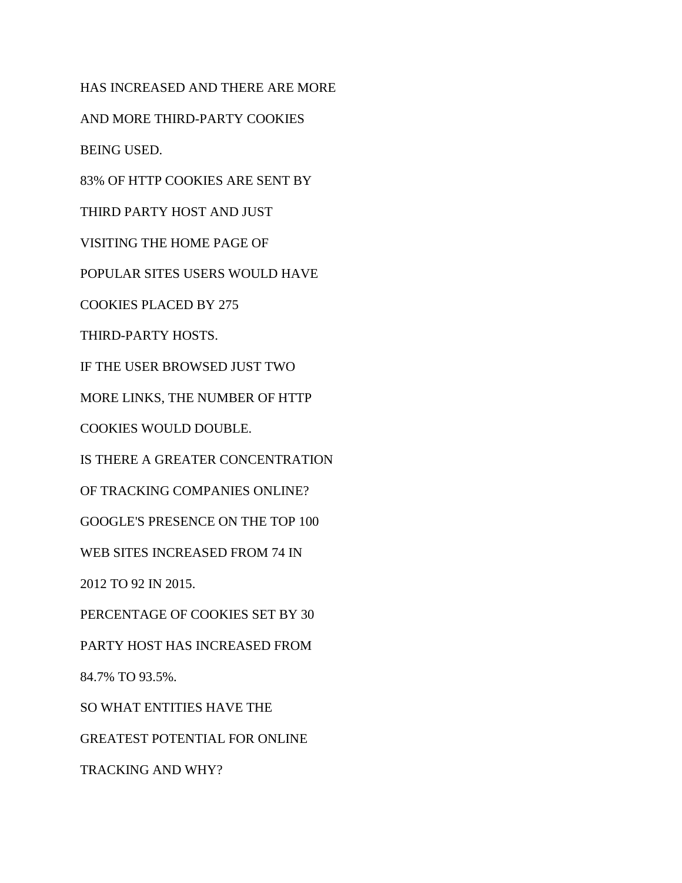HAS INCREASED AND THERE ARE MORE

AND MORE THIRD-PARTY COOKIES

BEING USED.

83% OF HTTP COOKIES ARE SENT BY

THIRD PARTY HOST AND JUST

VISITING THE HOME PAGE OF

POPULAR SITES USERS WOULD HAVE

COOKIES PLACED BY 275

THIRD-PARTY HOSTS.

IF THE USER BROWSED JUST TWO

MORE LINKS, THE NUMBER OF HTTP

COOKIES WOULD DOUBLE.

IS THERE A GREATER CONCENTRATION

OF TRACKING COMPANIES ONLINE?

GOOGLE'S PRESENCE ON THE TOP 100

WEB SITES INCREASED FROM 74 IN

2012 TO 92 IN 2015.

PERCENTAGE OF COOKIES SET BY 30

PARTY HOST HAS INCREASED FROM

84.7% TO 93.5%.

SO WHAT ENTITIES HAVE THE

GREATEST POTENTIAL FOR ONLINE

TRACKING AND WHY?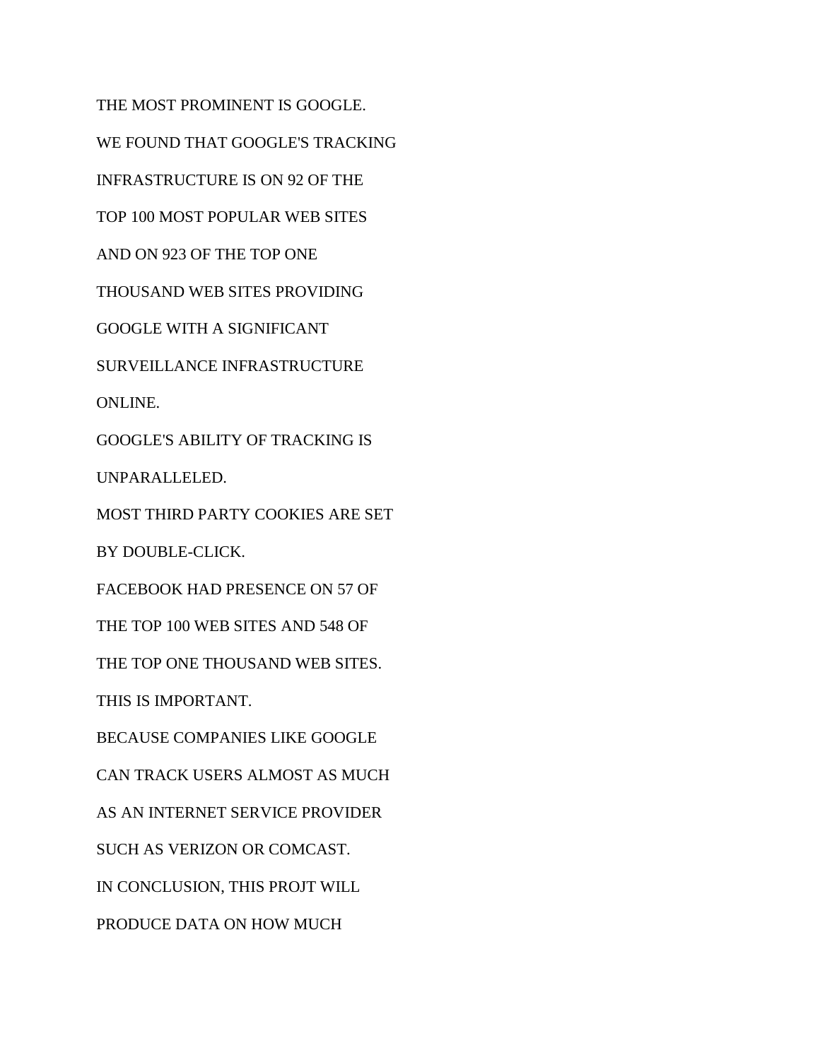THE MOST PROMINENT IS GOOGLE.

WE FOUND THAT GOOGLE'S TRACKING

INFRASTRUCTURE IS ON 92 OF THE

TOP 100 MOST POPULAR WEB SITES

AND ON 923 OF THE TOP ONE

THOUSAND WEB SITES PROVIDING

GOOGLE WITH A SIGNIFICANT

SURVEILLANCE INFRASTRUCTURE

ONLINE.

GOOGLE'S ABILITY OF TRACKING IS

UNPARALLELED.

MOST THIRD PARTY COOKIES ARE SET

BY DOUBLE-CLICK.

FACEBOOK HAD PRESENCE ON 57 OF

THE TOP 100 WEB SITES AND 548 OF

THE TOP ONE THOUSAND WEB SITES.

THIS IS IMPORTANT.

BECAUSE COMPANIES LIKE GOOGLE

CAN TRACK USERS ALMOST AS MUCH

AS AN INTERNET SERVICE PROVIDER

SUCH AS VERIZON OR COMCAST.

IN CONCLUSION, THIS PROJT WILL

PRODUCE DATA ON HOW MUCH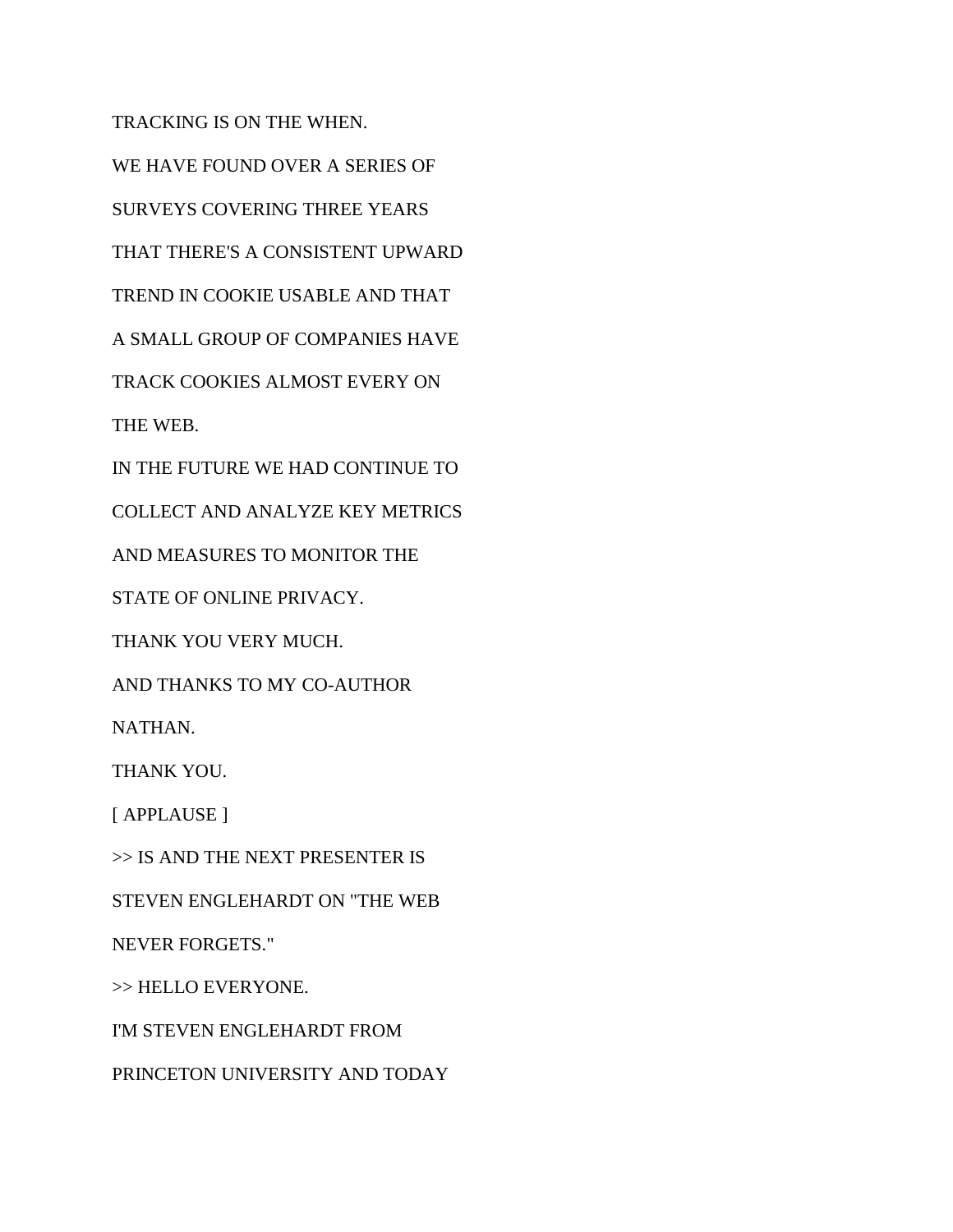TRACKING IS ON THE WHEN.

WE HAVE FOUND OVER A SERIES OF

SURVEYS COVERING THREE YEARS

THAT THERE'S A CONSISTENT UPWARD

TREND IN COOKIE USABLE AND THAT

A SMALL GROUP OF COMPANIES HAVE

TRACK COOKIES ALMOST EVERY ON

THE WEB.

IN THE FUTURE WE HAD CONTINUE TO

COLLECT AND ANALYZE KEY METRICS

AND MEASURES TO MONITOR THE

STATE OF ONLINE PRIVACY.

THANK YOU VERY MUCH.

AND THANKS TO MY CO-AUTHOR

NATHAN.

THANK YOU.

[ APPLAUSE ]

>> IS AND THE NEXT PRESENTER IS

STEVEN ENGLEHARDT ON "THE WEB

NEVER FORGETS."

>> HELLO EVERYONE.

I'M STEVEN ENGLEHARDT FROM

PRINCETON UNIVERSITY AND TODAY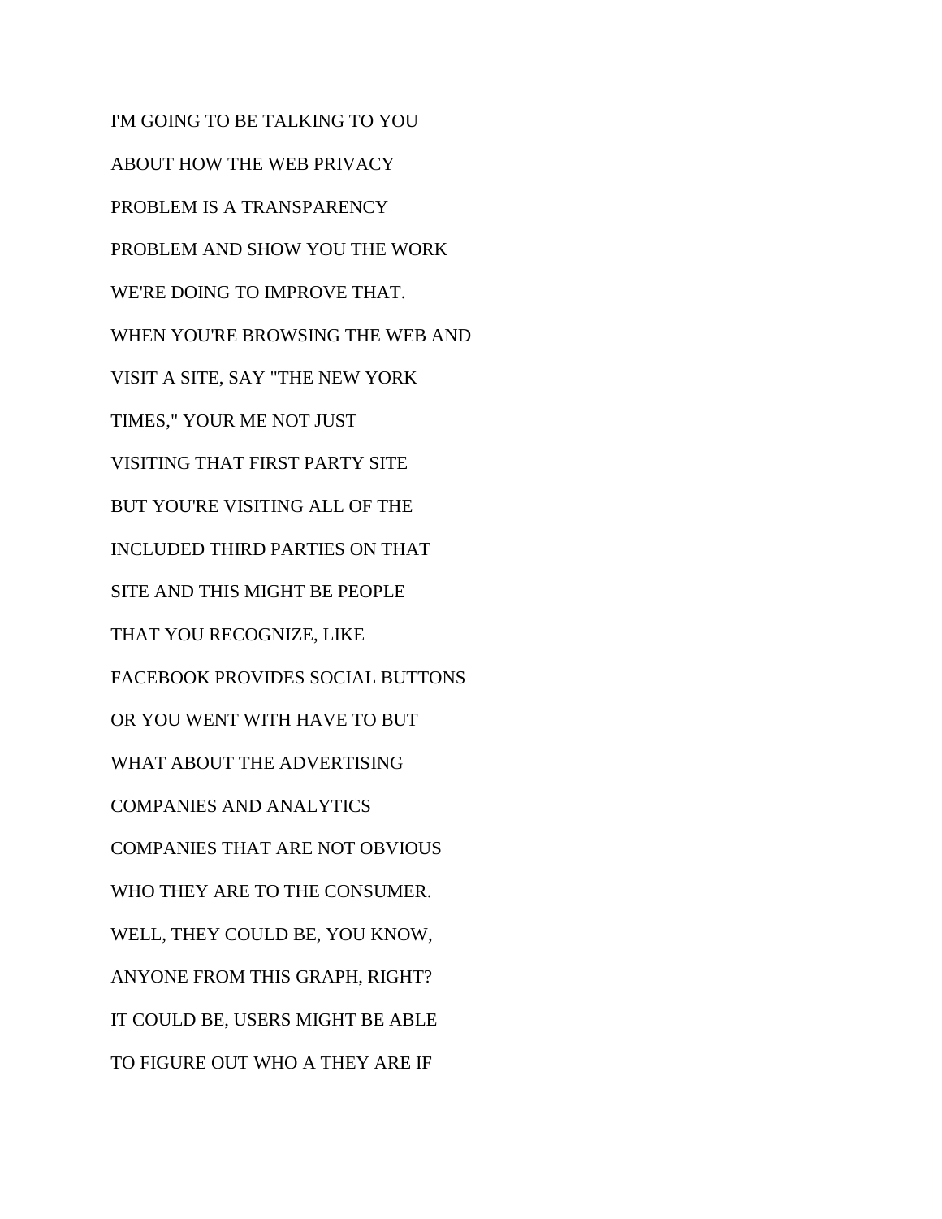I'M GOING TO BE TALKING TO YOU

ABOUT HOW THE WEB PRIVACY

PROBLEM IS A TRANSPARENCY

PROBLEM AND SHOW YOU THE WORK

WE'RE DOING TO IMPROVE THAT.

WHEN YOU'RE BROWSING THE WEB AND

VISIT A SITE, SAY "THE NEW YORK

TIMES," YOUR ME NOT JUST

VISITING THAT FIRST PARTY SITE

BUT YOU'RE VISITING ALL OF THE

INCLUDED THIRD PARTIES ON THAT

SITE AND THIS MIGHT BE PEOPLE

THAT YOU RECOGNIZE, LIKE

FACEBOOK PROVIDES SOCIAL BUTTONS

OR YOU WENT WITH HAVE TO BUT

WHAT ABOUT THE ADVERTISING

COMPANIES AND ANALYTICS

COMPANIES THAT ARE NOT OBVIOUS

WHO THEY ARE TO THE CONSUMER.

WELL, THEY COULD BE, YOU KNOW,

ANYONE FROM THIS GRAPH, RIGHT?

IT COULD BE, USERS MIGHT BE ABLE

TO FIGURE OUT WHO A THEY ARE IF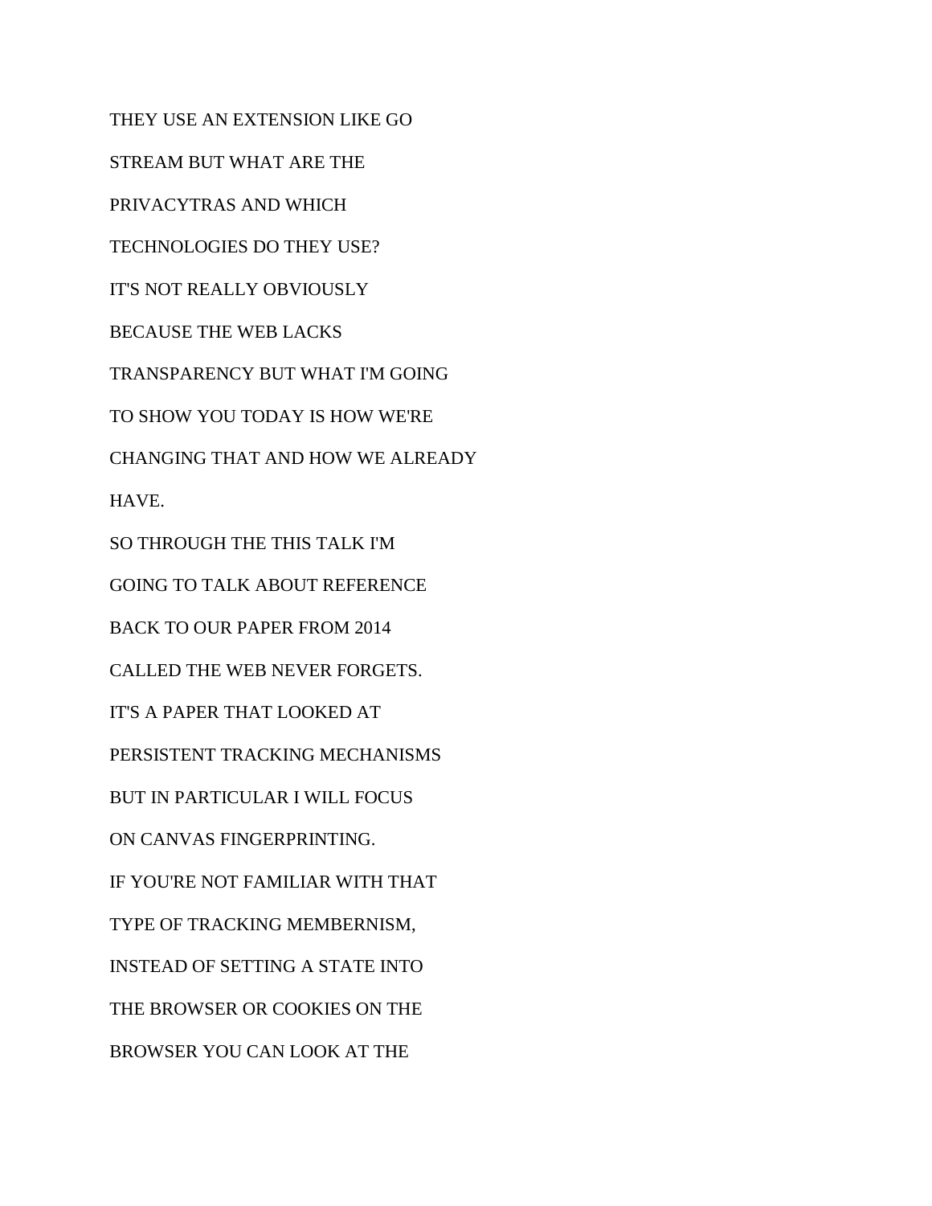THEY USE AN EXTENSION LIKE GO

STREAM BUT WHAT ARE THE

PRIVACYTRAS AND WHICH

TECHNOLOGIES DO THEY USE?

IT'S NOT REALLY OBVIOUSLY

BECAUSE THE WEB LACKS

TRANSPARENCY BUT WHAT I'M GOING

TO SHOW YOU TODAY IS HOW WE'RE

CHANGING THAT AND HOW WE ALREADY

HAVE.

SO THROUGH THE THIS TALK I'M

GOING TO TALK ABOUT REFERENCE

BACK TO OUR PAPER FROM 2014

CALLED THE WEB NEVER FORGETS.

IT'S A PAPER THAT LOOKED AT

PERSISTENT TRACKING MECHANISMS

BUT IN PARTICULAR I WILL FOCUS

ON CANVAS FINGERPRINTING.

IF YOU'RE NOT FAMILIAR WITH THAT

TYPE OF TRACKING MEMBERNISM,

INSTEAD OF SETTING A STATE INTO

THE BROWSER OR COOKIES ON THE

BROWSER YOU CAN LOOK AT THE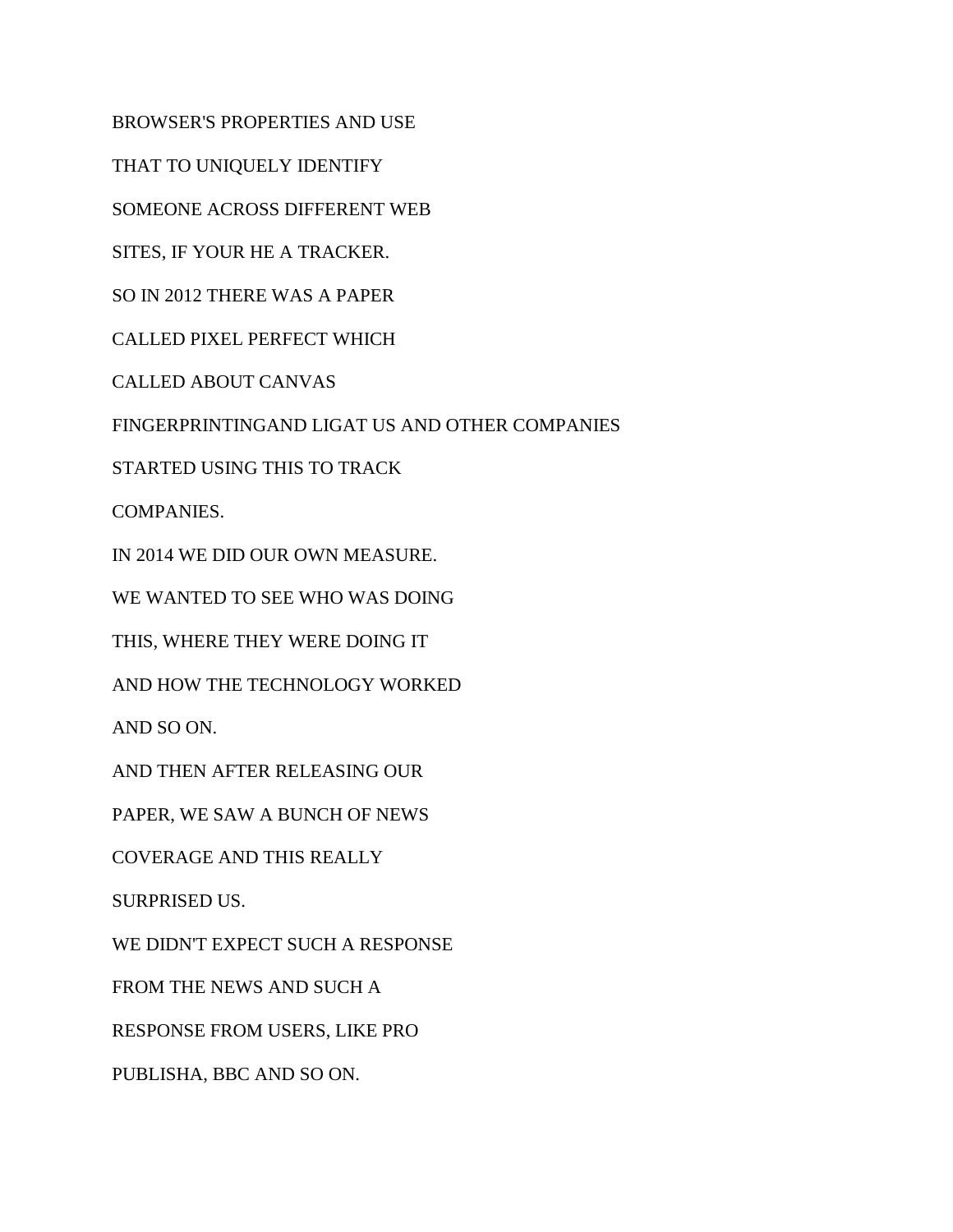BROWSER'S PROPERTIES AND USE

THAT TO UNIQUELY IDENTIFY

SOMEONE ACROSS DIFFERENT WEB

SITES, IF YOUR HE A TRACKER.

SO IN 2012 THERE WAS A PAPER

CALLED PIXEL PERFECT WHICH

CALLED ABOUT CANVAS

FINGERPRINTINGAND LIGAT US AND OTHER COMPANIES

STARTED USING THIS TO TRACK

COMPANIES.

IN 2014 WE DID OUR OWN MEASURE.

WE WANTED TO SEE WHO WAS DOING

THIS, WHERE THEY WERE DOING IT

AND HOW THE TECHNOLOGY WORKED

AND SO ON.

AND THEN AFTER RELEASING OUR

PAPER, WE SAW A BUNCH OF NEWS

COVERAGE AND THIS REALLY

SURPRISED US.

WE DIDN'T EXPECT SUCH A RESPONSE

FROM THE NEWS AND SUCH A

RESPONSE FROM USERS, LIKE PRO

PUBLISHA, BBC AND SO ON.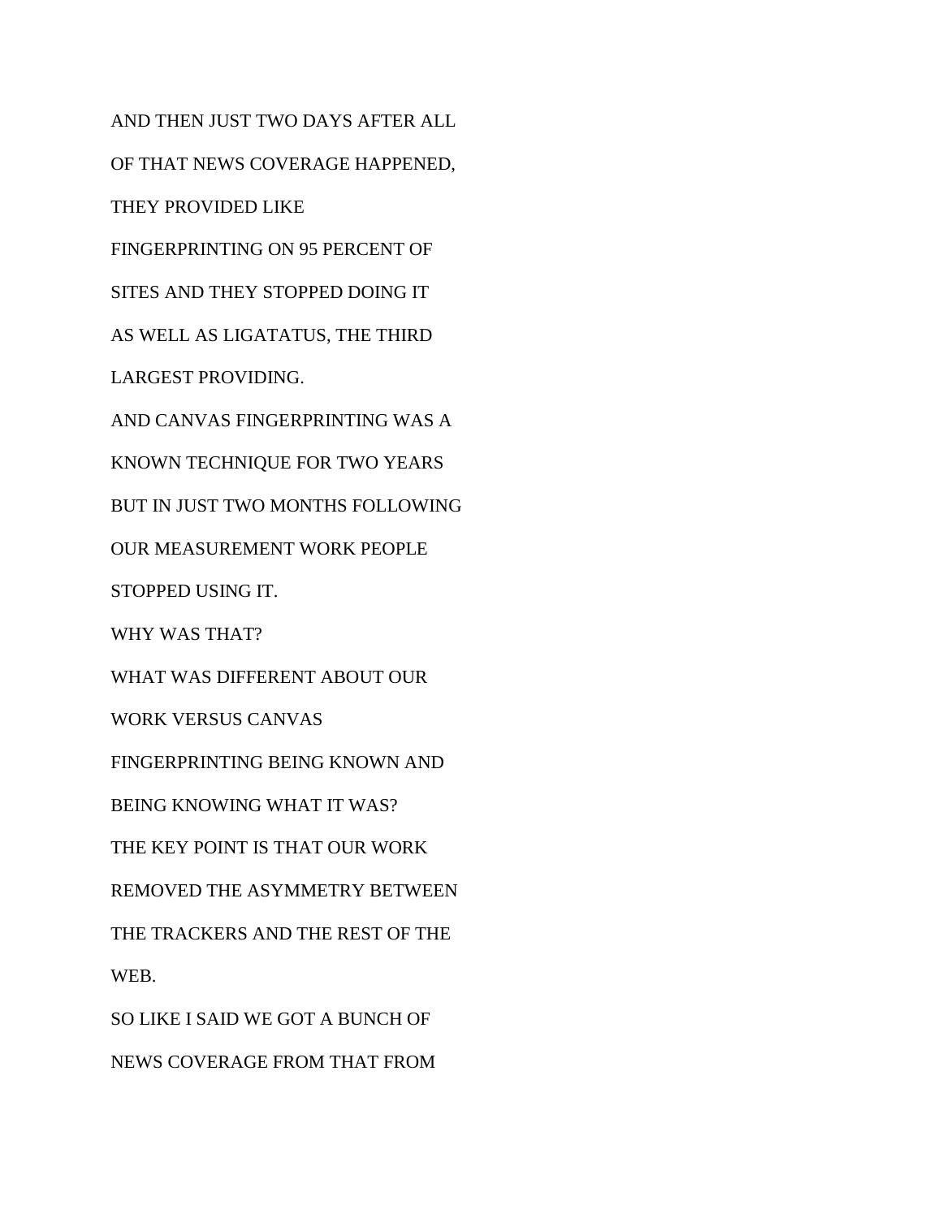AND THEN JUST TWO DAYS AFTER ALL

OF THAT NEWS COVERAGE HAPPENED,

THEY PROVIDED LIKE

FINGERPRINTING ON 95 PERCENT OF

SITES AND THEY STOPPED DOING IT

AS WELL AS LIGATATUS, THE THIRD

LARGEST PROVIDING.

AND CANVAS FINGERPRINTING WAS A

KNOWN TECHNIQUE FOR TWO YEARS

BUT IN JUST TWO MONTHS FOLLOWING

OUR MEASUREMENT WORK PEOPLE

STOPPED USING IT.

WHY WAS THAT?

WHAT WAS DIFFERENT ABOUT OUR

WORK VERSUS CANVAS

FINGERPRINTING BEING KNOWN AND

BEING KNOWING WHAT IT WAS?

THE KEY POINT IS THAT OUR WORK

REMOVED THE ASYMMETRY BETWEEN

THE TRACKERS AND THE REST OF THE

WEB.

SO LIKE I SAID WE GOT A BUNCH OF

NEWS COVERAGE FROM THAT FROM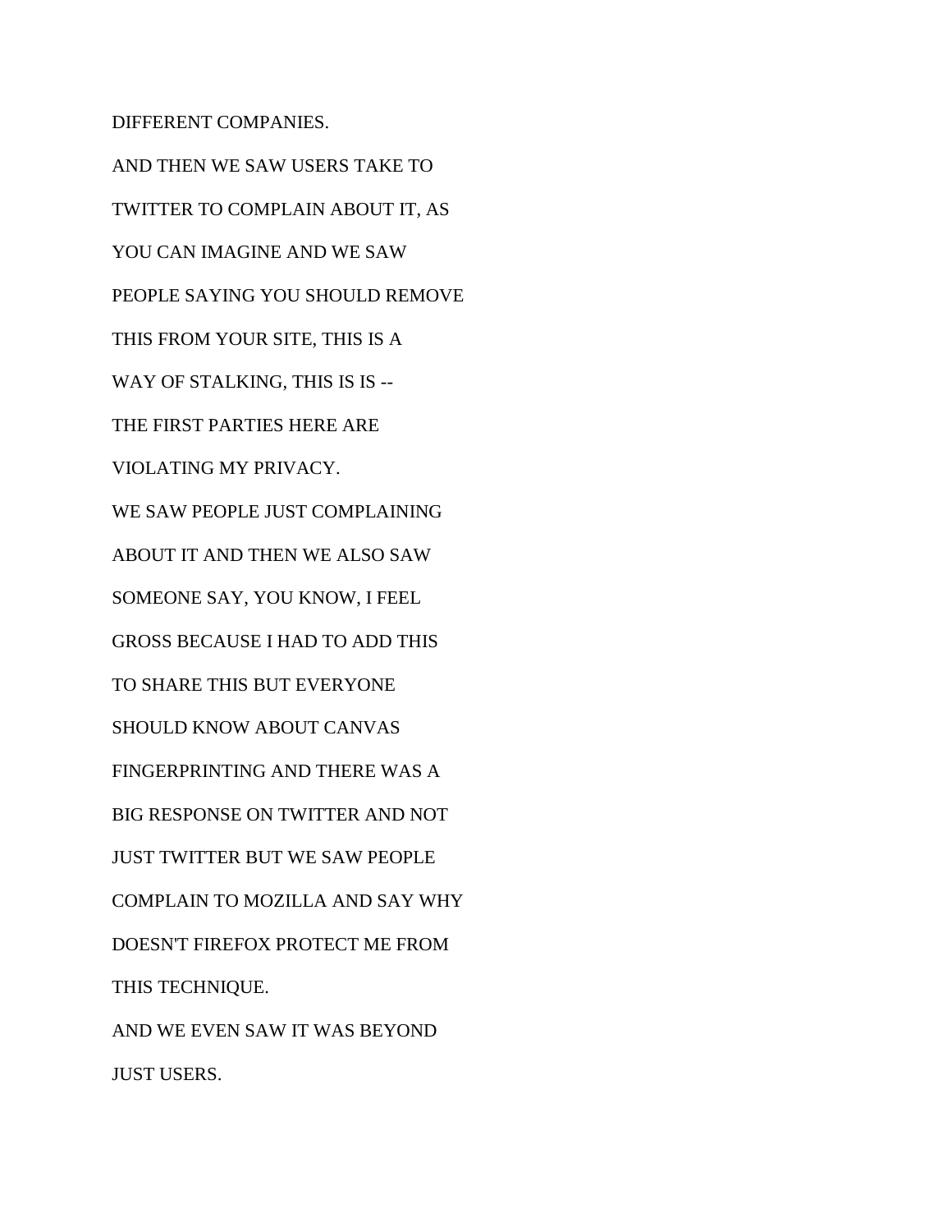DIFFERENT COMPANIES.

AND THEN WE SAW USERS TAKE TO

TWITTER TO COMPLAIN ABOUT IT, AS

YOU CAN IMAGINE AND WE SAW

PEOPLE SAYING YOU SHOULD REMOVE

THIS FROM YOUR SITE, THIS IS A

WAY OF STALKING, THIS IS IS --

THE FIRST PARTIES HERE ARE

VIOLATING MY PRIVACY.

WE SAW PEOPLE JUST COMPLAINING

ABOUT IT AND THEN WE ALSO SAW

SOMEONE SAY, YOU KNOW, I FEEL

GROSS BECAUSE I HAD TO ADD THIS

TO SHARE THIS BUT EVERYONE

SHOULD KNOW ABOUT CANVAS

FINGERPRINTING AND THERE WAS A

BIG RESPONSE ON TWITTER AND NOT

JUST TWITTER BUT WE SAW PEOPLE

COMPLAIN TO MOZILLA AND SAY WHY

DOESN'T FIREFOX PROTECT ME FROM

THIS TECHNIQUE.

AND WE EVEN SAW IT WAS BEYOND

JUST USERS.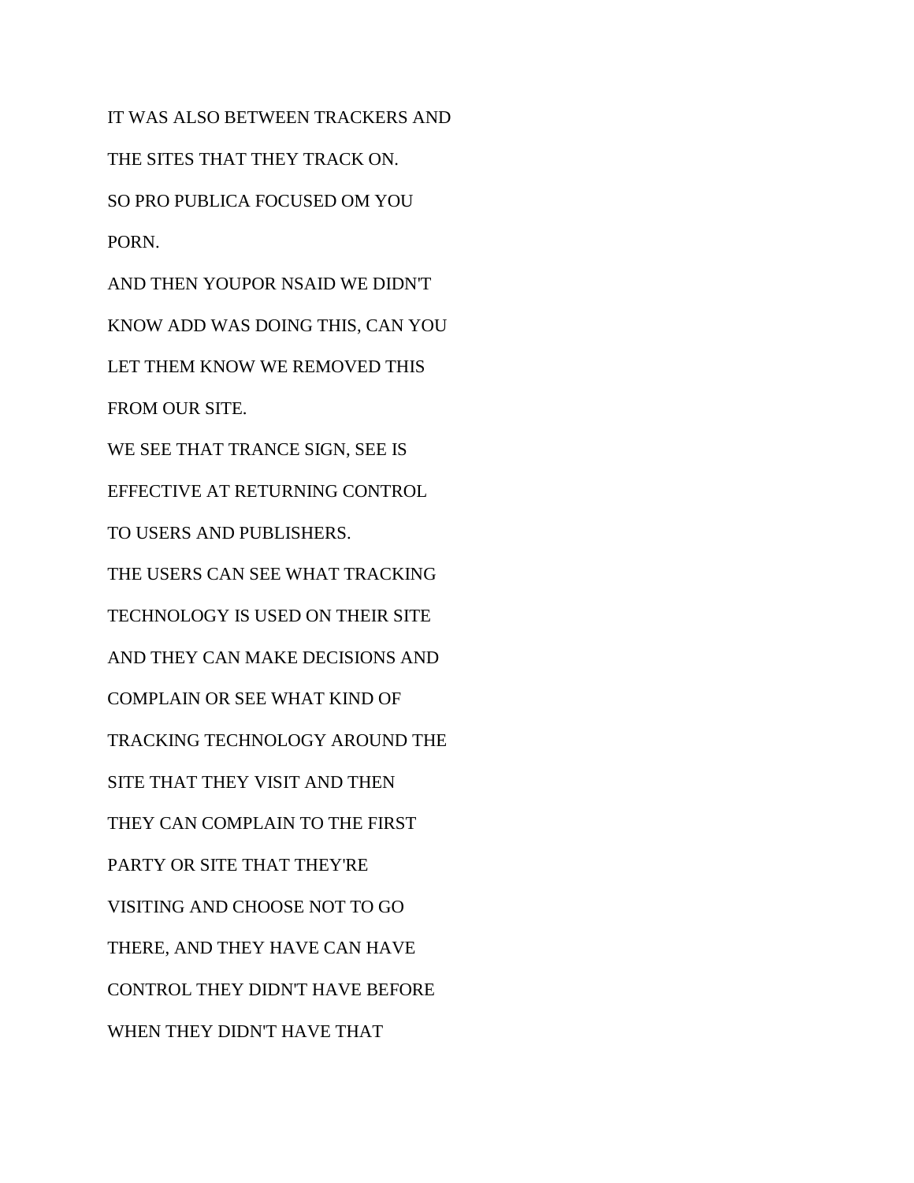IT WAS ALSO BETWEEN TRACKERS AND

THE SITES THAT THEY TRACK ON.

SO PRO PUBLICA FOCUSED OM YOU

PORN.

AND THEN YOUPOR NSAID WE DIDN'T

KNOW ADD WAS DOING THIS, CAN YOU

LET THEM KNOW WE REMOVED THIS

FROM OUR SITE.

WE SEE THAT TRANCE SIGN, SEE IS

EFFECTIVE AT RETURNING CONTROL

TO USERS AND PUBLISHERS.

THE USERS CAN SEE WHAT TRACKING

TECHNOLOGY IS USED ON THEIR SITE

AND THEY CAN MAKE DECISIONS AND

COMPLAIN OR SEE WHAT KIND OF

TRACKING TECHNOLOGY AROUND THE

SITE THAT THEY VISIT AND THEN

THEY CAN COMPLAIN TO THE FIRST

PARTY OR SITE THAT THEY'RE

VISITING AND CHOOSE NOT TO GO

THERE, AND THEY HAVE CAN HAVE

CONTROL THEY DIDN'T HAVE BEFORE

WHEN THEY DIDN'T HAVE THAT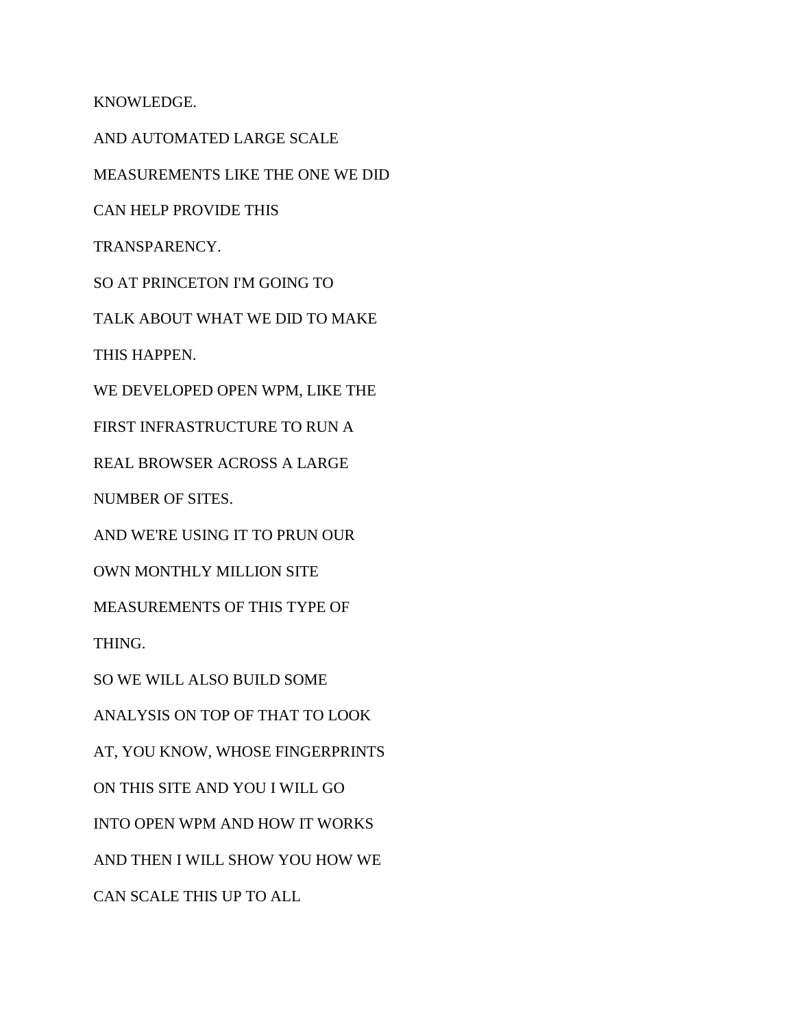KNOWLEDGE.

AND AUTOMATED LARGE SCALE

MEASUREMENTS LIKE THE ONE WE DID

CAN HELP PROVIDE THIS

TRANSPARENCY.

SO AT PRINCETON I'M GOING TO

TALK ABOUT WHAT WE DID TO MAKE

THIS HAPPEN.

WE DEVELOPED OPEN WPM, LIKE THE

FIRST INFRASTRUCTURE TO RUN A

REAL BROWSER ACROSS A LARGE

NUMBER OF SITES.

AND WE'RE USING IT TO PRUN OUR

OWN MONTHLY MILLION SITE

MEASUREMENTS OF THIS TYPE OF

THING.

SO WE WILL ALSO BUILD SOME

ANALYSIS ON TOP OF THAT TO LOOK

AT, YOU KNOW, WHOSE FINGERPRINTS

ON THIS SITE AND YOU I WILL GO

INTO OPEN WPM AND HOW IT WORKS

AND THEN I WILL SHOW YOU HOW WE

CAN SCALE THIS UP TO ALL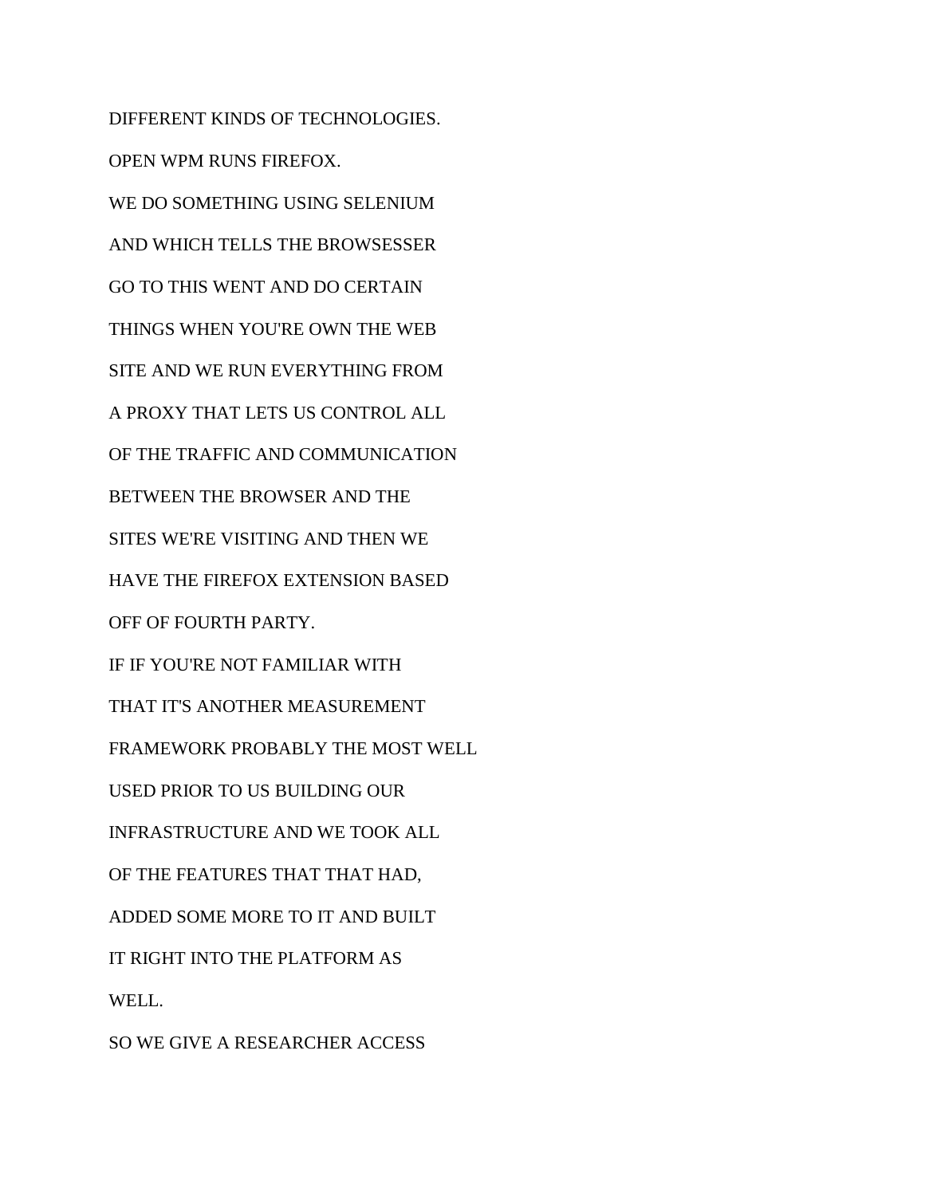DIFFERENT KINDS OF TECHNOLOGIES.

OPEN WPM RUNS FIREFOX.

WE DO SOMETHING USING SELENIUM

AND WHICH TELLS THE BROWSESSER

GO TO THIS WENT AND DO CERTAIN

THINGS WHEN YOU'RE OWN THE WEB

SITE AND WE RUN EVERYTHING FROM

A PROXY THAT LETS US CONTROL ALL

OF THE TRAFFIC AND COMMUNICATION

BETWEEN THE BROWSER AND THE

SITES WE'RE VISITING AND THEN WE

HAVE THE FIREFOX EXTENSION BASED

OFF OF FOURTH PARTY.

IF IF YOU'RE NOT FAMILIAR WITH

THAT IT'S ANOTHER MEASUREMENT

FRAMEWORK PROBABLY THE MOST WELL

USED PRIOR TO US BUILDING OUR

INFRASTRUCTURE AND WE TOOK ALL

OF THE FEATURES THAT THAT HAD,

ADDED SOME MORE TO IT AND BUILT

IT RIGHT INTO THE PLATFORM AS

WELL.

SO WE GIVE A RESEARCHER ACCESS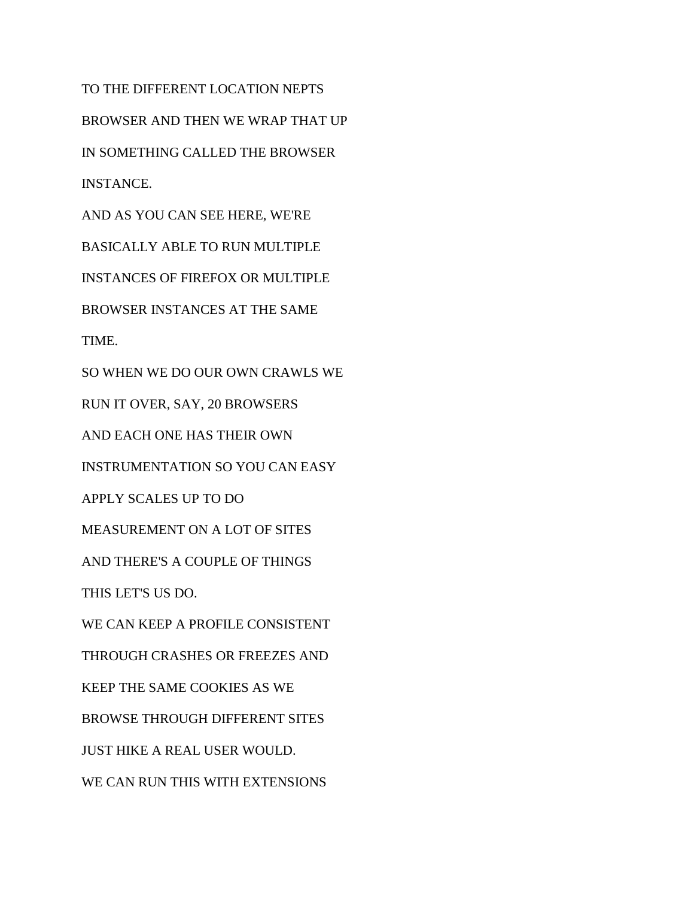TO THE DIFFERENT LOCATION NEPTS

BROWSER AND THEN WE WRAP THAT UP

IN SOMETHING CALLED THE BROWSER

INSTANCE.

AND AS YOU CAN SEE HERE, WE'RE

BASICALLY ABLE TO RUN MULTIPLE

INSTANCES OF FIREFOX OR MULTIPLE

BROWSER INSTANCES AT THE SAME

TIME.

SO WHEN WE DO OUR OWN CRAWLS WE

RUN IT OVER, SAY, 20 BROWSERS

AND EACH ONE HAS THEIR OWN

INSTRUMENTATION SO YOU CAN EASY

APPLY SCALES UP TO DO

MEASUREMENT ON A LOT OF SITES

AND THERE'S A COUPLE OF THINGS

THIS LET'S US DO.

WE CAN KEEP A PROFILE CONSISTENT

THROUGH CRASHES OR FREEZES AND

KEEP THE SAME COOKIES AS WE

BROWSE THROUGH DIFFERENT SITES

JUST HIKE A REAL USER WOULD.

WE CAN RUN THIS WITH EXTENSIONS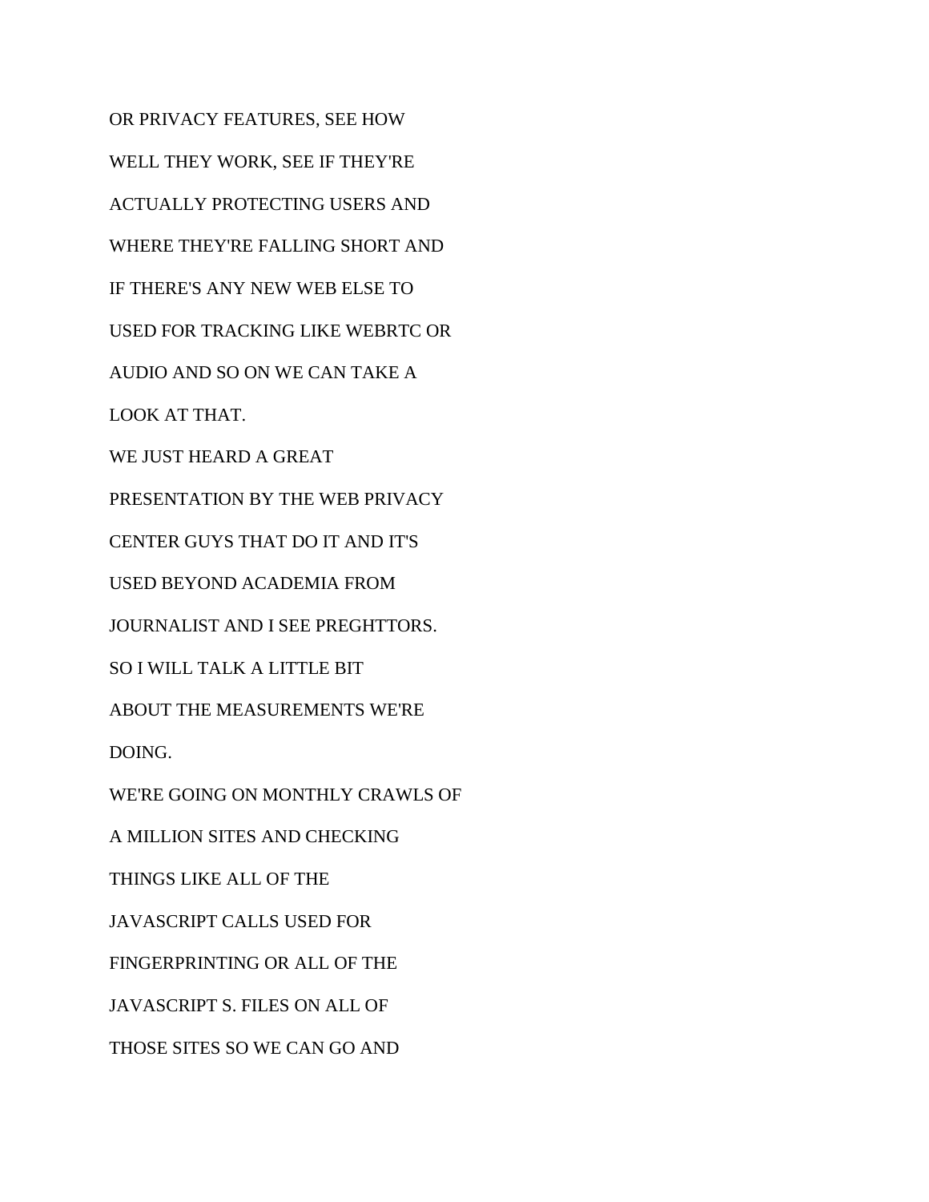OR PRIVACY FEATURES, SEE HOW

WELL THEY WORK, SEE IF THEY'RE

ACTUALLY PROTECTING USERS AND

WHERE THEY'RE FALLING SHORT AND

IF THERE'S ANY NEW WEB ELSE TO

USED FOR TRACKING LIKE WEBRTC OR

AUDIO AND SO ON WE CAN TAKE A

LOOK AT THAT.

WE JUST HEARD A GREAT

PRESENTATION BY THE WEB PRIVACY

CENTER GUYS THAT DO IT AND IT'S

USED BEYOND ACADEMIA FROM

JOURNALIST AND I SEE PREGHTTORS.

SO I WILL TALK A LITTLE BIT

ABOUT THE MEASUREMENTS WE'RE

DOING.

WE'RE GOING ON MONTHLY CRAWLS OF

A MILLION SITES AND CHECKING

THINGS LIKE ALL OF THE

JAVASCRIPT CALLS USED FOR

FINGERPRINTING OR ALL OF THE

JAVASCRIPT S. FILES ON ALL OF

THOSE SITES SO WE CAN GO AND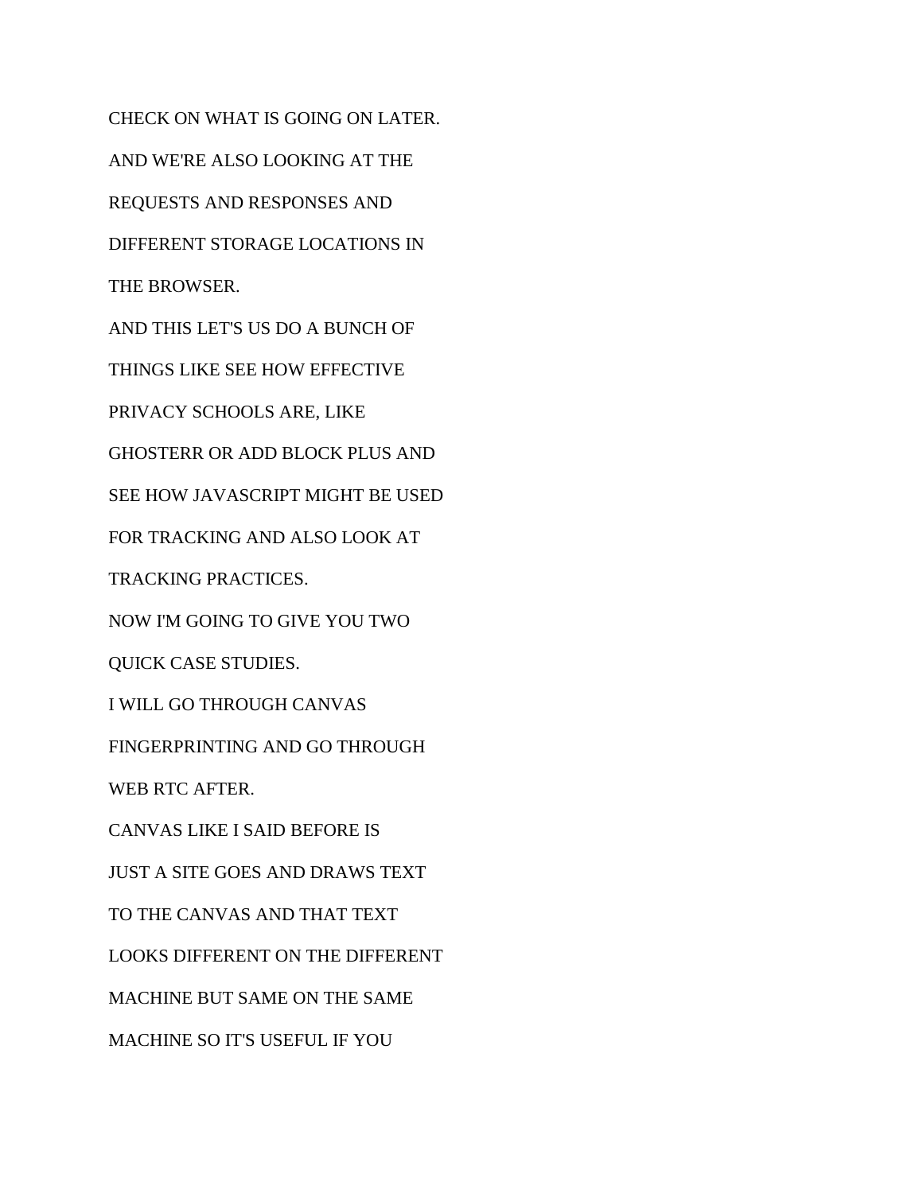CHECK ON WHAT IS GOING ON LATER.

AND WE'RE ALSO LOOKING AT THE

REQUESTS AND RESPONSES AND

DIFFERENT STORAGE LOCATIONS IN

THE BROWSER.

AND THIS LET'S US DO A BUNCH OF

THINGS LIKE SEE HOW EFFECTIVE

PRIVACY SCHOOLS ARE, LIKE

GHOSTERR OR ADD BLOCK PLUS AND

SEE HOW JAVASCRIPT MIGHT BE USED

FOR TRACKING AND ALSO LOOK AT

TRACKING PRACTICES.

NOW I'M GOING TO GIVE YOU TWO

QUICK CASE STUDIES.

I WILL GO THROUGH CANVAS

FINGERPRINTING AND GO THROUGH

WEB RTC AFTER.

CANVAS LIKE I SAID BEFORE IS

JUST A SITE GOES AND DRAWS TEXT

TO THE CANVAS AND THAT TEXT

LOOKS DIFFERENT ON THE DIFFERENT

MACHINE BUT SAME ON THE SAME

MACHINE SO IT'S USEFUL IF YOU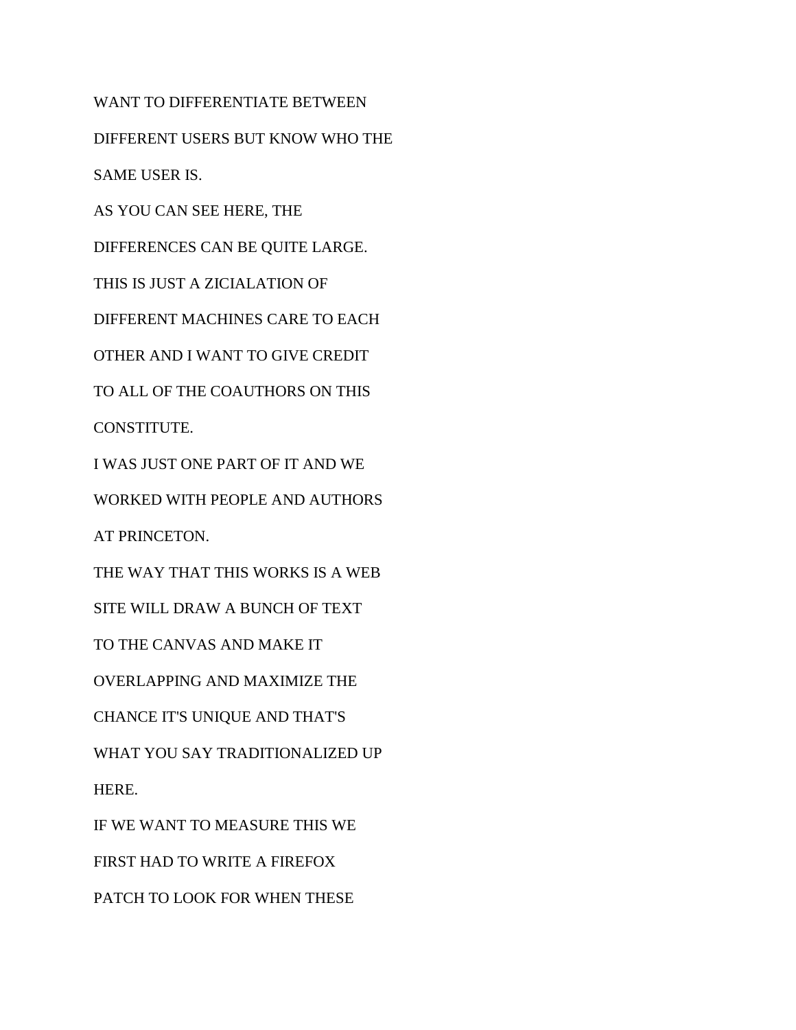WANT TO DIFFERENTIATE BETWEEN
DIFFERENT USERS BUT KNOW WHO THE
SAME USER IS.
AS YOU CAN SEE HERE, THE
DIFFERENCES CAN BE QUITE LARGE.
THIS IS JUST A ZICIALATION OF
DIFFERENT MACHINES CARE TO EACH
OTHER AND I WANT TO GIVE CREDIT
TO ALL OF THE COAUTHORS ON THIS
CONSTITUTE.
I WAS JUST ONE PART OF IT AND WE
WORKED WITH PEOPLE AND AUTHORS
AT PRINCETON.
THE WAY THAT THIS WORKS IS A WEB
SITE WILL DRAW A BUNCH OF TEXT
TO THE CANVAS AND MAKE IT
OVERLAPPING AND MAXIMIZE THE
CHANCE IT'S UNIQUE AND THAT'S
WHAT YOU SAY TRADITIONALIZED UP
HERE.
IF WE WANT TO MEASURE THIS WE
FIRST HAD TO WRITE A FIREFOX
PATCH TO LOOK FOR WHEN THESE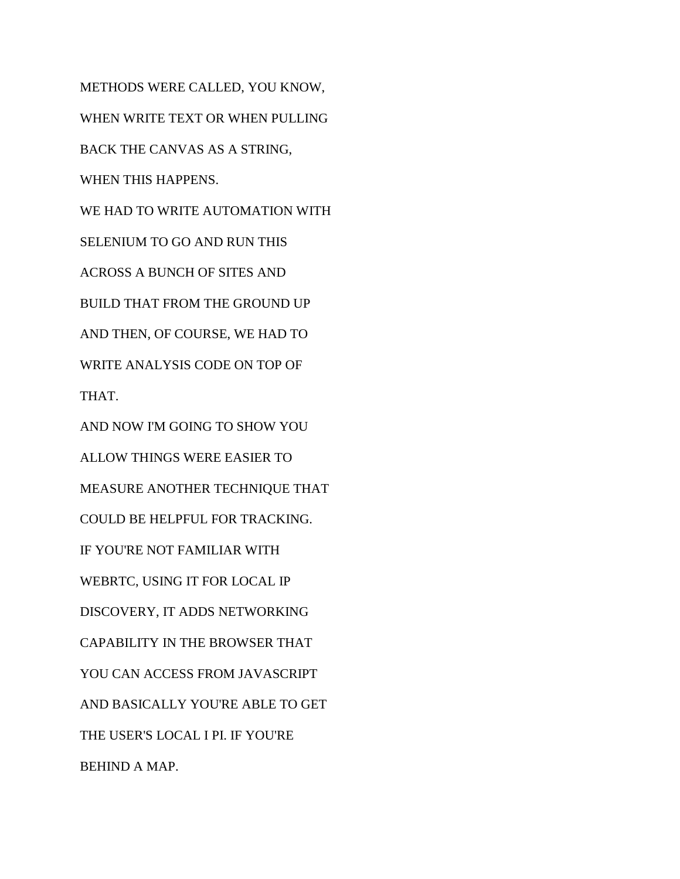METHODS WERE CALLED, YOU KNOW,
WHEN WRITE TEXT OR WHEN PULLING
BACK THE CANVAS AS A STRING,
WHEN THIS HAPPENS.
WE HAD TO WRITE AUTOMATION WITH
SELENIUM TO GO AND RUN THIS
ACROSS A BUNCH OF SITES AND
BUILD THAT FROM THE GROUND UP
AND THEN, OF COURSE, WE HAD TO
WRITE ANALYSIS CODE ON TOP OF
THAT.
AND NOW I'M GOING TO SHOW YOU
ALLOW THINGS WERE EASIER TO
MEASURE ANOTHER TECHNIQUE THAT
COULD BE HELPFUL FOR TRACKING.
IF YOU'RE NOT FAMILIAR WITH
WEBRTC, USING IT FOR LOCAL IP
DISCOVERY, IT ADDS NETWORKING
CAPABILITY IN THE BROWSER THAT
YOU CAN ACCESS FROM JAVASCRIPT
AND BASICALLY YOU'RE ABLE TO GET
THE USER'S LOCAL I PI. IF YOU'RE
BEHIND A MAP.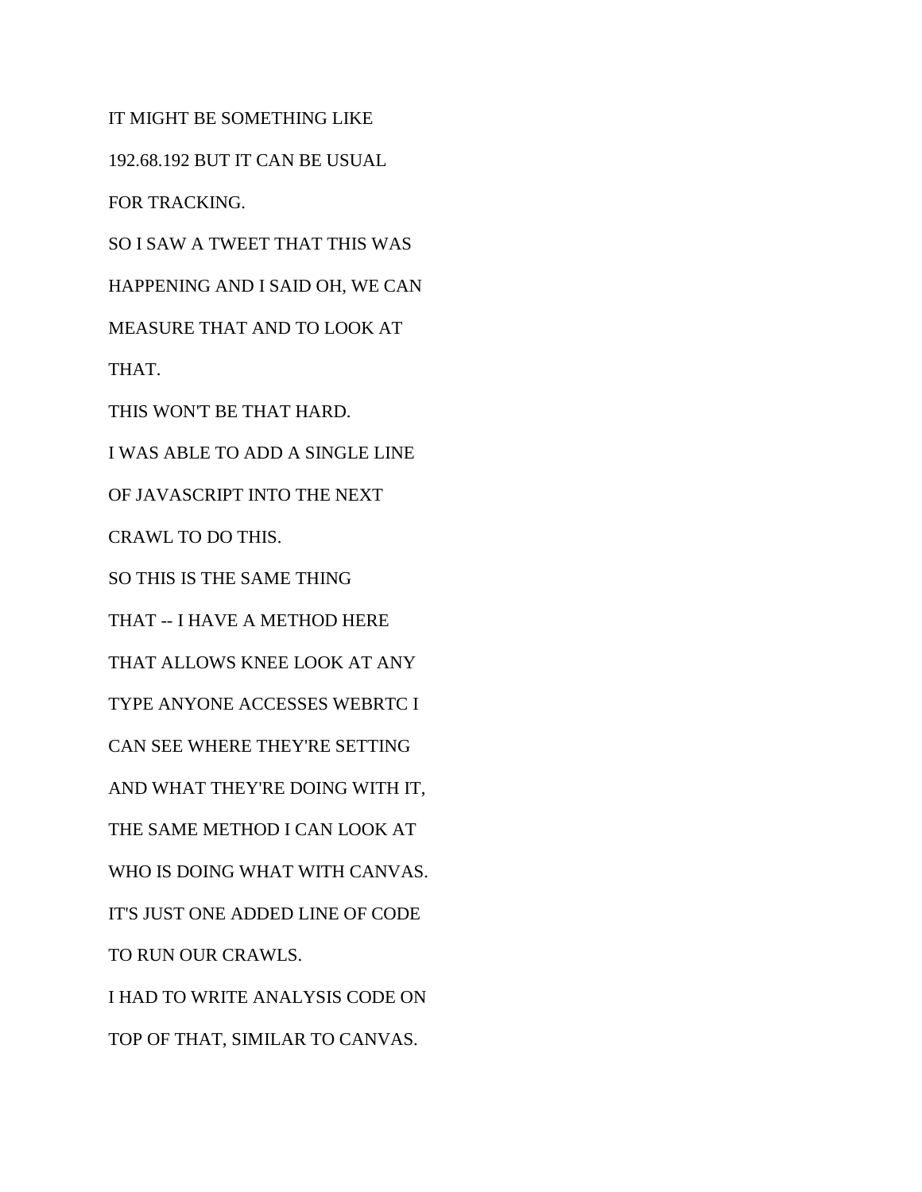IT MIGHT BE SOMETHING LIKE

192.68.192 BUT IT CAN BE USUAL

FOR TRACKING.

SO I SAW A TWEET THAT THIS WAS

HAPPENING AND I SAID OH, WE CAN

MEASURE THAT AND TO LOOK AT

THAT.

THIS WON'T BE THAT HARD.

I WAS ABLE TO ADD A SINGLE LINE

OF JAVASCRIPT INTO THE NEXT

CRAWL TO DO THIS.

SO THIS IS THE SAME THING

THAT -- I HAVE A METHOD HERE

THAT ALLOWS KNEE LOOK AT ANY

TYPE ANYONE ACCESSES WEBRTC I

CAN SEE WHERE THEY'RE SETTING

AND WHAT THEY'RE DOING WITH IT,

THE SAME METHOD I CAN LOOK AT

WHO IS DOING WHAT WITH CANVAS.

IT'S JUST ONE ADDED LINE OF CODE

TO RUN OUR CRAWLS.

I HAD TO WRITE ANALYSIS CODE ON

TOP OF THAT, SIMILAR TO CANVAS.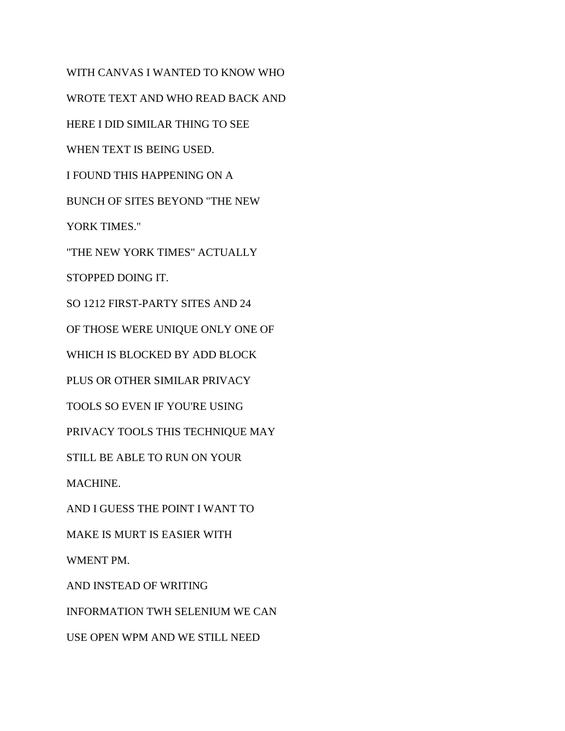WITH CANVAS I WANTED TO KNOW WHO

WROTE TEXT AND WHO READ BACK AND

HERE I DID SIMILAR THING TO SEE

WHEN TEXT IS BEING USED.

I FOUND THIS HAPPENING ON A

BUNCH OF SITES BEYOND "THE NEW

YORK TIMES."

"THE NEW YORK TIMES" ACTUALLY

STOPPED DOING IT.

SO 1212 FIRST-PARTY SITES AND 24

OF THOSE WERE UNIQUE ONLY ONE OF

WHICH IS BLOCKED BY ADD BLOCK

PLUS OR OTHER SIMILAR PRIVACY

TOOLS SO EVEN IF YOU'RE USING

PRIVACY TOOLS THIS TECHNIQUE MAY

STILL BE ABLE TO RUN ON YOUR

MACHINE.

AND I GUESS THE POINT I WANT TO

MAKE IS MURT IS EASIER WITH

WMENT PM.

AND INSTEAD OF WRITING

INFORMATION TWH SELENIUM WE CAN

USE OPEN WPM AND WE STILL NEED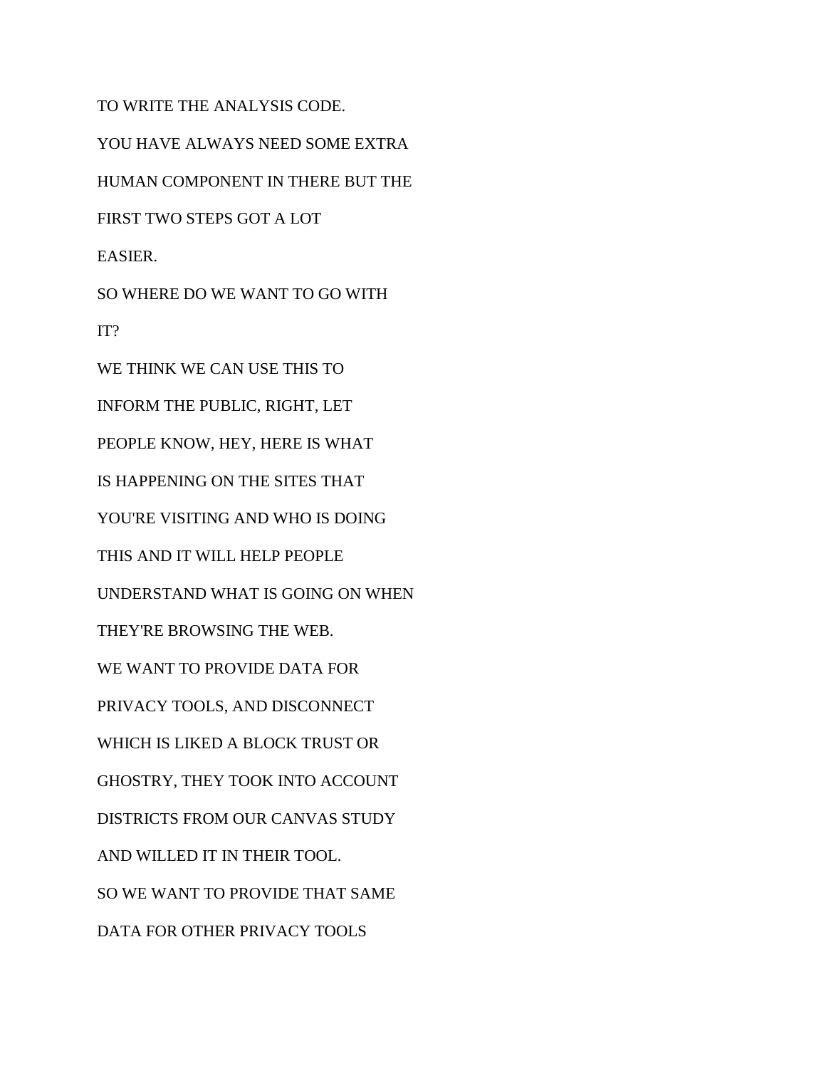TO WRITE THE ANALYSIS CODE.

YOU HAVE ALWAYS NEED SOME EXTRA

HUMAN COMPONENT IN THERE BUT THE

FIRST TWO STEPS GOT A LOT

EASIER.

SO WHERE DO WE WANT TO GO WITH

IT?

WE THINK WE CAN USE THIS TO

INFORM THE PUBLIC, RIGHT, LET

PEOPLE KNOW, HEY, HERE IS WHAT

IS HAPPENING ON THE SITES THAT

YOU'RE VISITING AND WHO IS DOING

THIS AND IT WILL HELP PEOPLE

UNDERSTAND WHAT IS GOING ON WHEN

THEY'RE BROWSING THE WEB.

WE WANT TO PROVIDE DATA FOR

PRIVACY TOOLS, AND DISCONNECT

WHICH IS LIKED A BLOCK TRUST OR

GHOSTRY, THEY TOOK INTO ACCOUNT

DISTRICTS FROM OUR CANVAS STUDY

AND WILLED IT IN THEIR TOOL.

SO WE WANT TO PROVIDE THAT SAME

DATA FOR OTHER PRIVACY TOOLS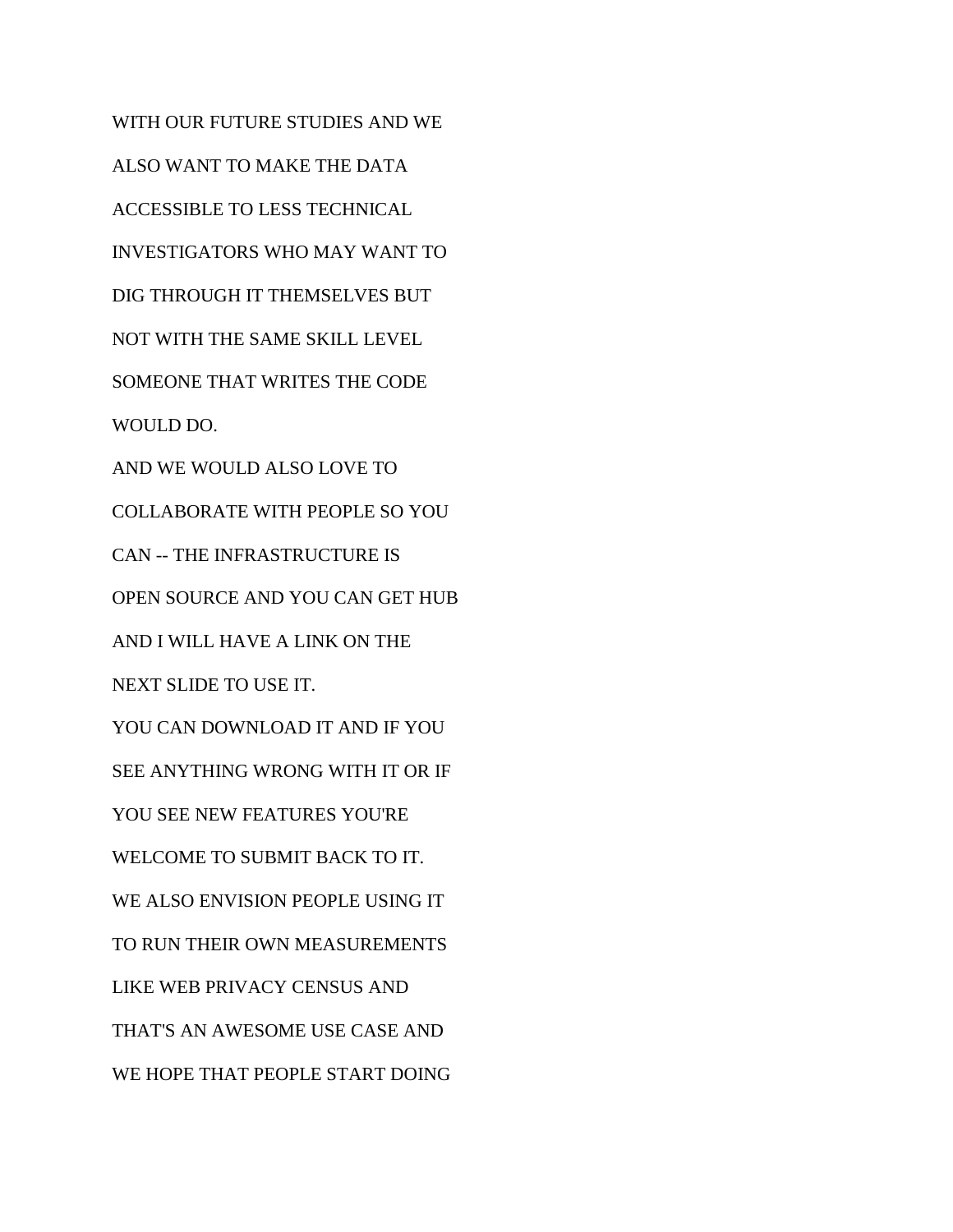WITH OUR FUTURE STUDIES AND WE
ALSO WANT TO MAKE THE DATA
ACCESSIBLE TO LESS TECHNICAL
INVESTIGATORS WHO MAY WANT TO
DIG THROUGH IT THEMSELVES BUT
NOT WITH THE SAME SKILL LEVEL
SOMEONE THAT WRITES THE CODE
WOULD DO.
AND WE WOULD ALSO LOVE TO
COLLABORATE WITH PEOPLE SO YOU
CAN -- THE INFRASTRUCTURE IS
OPEN SOURCE AND YOU CAN GET HUB
AND I WILL HAVE A LINK ON THE
NEXT SLIDE TO USE IT.
YOU CAN DOWNLOAD IT AND IF YOU
SEE ANYTHING WRONG WITH IT OR IF
YOU SEE NEW FEATURES YOU'RE
WELCOME TO SUBMIT BACK TO IT.
WE ALSO ENVISION PEOPLE USING IT
TO RUN THEIR OWN MEASUREMENTS
LIKE WEB PRIVACY CENSUS AND
THAT'S AN AWESOME USE CASE AND
WE HOPE THAT PEOPLE START DOING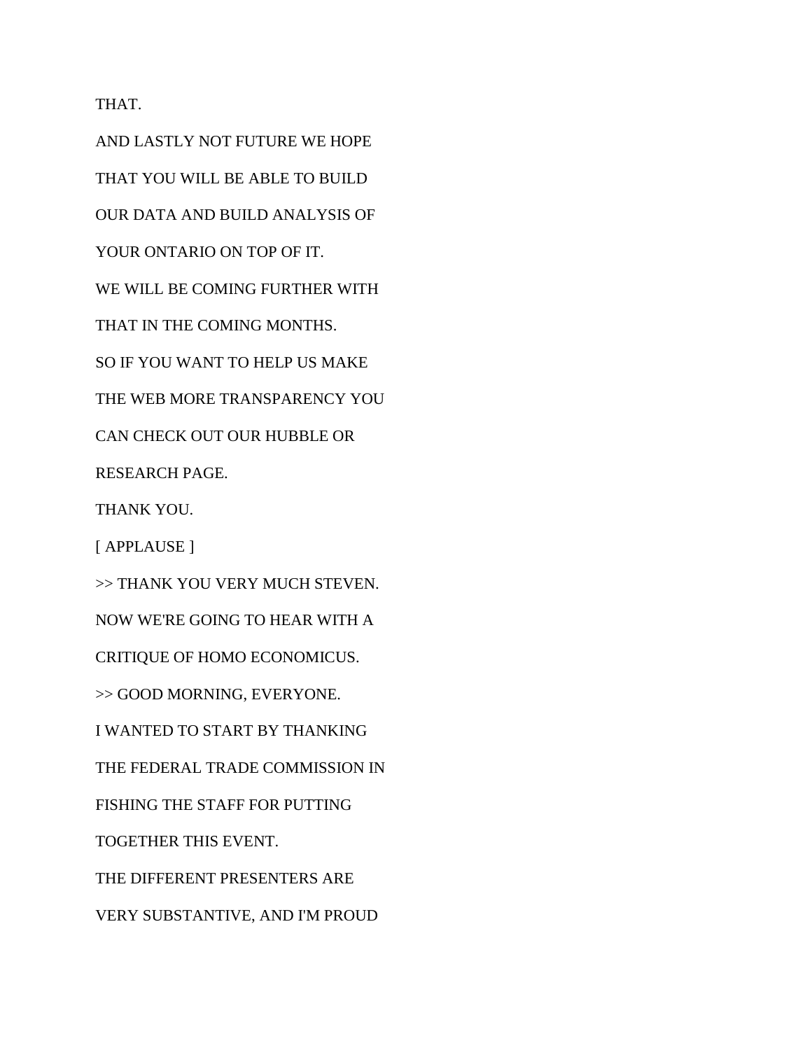THAT.

AND LASTLY NOT FUTURE WE HOPE

THAT YOU WILL BE ABLE TO BUILD

OUR DATA AND BUILD ANALYSIS OF

YOUR ONTARIO ON TOP OF IT.

WE WILL BE COMING FURTHER WITH

THAT IN THE COMING MONTHS.

SO IF YOU WANT TO HELP US MAKE

THE WEB MORE TRANSPARENCY YOU

CAN CHECK OUT OUR HUBBLE OR

RESEARCH PAGE.

THANK YOU.

[ APPLAUSE ]

>> THANK YOU VERY MUCH STEVEN.

NOW WE'RE GOING TO HEAR WITH A

CRITIQUE OF HOMO ECONOMICUS.

>> GOOD MORNING, EVERYONE.

I WANTED TO START BY THANKING

THE FEDERAL TRADE COMMISSION IN

FISHING THE STAFF FOR PUTTING

TOGETHER THIS EVENT.

THE DIFFERENT PRESENTERS ARE

VERY SUBSTANTIVE, AND I'M PROUD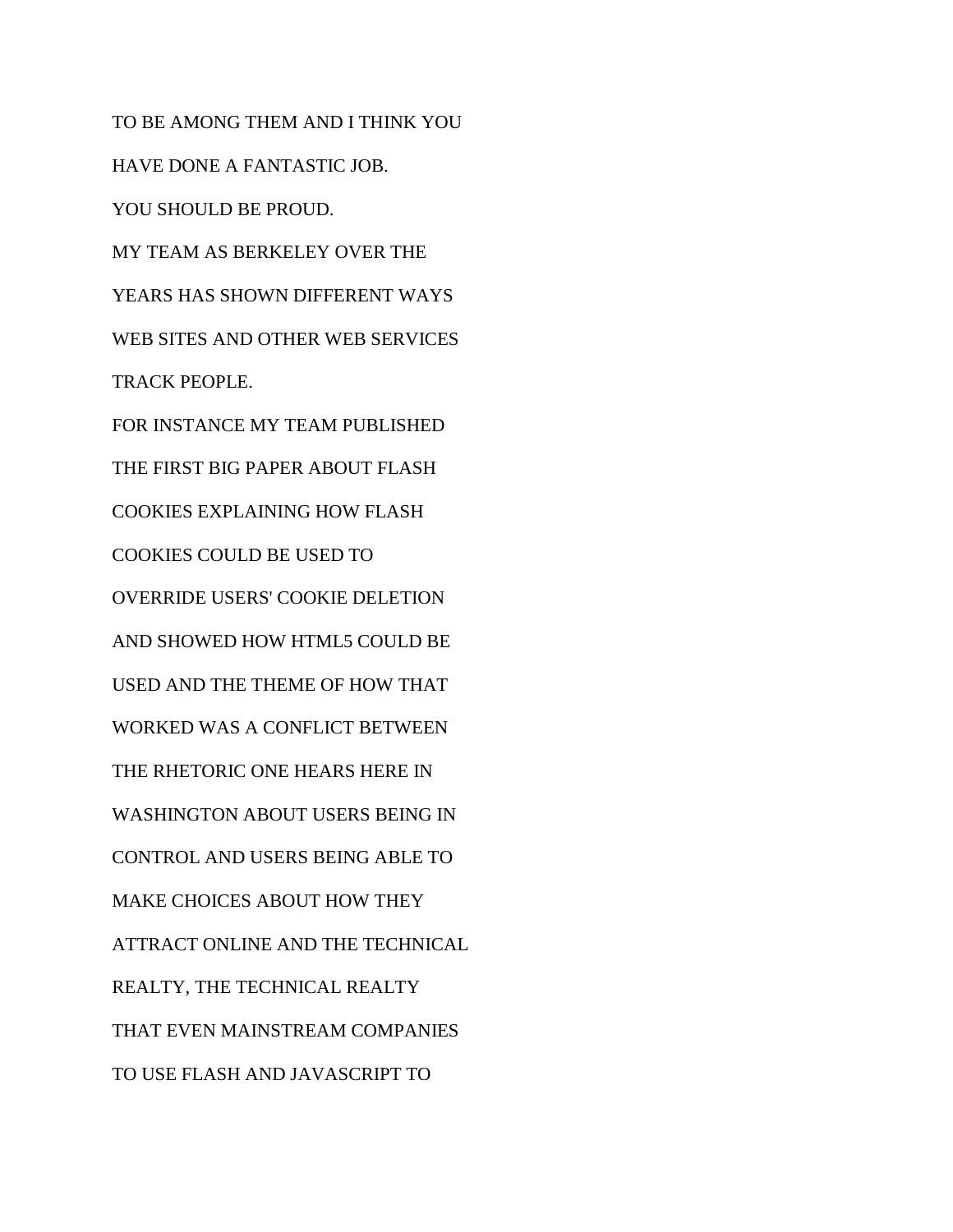TO BE AMONG THEM AND I THINK YOU

HAVE DONE A FANTASTIC JOB.

YOU SHOULD BE PROUD.

MY TEAM AS BERKELEY OVER THE

YEARS HAS SHOWN DIFFERENT WAYS

WEB SITES AND OTHER WEB SERVICES

TRACK PEOPLE.

FOR INSTANCE MY TEAM PUBLISHED

THE FIRST BIG PAPER ABOUT FLASH

COOKIES EXPLAINING HOW FLASH

COOKIES COULD BE USED TO

OVERRIDE USERS' COOKIE DELETION

AND SHOWED HOW HTML5 COULD BE

USED AND THE THEME OF HOW THAT

WORKED WAS A CONFLICT BETWEEN

THE RHETORIC ONE HEARS HERE IN

WASHINGTON ABOUT USERS BEING IN

CONTROL AND USERS BEING ABLE TO

MAKE CHOICES ABOUT HOW THEY

ATTRACT ONLINE AND THE TECHNICAL

REALTY, THE TECHNICAL REALTY

THAT EVEN MAINSTREAM COMPANIES

TO USE FLASH AND JAVASCRIPT TO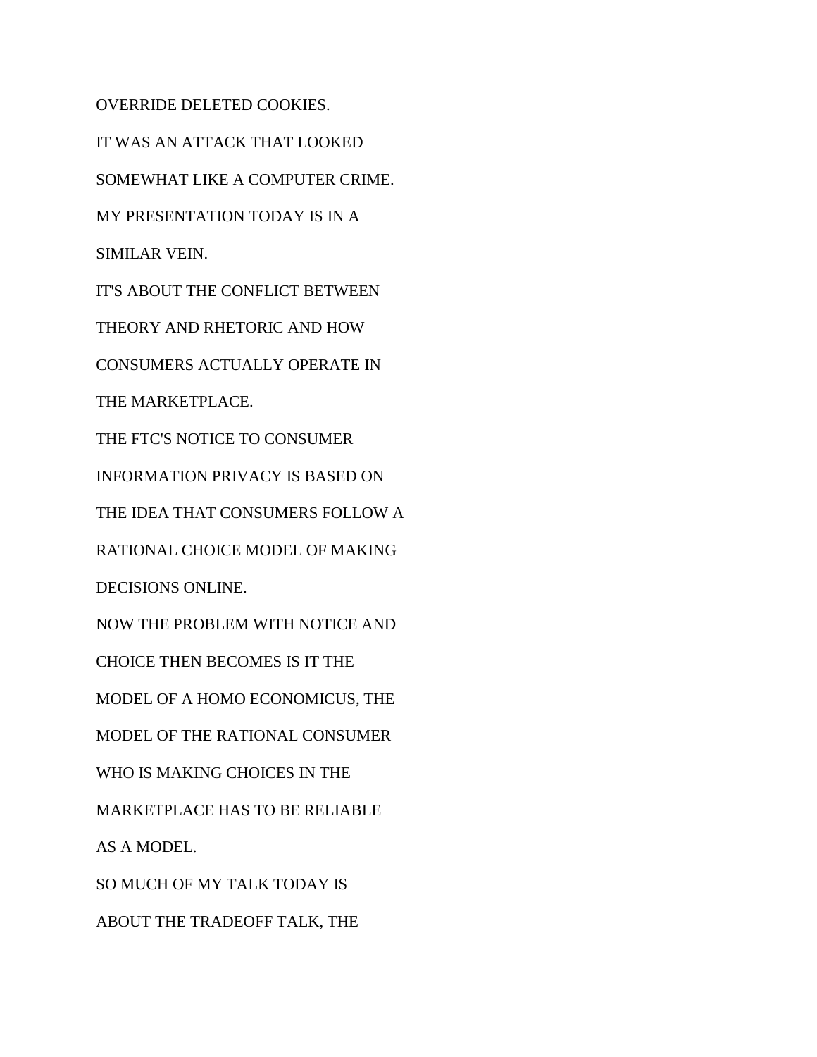OVERRIDE DELETED COOKIES.

IT WAS AN ATTACK THAT LOOKED

SOMEWHAT LIKE A COMPUTER CRIME.

MY PRESENTATION TODAY IS IN A

SIMILAR VEIN.

IT'S ABOUT THE CONFLICT BETWEEN

THEORY AND RHETORIC AND HOW

CONSUMERS ACTUALLY OPERATE IN

THE MARKETPLACE.

THE FTC'S NOTICE TO CONSUMER

INFORMATION PRIVACY IS BASED ON

THE IDEA THAT CONSUMERS FOLLOW A

RATIONAL CHOICE MODEL OF MAKING

DECISIONS ONLINE.

NOW THE PROBLEM WITH NOTICE AND

CHOICE THEN BECOMES IS IT THE

MODEL OF A HOMO ECONOMICUS, THE

MODEL OF THE RATIONAL CONSUMER

WHO IS MAKING CHOICES IN THE

MARKETPLACE HAS TO BE RELIABLE

AS A MODEL.

SO MUCH OF MY TALK TODAY IS

ABOUT THE TRADEOFF TALK, THE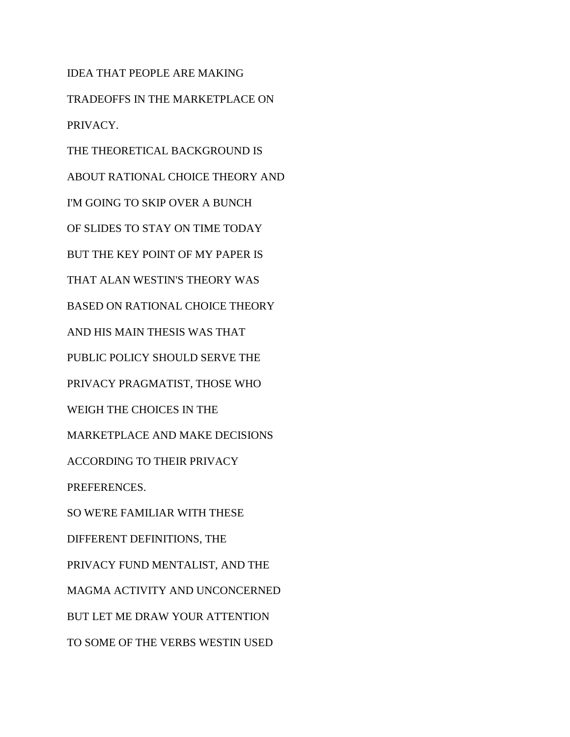IDEA THAT PEOPLE ARE MAKING

TRADEOFFS IN THE MARKETPLACE ON

PRIVACY.

THE THEORETICAL BACKGROUND IS

ABOUT RATIONAL CHOICE THEORY AND

I'M GOING TO SKIP OVER A BUNCH

OF SLIDES TO STAY ON TIME TODAY

BUT THE KEY POINT OF MY PAPER IS

THAT ALAN WESTIN'S THEORY WAS

BASED ON RATIONAL CHOICE THEORY

AND HIS MAIN THESIS WAS THAT

PUBLIC POLICY SHOULD SERVE THE

PRIVACY PRAGMATIST, THOSE WHO

WEIGH THE CHOICES IN THE

MARKETPLACE AND MAKE DECISIONS

ACCORDING TO THEIR PRIVACY

PREFERENCES.

SO WE'RE FAMILIAR WITH THESE

DIFFERENT DEFINITIONS, THE

PRIVACY FUND MENTALIST, AND THE

MAGMA ACTIVITY AND UNCONCERNED

BUT LET ME DRAW YOUR ATTENTION

TO SOME OF THE VERBS WESTIN USED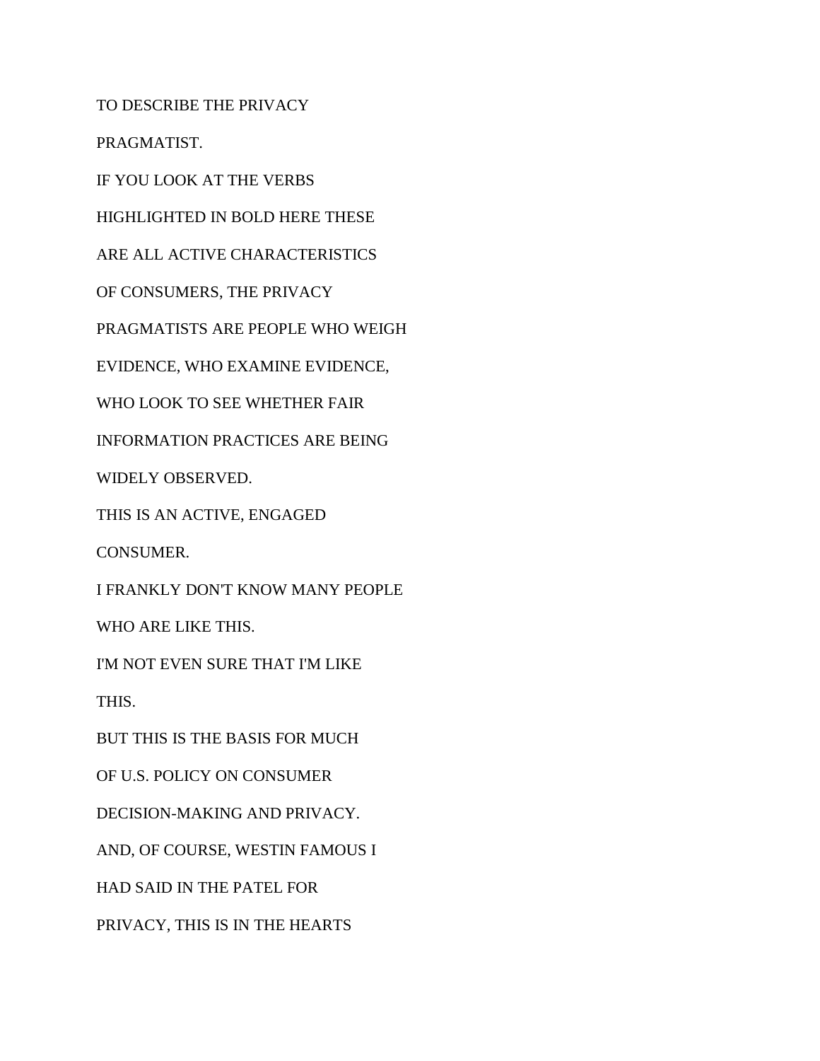TO DESCRIBE THE PRIVACY

PRAGMATIST.

IF YOU LOOK AT THE VERBS

HIGHLIGHTED IN BOLD HERE THESE

ARE ALL ACTIVE CHARACTERISTICS

OF CONSUMERS, THE PRIVACY

PRAGMATISTS ARE PEOPLE WHO WEIGH

EVIDENCE, WHO EXAMINE EVIDENCE,

WHO LOOK TO SEE WHETHER FAIR

INFORMATION PRACTICES ARE BEING

WIDELY OBSERVED.

THIS IS AN ACTIVE, ENGAGED

CONSUMER.

I FRANKLY DON'T KNOW MANY PEOPLE

WHO ARE LIKE THIS.

I'M NOT EVEN SURE THAT I'M LIKE

THIS.

BUT THIS IS THE BASIS FOR MUCH

OF U.S. POLICY ON CONSUMER

DECISION-MAKING AND PRIVACY.

AND, OF COURSE, WESTIN FAMOUS I

HAD SAID IN THE PATEL FOR

PRIVACY, THIS IS IN THE HEARTS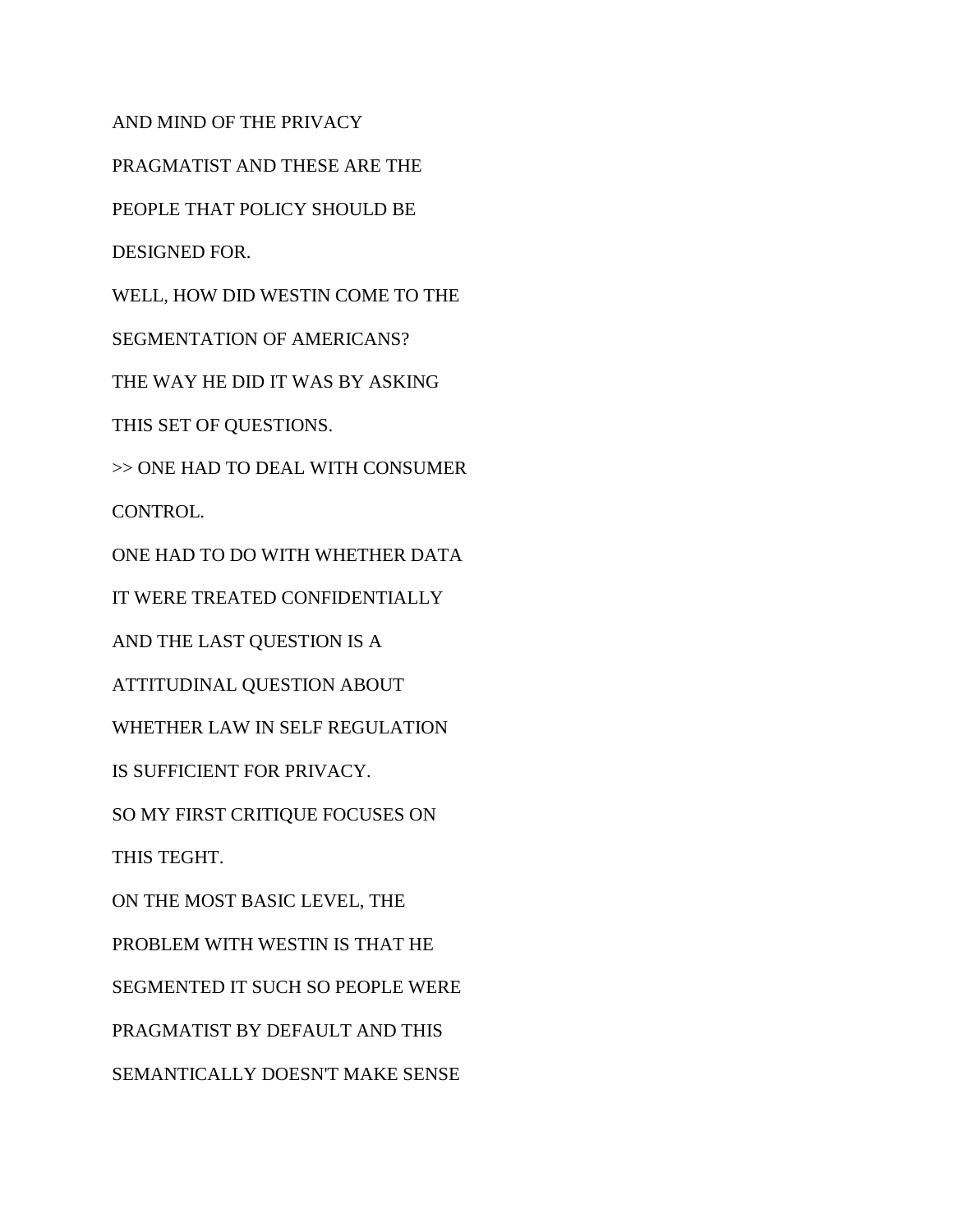AND MIND OF THE PRIVACY

PRAGMATIST AND THESE ARE THE

PEOPLE THAT POLICY SHOULD BE

DESIGNED FOR.

WELL, HOW DID WESTIN COME TO THE

SEGMENTATION OF AMERICANS?

THE WAY HE DID IT WAS BY ASKING

THIS SET OF QUESTIONS.

>> ONE HAD TO DEAL WITH CONSUMER

CONTROL.

ONE HAD TO DO WITH WHETHER DATA

IT WERE TREATED CONFIDENTIALLY

AND THE LAST QUESTION IS A

ATTITUDINAL QUESTION ABOUT

WHETHER LAW IN SELF REGULATION

IS SUFFICIENT FOR PRIVACY.

SO MY FIRST CRITIQUE FOCUSES ON

THIS TEGHT.

ON THE MOST BASIC LEVEL, THE

PROBLEM WITH WESTIN IS THAT HE

SEGMENTED IT SUCH SO PEOPLE WERE

PRAGMATIST BY DEFAULT AND THIS

SEMANTICALLY DOESN'T MAKE SENSE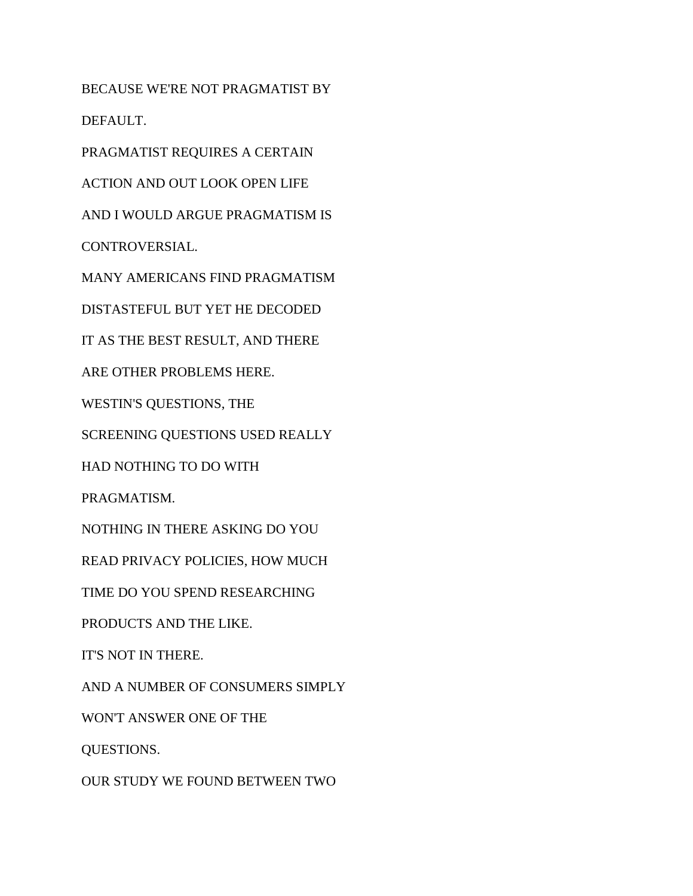BECAUSE WE'RE NOT PRAGMATIST BY

DEFAULT.

PRAGMATIST REQUIRES A CERTAIN

ACTION AND OUT LOOK OPEN LIFE

AND I WOULD ARGUE PRAGMATISM IS

CONTROVERSIAL.

MANY AMERICANS FIND PRAGMATISM

DISTASTEFUL BUT YET HE DECODED

IT AS THE BEST RESULT, AND THERE

ARE OTHER PROBLEMS HERE.

WESTIN'S QUESTIONS, THE

SCREENING QUESTIONS USED REALLY

HAD NOTHING TO DO WITH

PRAGMATISM.

NOTHING IN THERE ASKING DO YOU

READ PRIVACY POLICIES, HOW MUCH

TIME DO YOU SPEND RESEARCHING

PRODUCTS AND THE LIKE.

IT'S NOT IN THERE.

AND A NUMBER OF CONSUMERS SIMPLY

WON'T ANSWER ONE OF THE

QUESTIONS.

OUR STUDY WE FOUND BETWEEN TWO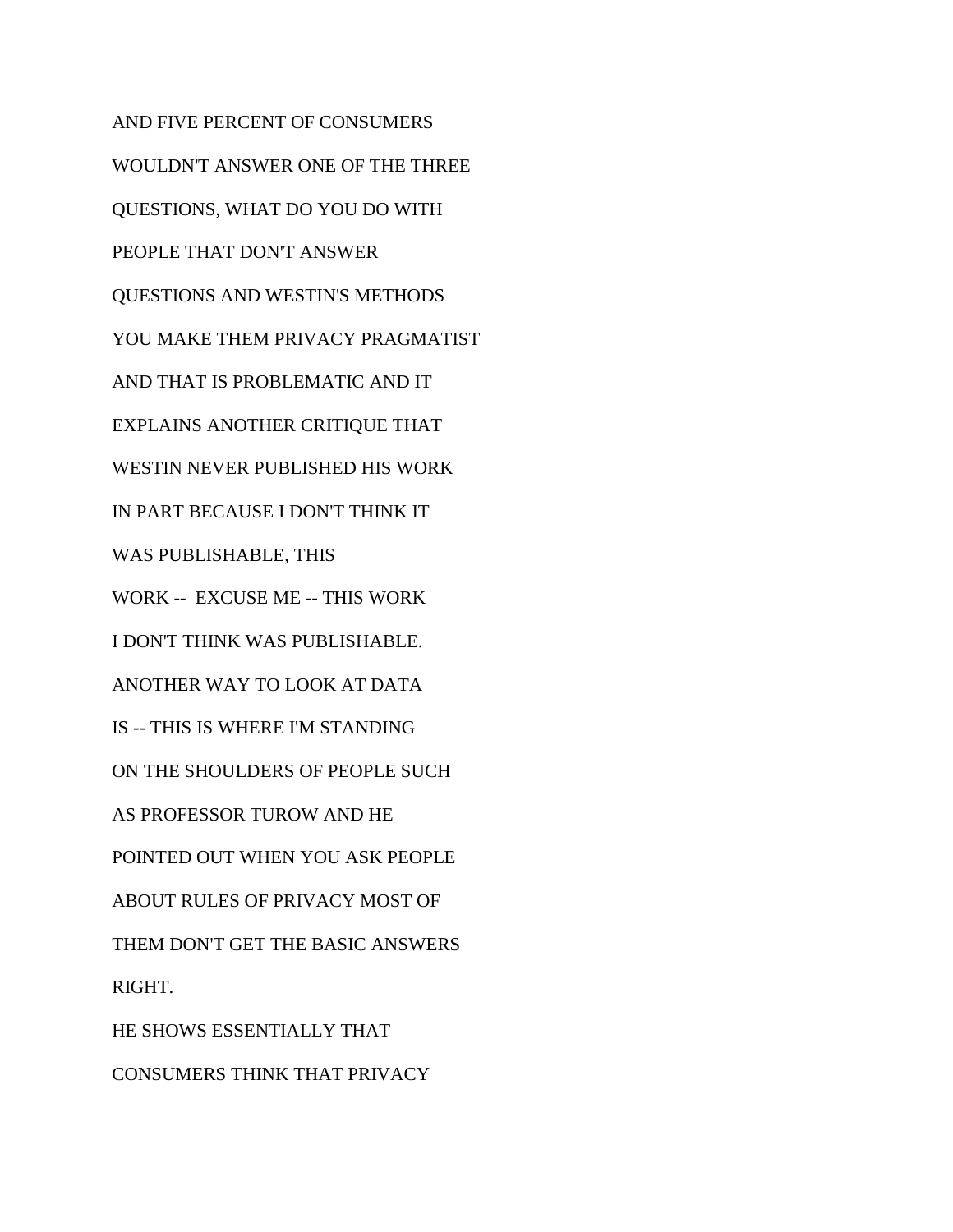AND FIVE PERCENT OF CONSUMERS

WOULDN'T ANSWER ONE OF THE THREE

QUESTIONS, WHAT DO YOU DO WITH

PEOPLE THAT DON'T ANSWER

QUESTIONS AND WESTIN'S METHODS

YOU MAKE THEM PRIVACY PRAGMATIST

AND THAT IS PROBLEMATIC AND IT

EXPLAINS ANOTHER CRITIQUE THAT

WESTIN NEVER PUBLISHED HIS WORK

IN PART BECAUSE I DON'T THINK IT

WAS PUBLISHABLE, THIS

WORK -- EXCUSE ME -- THIS WORK

I DON'T THINK WAS PUBLISHABLE.

ANOTHER WAY TO LOOK AT DATA

IS -- THIS IS WHERE I'M STANDING

ON THE SHOULDERS OF PEOPLE SUCH

AS PROFESSOR TUROW AND HE

POINTED OUT WHEN YOU ASK PEOPLE

ABOUT RULES OF PRIVACY MOST OF

THEM DON'T GET THE BASIC ANSWERS

RIGHT.

HE SHOWS ESSENTIALLY THAT

CONSUMERS THINK THAT PRIVACY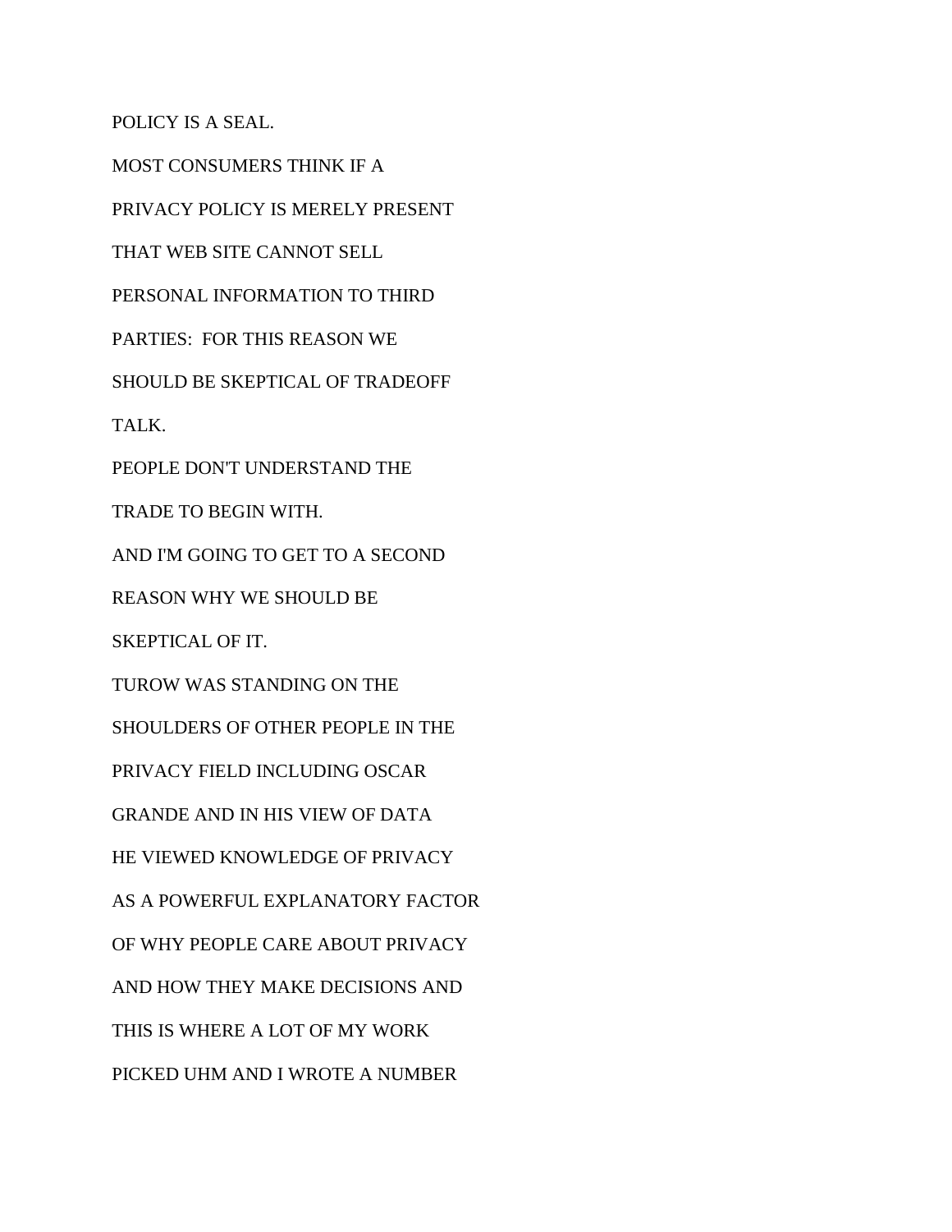POLICY IS A SEAL.

MOST CONSUMERS THINK IF A

PRIVACY POLICY IS MERELY PRESENT

THAT WEB SITE CANNOT SELL

PERSONAL INFORMATION TO THIRD

PARTIES:  FOR THIS REASON WE

SHOULD BE SKEPTICAL OF TRADEOFF

TALK.

PEOPLE DON'T UNDERSTAND THE

TRADE TO BEGIN WITH.

AND I'M GOING TO GET TO A SECOND

REASON WHY WE SHOULD BE

SKEPTICAL OF IT.

TUROW WAS STANDING ON THE

SHOULDERS OF OTHER PEOPLE IN THE

PRIVACY FIELD INCLUDING OSCAR

GRANDE AND IN HIS VIEW OF DATA

HE VIEWED KNOWLEDGE OF PRIVACY

AS A POWERFUL EXPLANATORY FACTOR

OF WHY PEOPLE CARE ABOUT PRIVACY

AND HOW THEY MAKE DECISIONS AND

THIS IS WHERE A LOT OF MY WORK

PICKED UHM AND I WROTE A NUMBER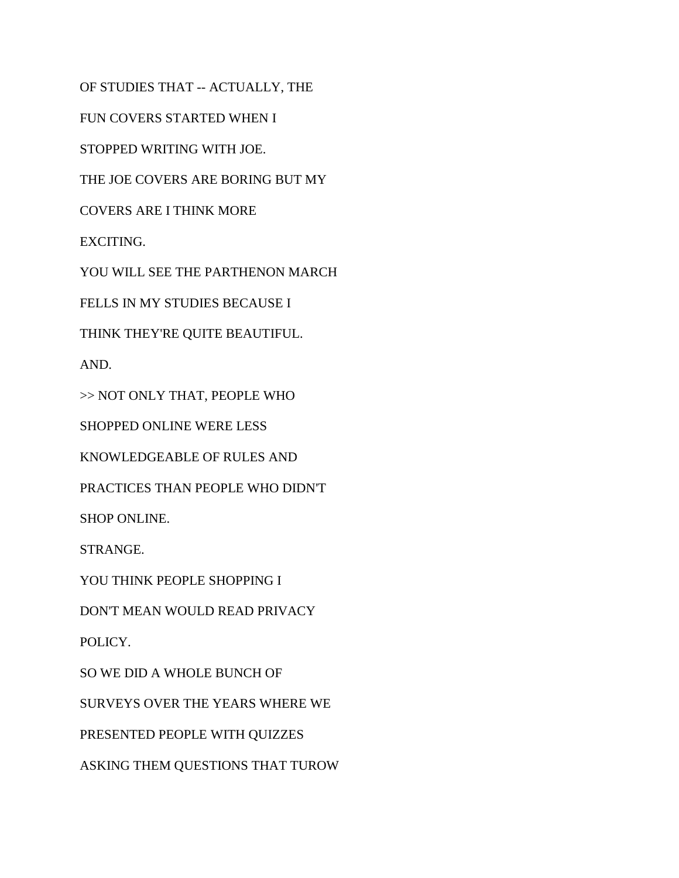OF STUDIES THAT -- ACTUALLY, THE

FUN COVERS STARTED WHEN I

STOPPED WRITING WITH JOE.

THE JOE COVERS ARE BORING BUT MY

COVERS ARE I THINK MORE

EXCITING.

YOU WILL SEE THE PARTHENON MARCH

FELLS IN MY STUDIES BECAUSE I

THINK THEY'RE QUITE BEAUTIFUL.

AND.

>> NOT ONLY THAT, PEOPLE WHO

SHOPPED ONLINE WERE LESS

KNOWLEDGEABLE OF RULES AND

PRACTICES THAN PEOPLE WHO DIDN'T

SHOP ONLINE.

STRANGE.

YOU THINK PEOPLE SHOPPING I

DON'T MEAN WOULD READ PRIVACY

POLICY.

SO WE DID A WHOLE BUNCH OF

SURVEYS OVER THE YEARS WHERE WE

PRESENTED PEOPLE WITH QUIZZES

ASKING THEM QUESTIONS THAT TUROW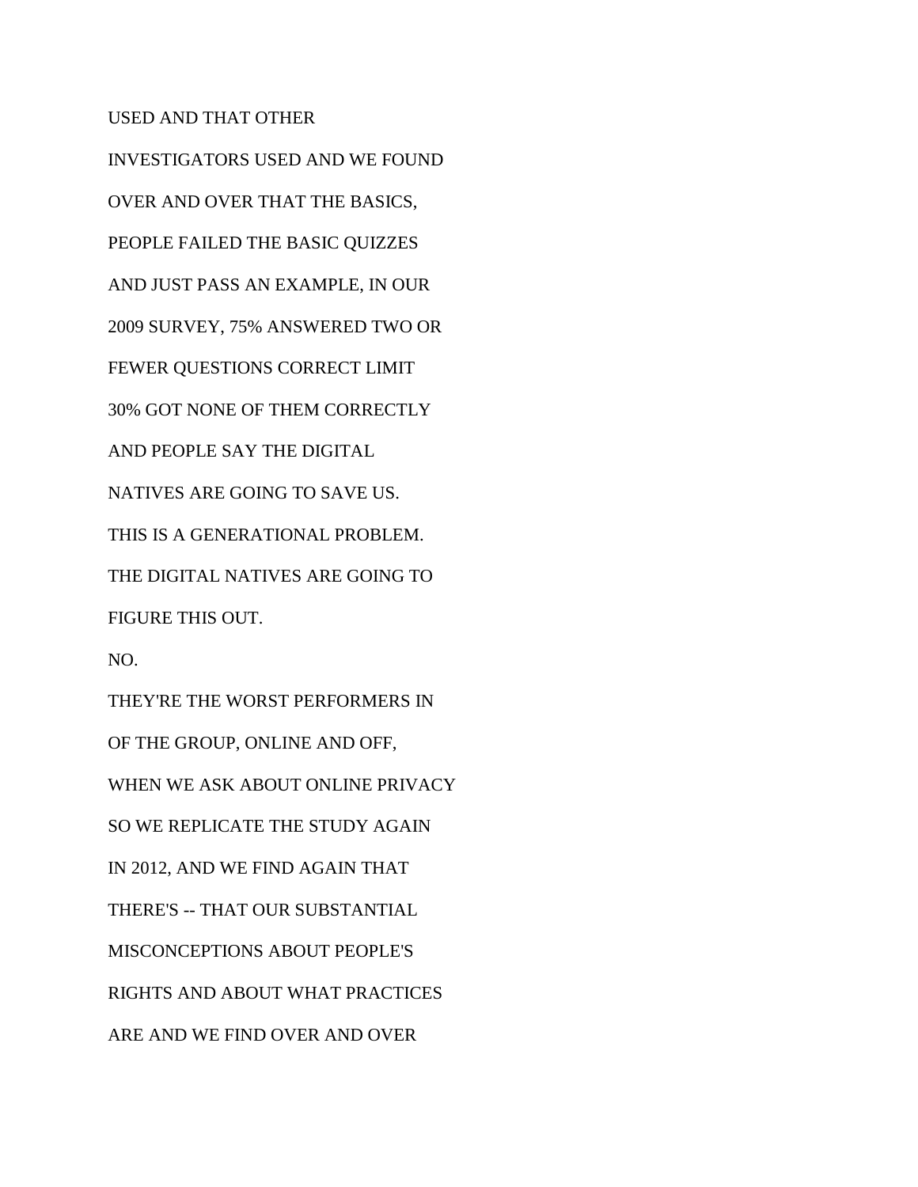USED AND THAT OTHER

INVESTIGATORS USED AND WE FOUND

OVER AND OVER THAT THE BASICS,

PEOPLE FAILED THE BASIC QUIZZES

AND JUST PASS AN EXAMPLE, IN OUR

2009 SURVEY, 75% ANSWERED TWO OR

FEWER QUESTIONS CORRECT LIMIT

30% GOT NONE OF THEM CORRECTLY

AND PEOPLE SAY THE DIGITAL

NATIVES ARE GOING TO SAVE US.

THIS IS A GENERATIONAL PROBLEM.

THE DIGITAL NATIVES ARE GOING TO

FIGURE THIS OUT.

NO.

THEY'RE THE WORST PERFORMERS IN

OF THE GROUP, ONLINE AND OFF,

WHEN WE ASK ABOUT ONLINE PRIVACY

SO WE REPLICATE THE STUDY AGAIN

IN 2012, AND WE FIND AGAIN THAT

THERE'S -- THAT OUR SUBSTANTIAL

MISCONCEPTIONS ABOUT PEOPLE'S

RIGHTS AND ABOUT WHAT PRACTICES

ARE AND WE FIND OVER AND OVER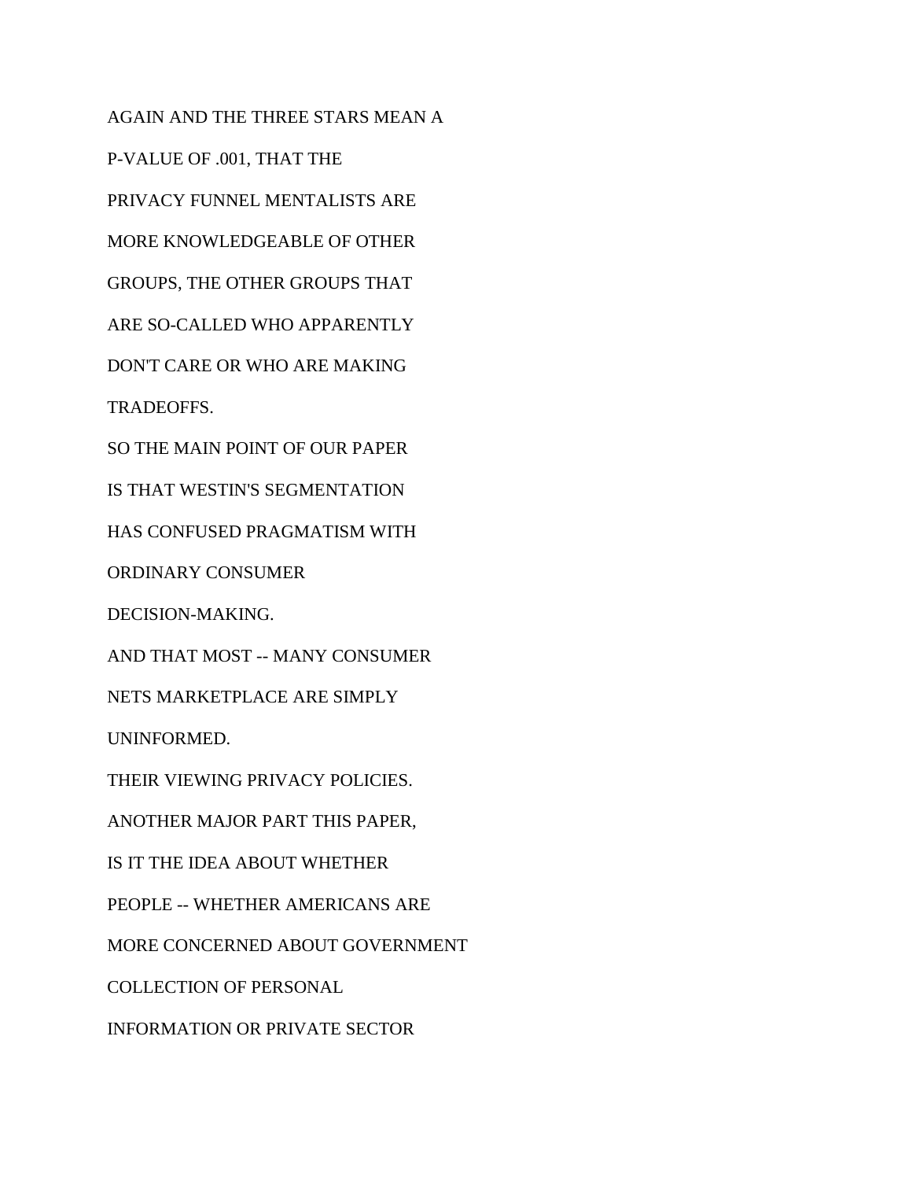AGAIN AND THE THREE STARS MEAN A

P-VALUE OF .001, THAT THE

PRIVACY FUNNEL MENTALISTS ARE

MORE KNOWLEDGEABLE OF OTHER

GROUPS, THE OTHER GROUPS THAT

ARE SO-CALLED WHO APPARENTLY

DON'T CARE OR WHO ARE MAKING

TRADEOFFS.

SO THE MAIN POINT OF OUR PAPER

IS THAT WESTIN'S SEGMENTATION

HAS CONFUSED PRAGMATISM WITH

ORDINARY CONSUMER

DECISION-MAKING.

AND THAT MOST -- MANY CONSUMER

NETS MARKETPLACE ARE SIMPLY

UNINFORMED.

THEIR VIEWING PRIVACY POLICIES.

ANOTHER MAJOR PART THIS PAPER,

IS IT THE IDEA ABOUT WHETHER

PEOPLE -- WHETHER AMERICANS ARE

MORE CONCERNED ABOUT GOVERNMENT

COLLECTION OF PERSONAL

INFORMATION OR PRIVATE SECTOR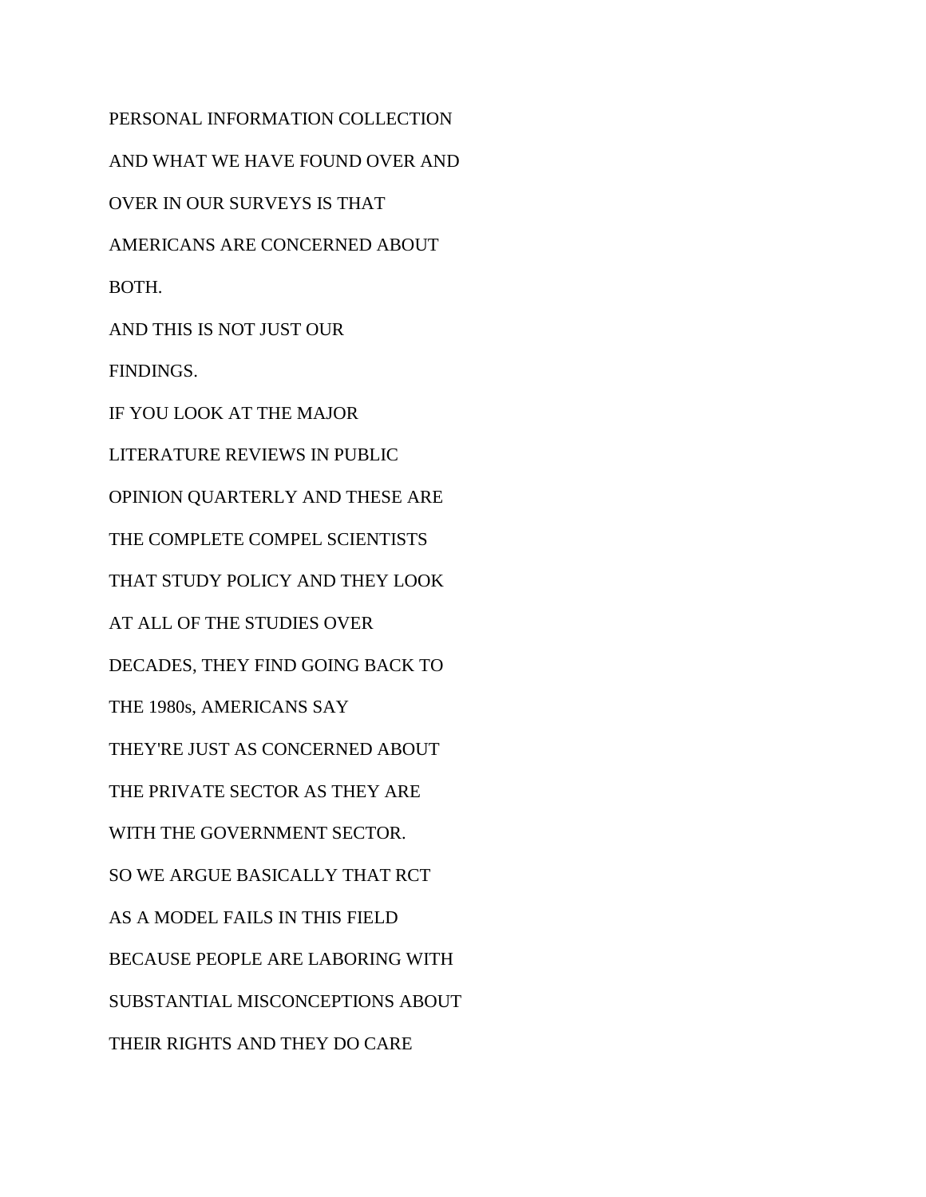PERSONAL INFORMATION COLLECTION

AND WHAT WE HAVE FOUND OVER AND

OVER IN OUR SURVEYS IS THAT

AMERICANS ARE CONCERNED ABOUT

BOTH.

AND THIS IS NOT JUST OUR

FINDINGS.

IF YOU LOOK AT THE MAJOR

LITERATURE REVIEWS IN PUBLIC

OPINION QUARTERLY AND THESE ARE

THE COMPLETE COMPEL SCIENTISTS

THAT STUDY POLICY AND THEY LOOK

AT ALL OF THE STUDIES OVER

DECADES, THEY FIND GOING BACK TO

THE 1980s, AMERICANS SAY

THEY'RE JUST AS CONCERNED ABOUT

THE PRIVATE SECTOR AS THEY ARE

WITH THE GOVERNMENT SECTOR.

SO WE ARGUE BASICALLY THAT RCT

AS A MODEL FAILS IN THIS FIELD

BECAUSE PEOPLE ARE LABORING WITH

SUBSTANTIAL MISCONCEPTIONS ABOUT

THEIR RIGHTS AND THEY DO CARE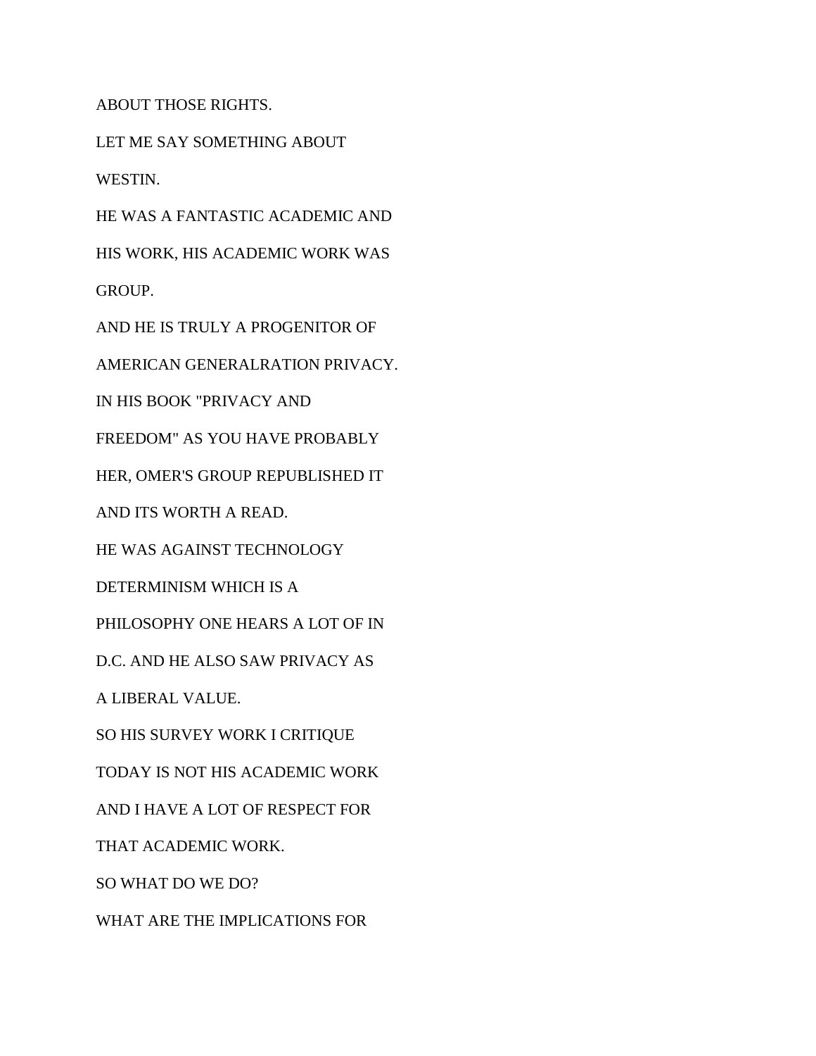ABOUT THOSE RIGHTS.

LET ME SAY SOMETHING ABOUT

WESTIN.

HE WAS A FANTASTIC ACADEMIC AND

HIS WORK, HIS ACADEMIC WORK WAS

GROUP.

AND HE IS TRULY A PROGENITOR OF

AMERICAN GENERALRATION PRIVACY.

IN HIS BOOK "PRIVACY AND

FREEDOM" AS YOU HAVE PROBABLY

HER, OMER'S GROUP REPUBLISHED IT

AND ITS WORTH A READ.

HE WAS AGAINST TECHNOLOGY

DETERMINISM WHICH IS A

PHILOSOPHY ONE HEARS A LOT OF IN

D.C. AND HE ALSO SAW PRIVACY AS

A LIBERAL VALUE.

SO HIS SURVEY WORK I CRITIQUE

TODAY IS NOT HIS ACADEMIC WORK

AND I HAVE A LOT OF RESPECT FOR

THAT ACADEMIC WORK.

SO WHAT DO WE DO?

WHAT ARE THE IMPLICATIONS FOR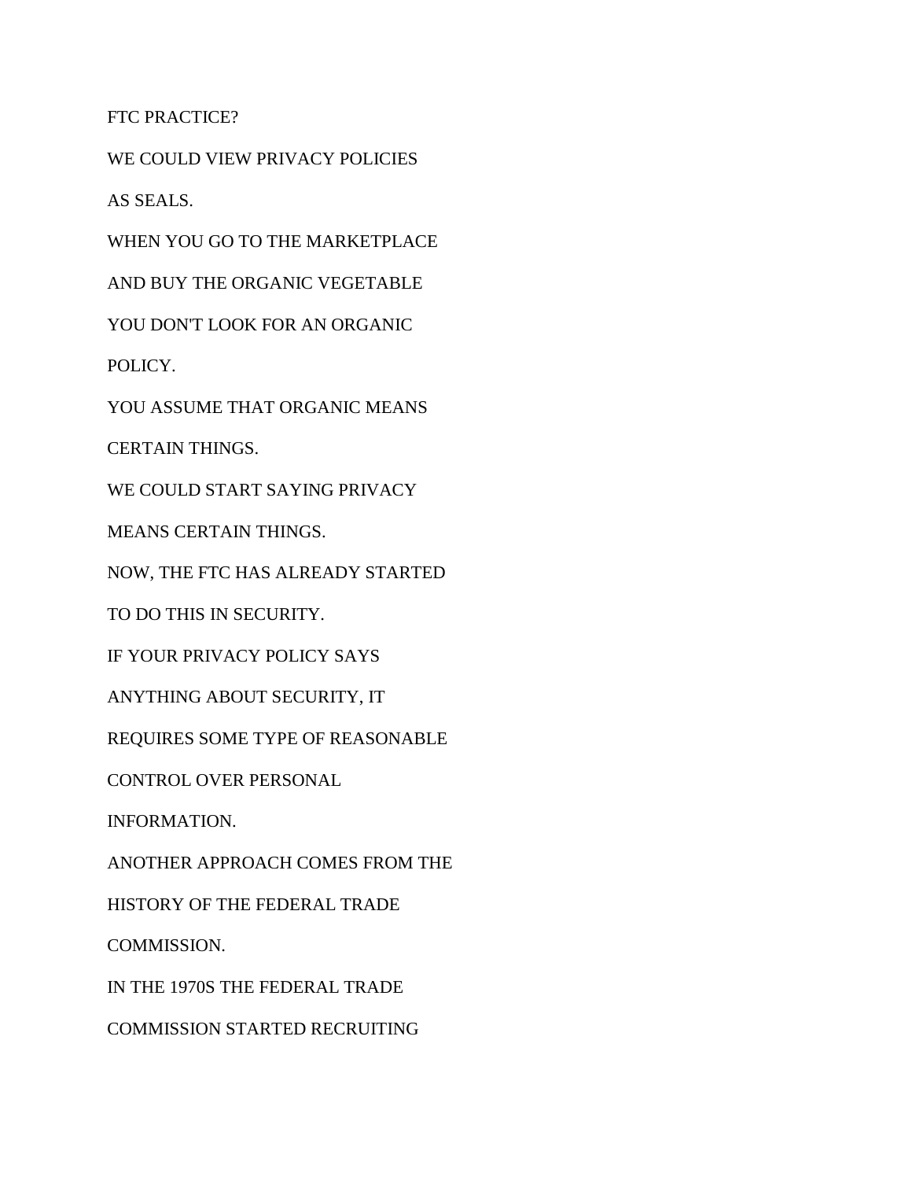FTC PRACTICE?

WE COULD VIEW PRIVACY POLICIES

AS SEALS.

WHEN YOU GO TO THE MARKETPLACE

AND BUY THE ORGANIC VEGETABLE

YOU DON'T LOOK FOR AN ORGANIC

POLICY.

YOU ASSUME THAT ORGANIC MEANS

CERTAIN THINGS.

WE COULD START SAYING PRIVACY

MEANS CERTAIN THINGS.

NOW, THE FTC HAS ALREADY STARTED

TO DO THIS IN SECURITY.

IF YOUR PRIVACY POLICY SAYS

ANYTHING ABOUT SECURITY, IT

REQUIRES SOME TYPE OF REASONABLE

CONTROL OVER PERSONAL

INFORMATION.

ANOTHER APPROACH COMES FROM THE

HISTORY OF THE FEDERAL TRADE

COMMISSION.

IN THE 1970S THE FEDERAL TRADE

COMMISSION STARTED RECRUITING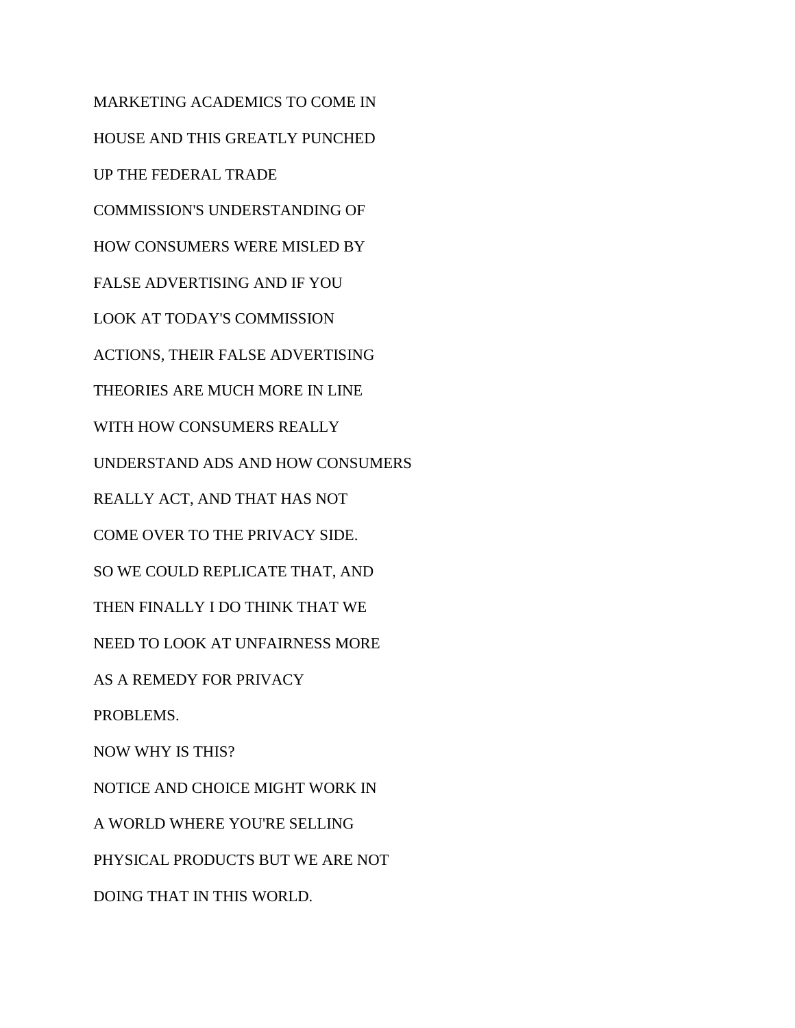MARKETING ACADEMICS TO COME IN

HOUSE AND THIS GREATLY PUNCHED

UP THE FEDERAL TRADE

COMMISSION'S UNDERSTANDING OF

HOW CONSUMERS WERE MISLED BY

FALSE ADVERTISING AND IF YOU

LOOK AT TODAY'S COMMISSION

ACTIONS, THEIR FALSE ADVERTISING

THEORIES ARE MUCH MORE IN LINE

WITH HOW CONSUMERS REALLY

UNDERSTAND ADS AND HOW CONSUMERS

REALLY ACT, AND THAT HAS NOT

COME OVER TO THE PRIVACY SIDE.

SO WE COULD REPLICATE THAT, AND

THEN FINALLY I DO THINK THAT WE

NEED TO LOOK AT UNFAIRNESS MORE

AS A REMEDY FOR PRIVACY

PROBLEMS.

NOW WHY IS THIS?

NOTICE AND CHOICE MIGHT WORK IN

A WORLD WHERE YOU'RE SELLING

PHYSICAL PRODUCTS BUT WE ARE NOT

DOING THAT IN THIS WORLD.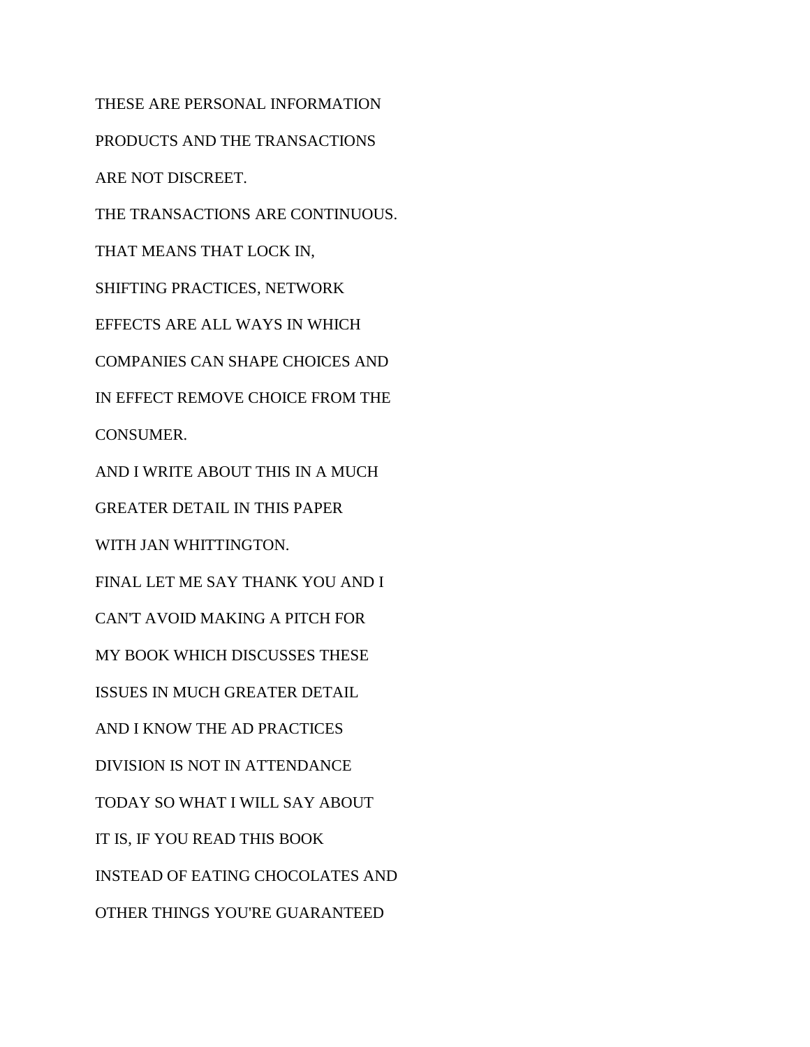THESE ARE PERSONAL INFORMATION

PRODUCTS AND THE TRANSACTIONS

ARE NOT DISCREET.

THE TRANSACTIONS ARE CONTINUOUS.

THAT MEANS THAT LOCK IN,

SHIFTING PRACTICES, NETWORK

EFFECTS ARE ALL WAYS IN WHICH

COMPANIES CAN SHAPE CHOICES AND

IN EFFECT REMOVE CHOICE FROM THE

CONSUMER.

AND I WRITE ABOUT THIS IN A MUCH

GREATER DETAIL IN THIS PAPER

WITH JAN WHITTINGTON.

FINAL LET ME SAY THANK YOU AND I

CAN'T AVOID MAKING A PITCH FOR

MY BOOK WHICH DISCUSSES THESE

ISSUES IN MUCH GREATER DETAIL

AND I KNOW THE AD PRACTICES

DIVISION IS NOT IN ATTENDANCE

TODAY SO WHAT I WILL SAY ABOUT

IT IS, IF YOU READ THIS BOOK

INSTEAD OF EATING CHOCOLATES AND

OTHER THINGS YOU'RE GUARANTEED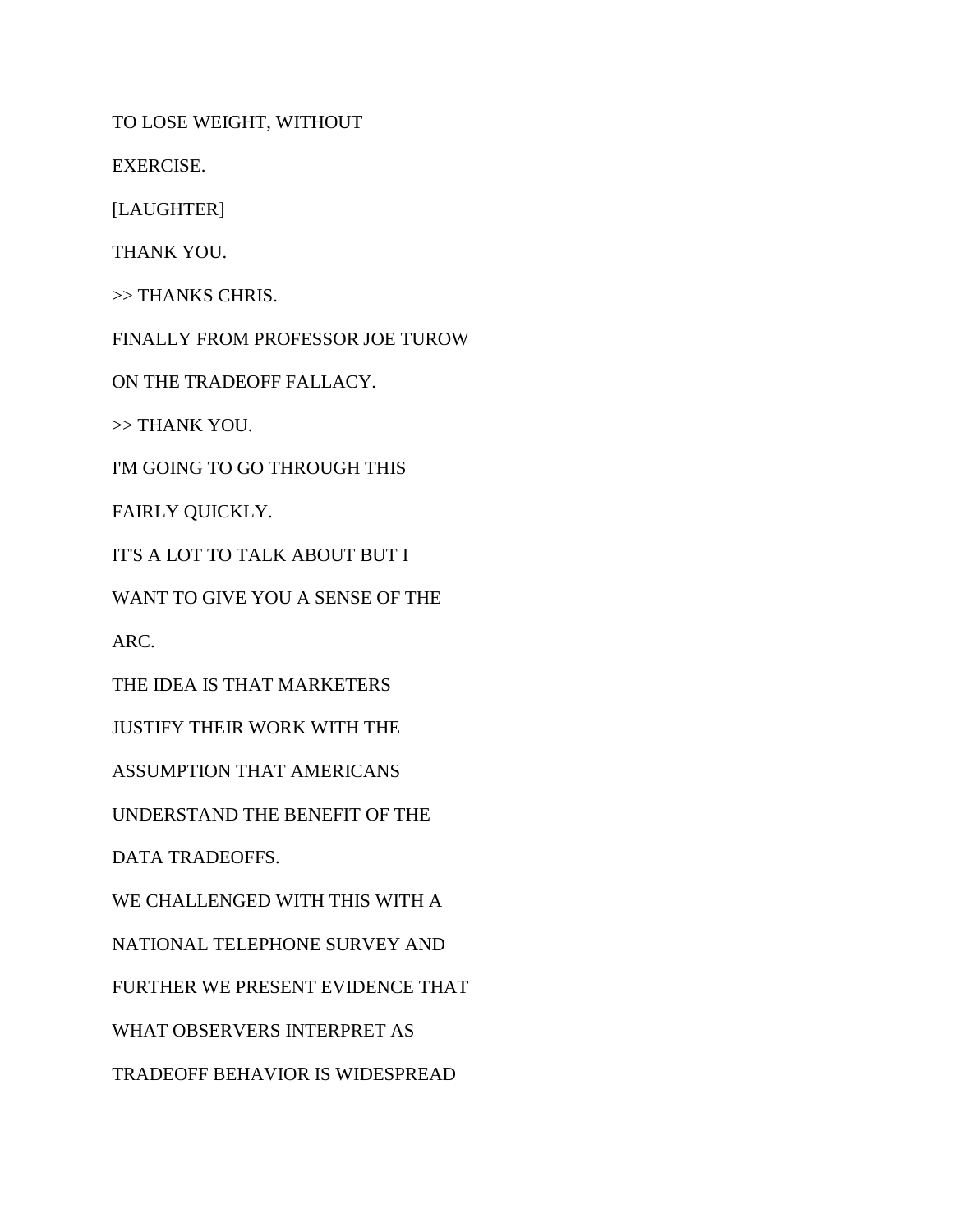TO LOSE WEIGHT, WITHOUT

EXERCISE.

[LAUGHTER]

THANK YOU.

>> THANKS CHRIS.

FINALLY FROM PROFESSOR JOE TUROW

ON THE TRADEOFF FALLACY.

>> THANK YOU.

I'M GOING TO GO THROUGH THIS

FAIRLY QUICKLY.

IT'S A LOT TO TALK ABOUT BUT I

WANT TO GIVE YOU A SENSE OF THE

ARC.

THE IDEA IS THAT MARKETERS

JUSTIFY THEIR WORK WITH THE

ASSUMPTION THAT AMERICANS

UNDERSTAND THE BENEFIT OF THE

DATA TRADEOFFS.

WE CHALLENGED WITH THIS WITH A

NATIONAL TELEPHONE SURVEY AND

FURTHER WE PRESENT EVIDENCE THAT

WHAT OBSERVERS INTERPRET AS

TRADEOFF BEHAVIOR IS WIDESPREAD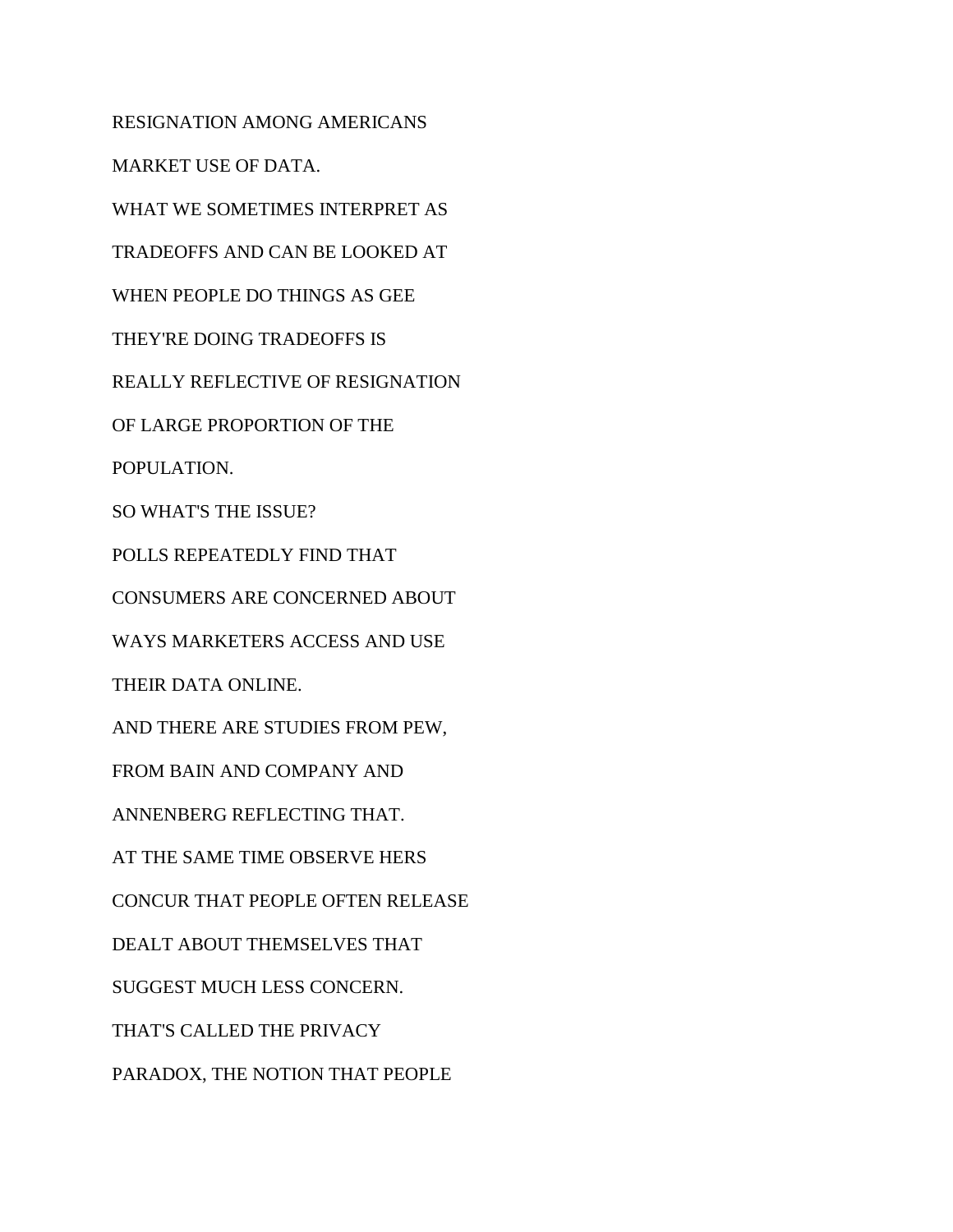RESIGNATION AMONG AMERICANS

MARKET USE OF DATA.

WHAT WE SOMETIMES INTERPRET AS

TRADEOFFS AND CAN BE LOOKED AT

WHEN PEOPLE DO THINGS AS GEE

THEY'RE DOING TRADEOFFS IS

REALLY REFLECTIVE OF RESIGNATION

OF LARGE PROPORTION OF THE

POPULATION.

SO WHAT'S THE ISSUE?

POLLS REPEATEDLY FIND THAT

CONSUMERS ARE CONCERNED ABOUT

WAYS MARKETERS ACCESS AND USE

THEIR DATA ONLINE.

AND THERE ARE STUDIES FROM PEW,

FROM BAIN AND COMPANY AND

ANNENBERG REFLECTING THAT.

AT THE SAME TIME OBSERVE HERS

CONCUR THAT PEOPLE OFTEN RELEASE

DEALT ABOUT THEMSELVES THAT

SUGGEST MUCH LESS CONCERN.

THAT'S CALLED THE PRIVACY

PARADOX, THE NOTION THAT PEOPLE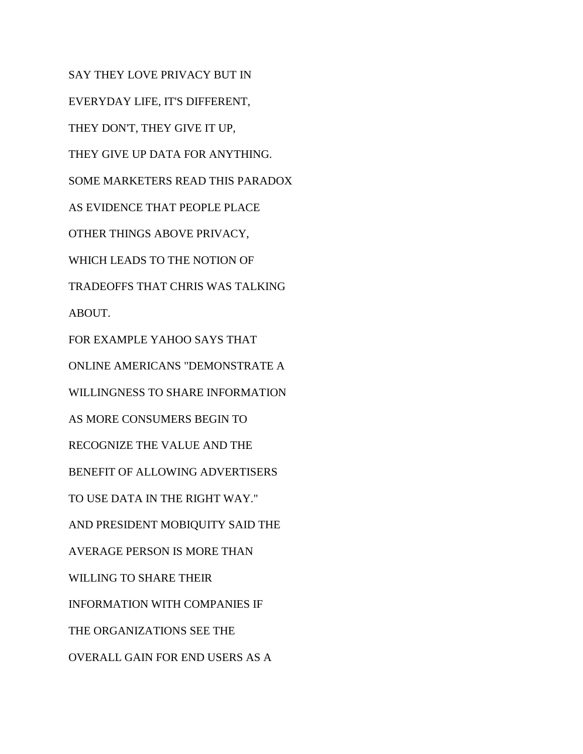SAY THEY LOVE PRIVACY BUT IN
EVERYDAY LIFE, IT'S DIFFERENT,
THEY DON'T, THEY GIVE IT UP,
THEY GIVE UP DATA FOR ANYTHING.
SOME MARKETERS READ THIS PARADOX
AS EVIDENCE THAT PEOPLE PLACE
OTHER THINGS ABOVE PRIVACY,
WHICH LEADS TO THE NOTION OF
TRADEOFFS THAT CHRIS WAS TALKING
ABOUT.
FOR EXAMPLE YAHOO SAYS THAT
ONLINE AMERICANS "DEMONSTRATE A
WILLINGNESS TO SHARE INFORMATION
AS MORE CONSUMERS BEGIN TO
RECOGNIZE THE VALUE AND THE
BENEFIT OF ALLOWING ADVERTISERS
TO USE DATA IN THE RIGHT WAY."
AND PRESIDENT MOBIQUITY SAID THE
AVERAGE PERSON IS MORE THAN
WILLING TO SHARE THEIR
INFORMATION WITH COMPANIES IF
THE ORGANIZATIONS SEE THE
OVERALL GAIN FOR END USERS AS A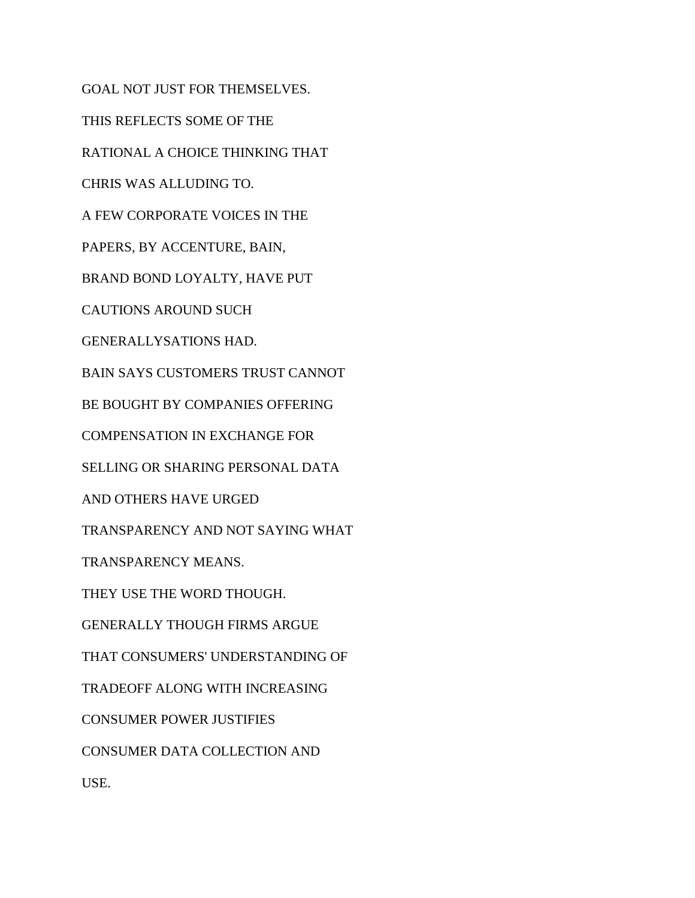GOAL NOT JUST FOR THEMSELVES.

THIS REFLECTS SOME OF THE

RATIONAL A CHOICE THINKING THAT

CHRIS WAS ALLUDING TO.

A FEW CORPORATE VOICES IN THE

PAPERS, BY ACCENTURE, BAIN,

BRAND BOND LOYALTY, HAVE PUT

CAUTIONS AROUND SUCH

GENERALLYSATIONS HAD.

BAIN SAYS CUSTOMERS TRUST CANNOT

BE BOUGHT BY COMPANIES OFFERING

COMPENSATION IN EXCHANGE FOR

SELLING OR SHARING PERSONAL DATA

AND OTHERS HAVE URGED

TRANSPARENCY AND NOT SAYING WHAT

TRANSPARENCY MEANS.

THEY USE THE WORD THOUGH.

GENERALLY THOUGH FIRMS ARGUE

THAT CONSUMERS' UNDERSTANDING OF

TRADEOFF ALONG WITH INCREASING

CONSUMER POWER JUSTIFIES

CONSUMER DATA COLLECTION AND

USE.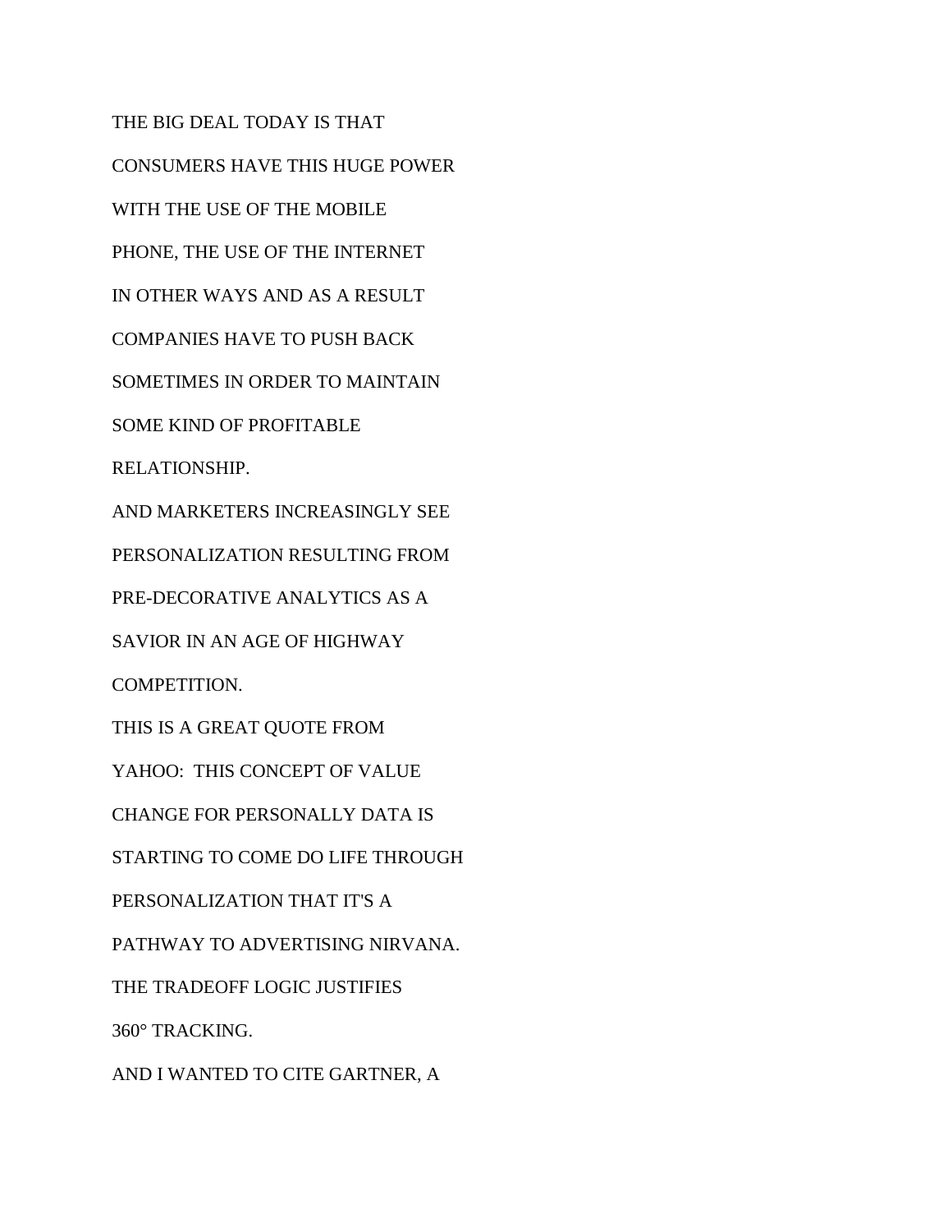THE BIG DEAL TODAY IS THAT
CONSUMERS HAVE THIS HUGE POWER
WITH THE USE OF THE MOBILE
PHONE, THE USE OF THE INTERNET
IN OTHER WAYS AND AS A RESULT
COMPANIES HAVE TO PUSH BACK
SOMETIMES IN ORDER TO MAINTAIN
SOME KIND OF PROFITABLE
RELATIONSHIP.
AND MARKETERS INCREASINGLY SEE
PERSONALIZATION RESULTING FROM
PRE-DECORATIVE ANALYTICS AS A
SAVIOR IN AN AGE OF HIGHWAY
COMPETITION.
THIS IS A GREAT QUOTE FROM
YAHOO:  THIS CONCEPT OF VALUE
CHANGE FOR PERSONALLY DATA IS
STARTING TO COME DO LIFE THROUGH
PERSONALIZATION THAT IT'S A
PATHWAY TO ADVERTISING NIRVANA.
THE TRADEOFF LOGIC JUSTIFIES
360° TRACKING.
AND I WANTED TO CITE GARTNER, A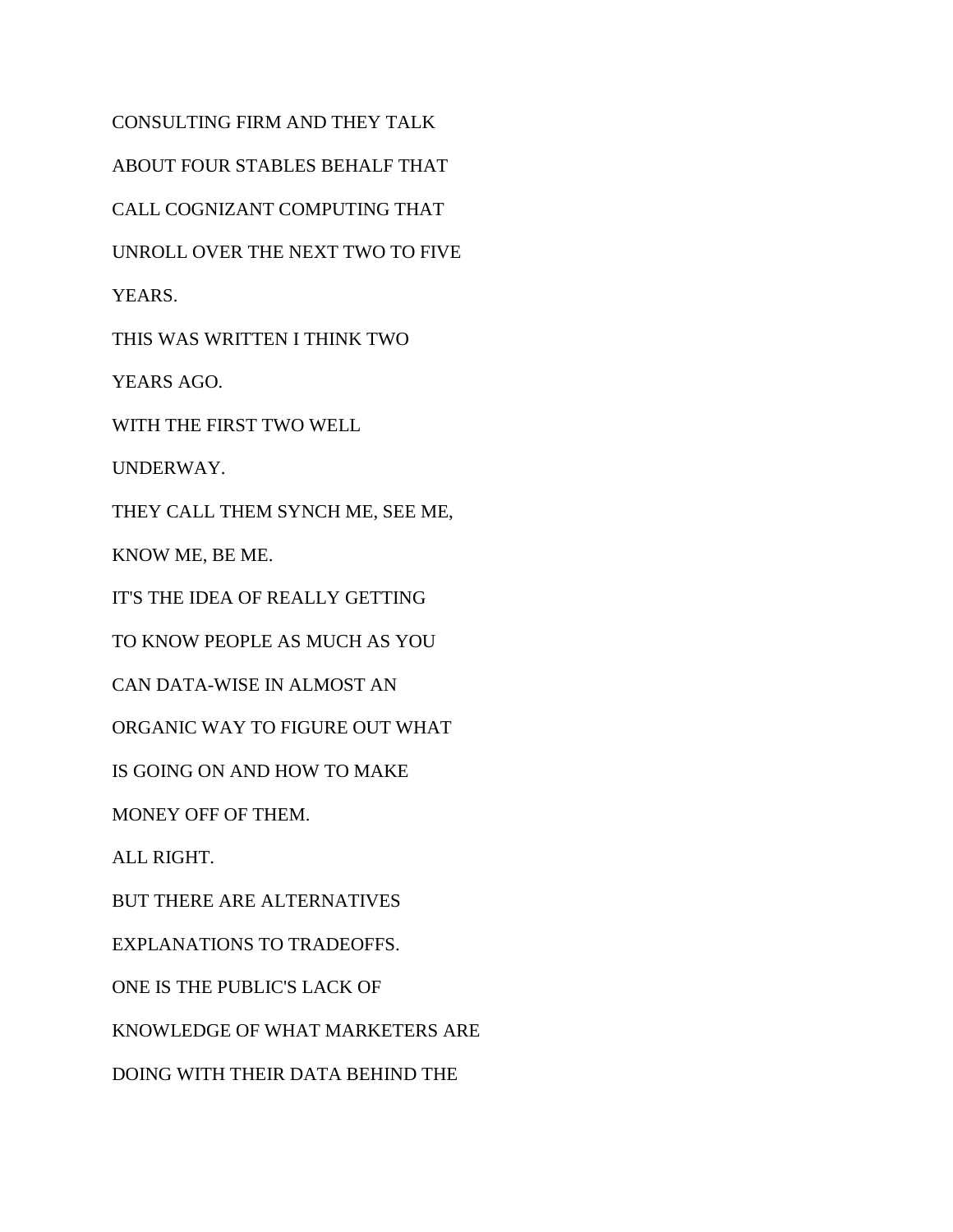CONSULTING FIRM AND THEY TALK

ABOUT FOUR STABLES BEHALF THAT

CALL COGNIZANT COMPUTING THAT

UNROLL OVER THE NEXT TWO TO FIVE

YEARS.

THIS WAS WRITTEN I THINK TWO

YEARS AGO.

WITH THE FIRST TWO WELL

UNDERWAY.

THEY CALL THEM SYNCH ME, SEE ME,

KNOW ME, BE ME.

IT'S THE IDEA OF REALLY GETTING

TO KNOW PEOPLE AS MUCH AS YOU

CAN DATA-WISE IN ALMOST AN

ORGANIC WAY TO FIGURE OUT WHAT

IS GOING ON AND HOW TO MAKE

MONEY OFF OF THEM.

ALL RIGHT.

BUT THERE ARE ALTERNATIVES

EXPLANATIONS TO TRADEOFFS.

ONE IS THE PUBLIC'S LACK OF

KNOWLEDGE OF WHAT MARKETERS ARE

DOING WITH THEIR DATA BEHIND THE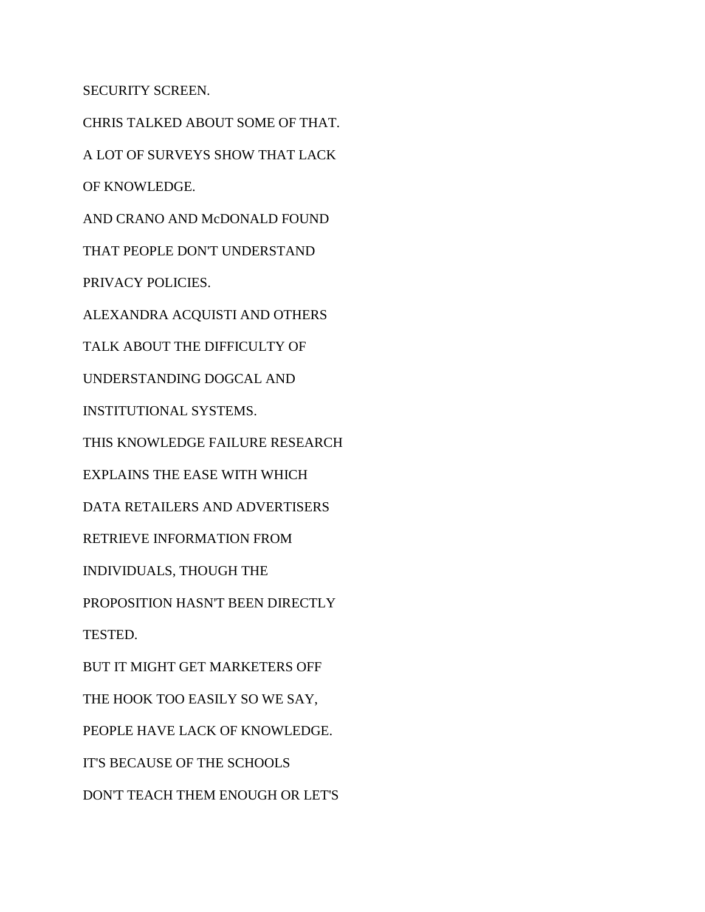SECURITY SCREEN.

CHRIS TALKED ABOUT SOME OF THAT.

A LOT OF SURVEYS SHOW THAT LACK

OF KNOWLEDGE.

AND CRANO AND McDONALD FOUND

THAT PEOPLE DON'T UNDERSTAND

PRIVACY POLICIES.

ALEXANDRA ACQUISTI AND OTHERS

TALK ABOUT THE DIFFICULTY OF

UNDERSTANDING DOGCAL AND

INSTITUTIONAL SYSTEMS.

THIS KNOWLEDGE FAILURE RESEARCH

EXPLAINS THE EASE WITH WHICH

DATA RETAILERS AND ADVERTISERS

RETRIEVE INFORMATION FROM

INDIVIDUALS, THOUGH THE

PROPOSITION HASN'T BEEN DIRECTLY

TESTED.

BUT IT MIGHT GET MARKETERS OFF

THE HOOK TOO EASILY SO WE SAY,

PEOPLE HAVE LACK OF KNOWLEDGE.

IT'S BECAUSE OF THE SCHOOLS

DON'T TEACH THEM ENOUGH OR LET'S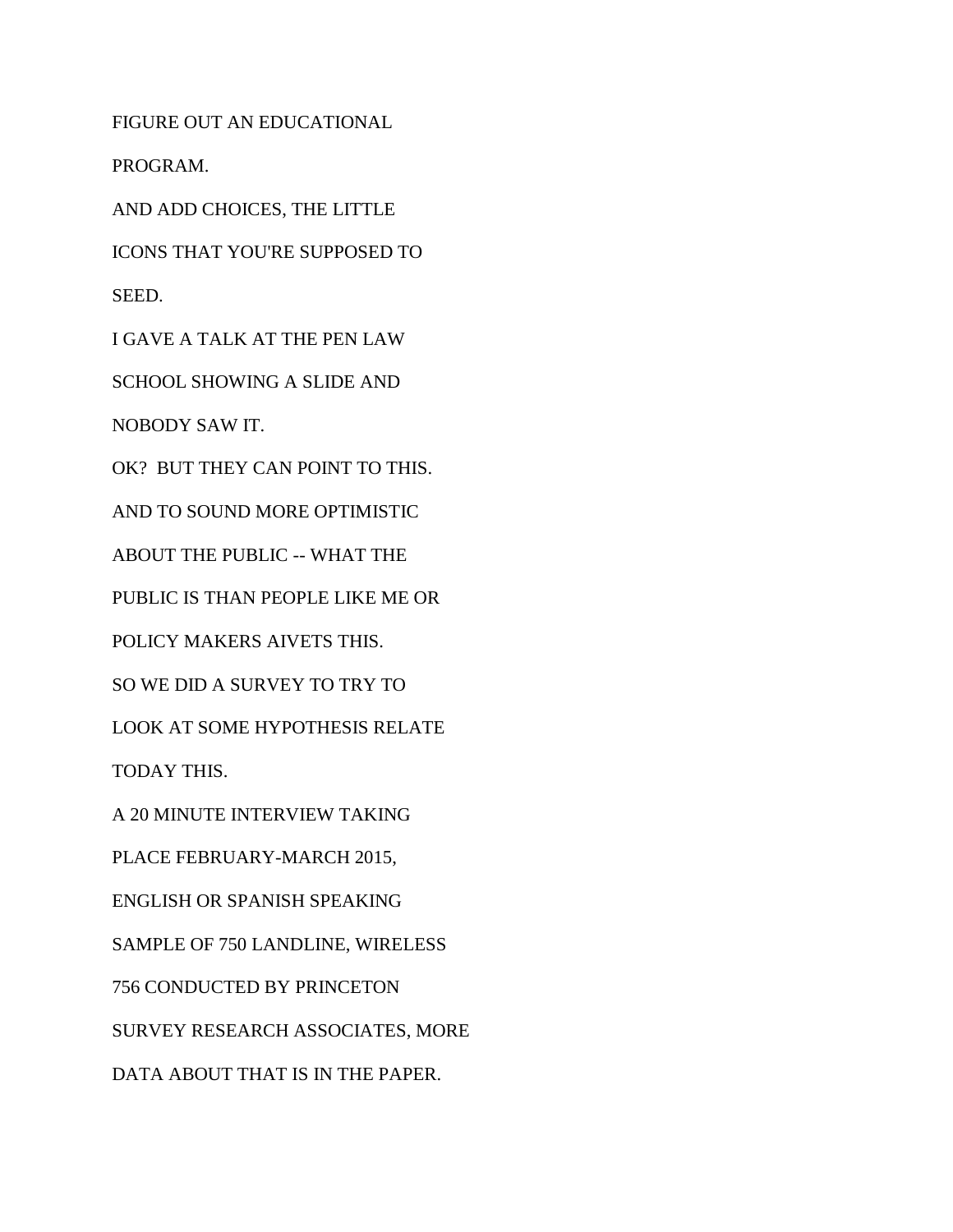FIGURE OUT AN EDUCATIONAL

PROGRAM.

AND ADD CHOICES, THE LITTLE

ICONS THAT YOU'RE SUPPOSED TO

SEED.

I GAVE A TALK AT THE PEN LAW

SCHOOL SHOWING A SLIDE AND

NOBODY SAW IT.

OK? BUT THEY CAN POINT TO THIS.

AND TO SOUND MORE OPTIMISTIC

ABOUT THE PUBLIC -- WHAT THE

PUBLIC IS THAN PEOPLE LIKE ME OR

POLICY MAKERS AIVETS THIS.

SO WE DID A SURVEY TO TRY TO

LOOK AT SOME HYPOTHESIS RELATE

TODAY THIS.

A 20 MINUTE INTERVIEW TAKING

PLACE FEBRUARY-MARCH 2015,

ENGLISH OR SPANISH SPEAKING

SAMPLE OF 750 LANDLINE, WIRELESS

756 CONDUCTED BY PRINCETON

SURVEY RESEARCH ASSOCIATES, MORE

DATA ABOUT THAT IS IN THE PAPER.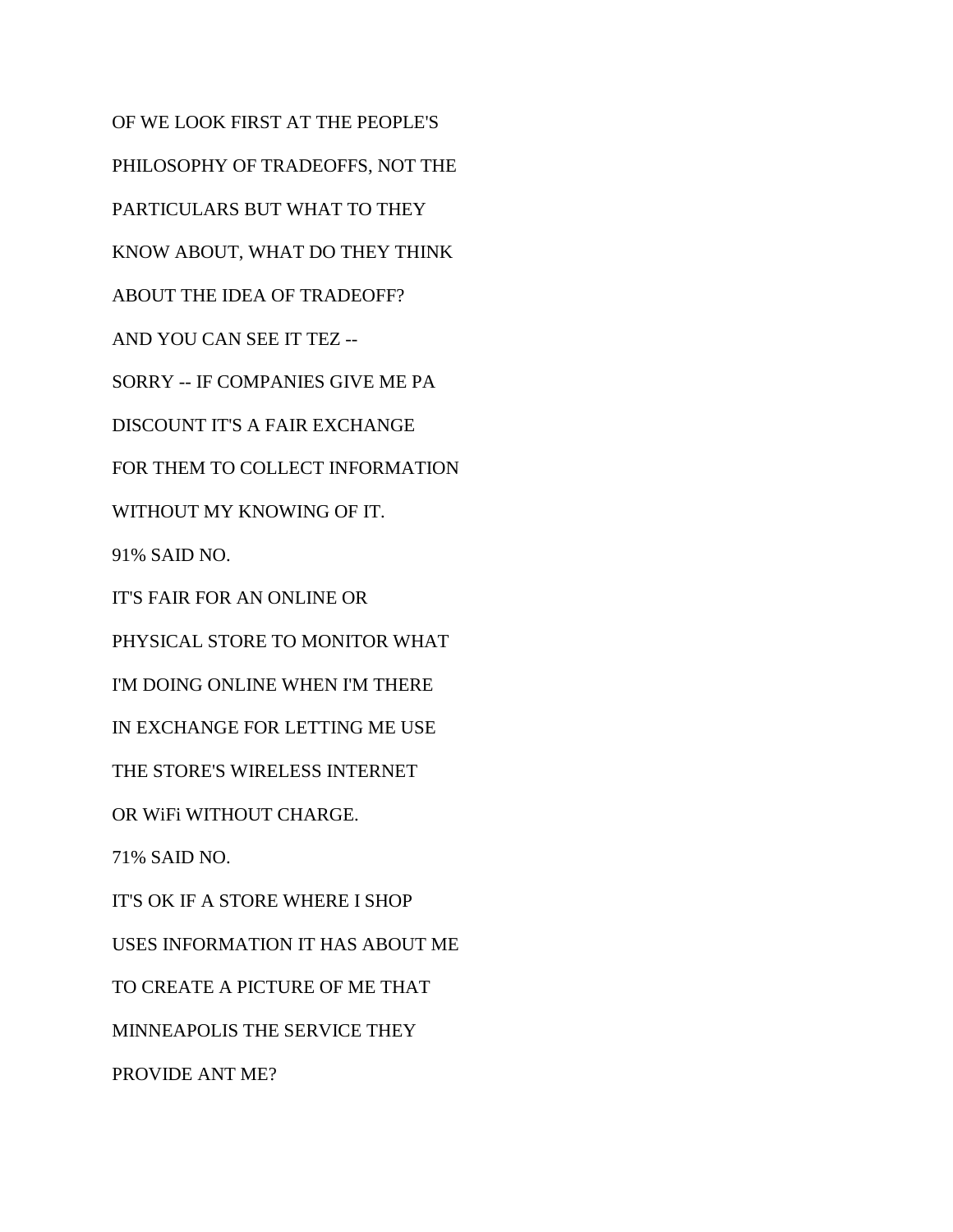OF WE LOOK FIRST AT THE PEOPLE'S

PHILOSOPHY OF TRADEOFFS, NOT THE

PARTICULARS BUT WHAT TO THEY

KNOW ABOUT, WHAT DO THEY THINK

ABOUT THE IDEA OF TRADEOFF?

AND YOU CAN SEE IT TEZ --

SORRY -- IF COMPANIES GIVE ME PA

DISCOUNT IT'S A FAIR EXCHANGE

FOR THEM TO COLLECT INFORMATION

WITHOUT MY KNOWING OF IT.

91% SAID NO.

IT'S FAIR FOR AN ONLINE OR

PHYSICAL STORE TO MONITOR WHAT

I'M DOING ONLINE WHEN I'M THERE

IN EXCHANGE FOR LETTING ME USE

THE STORE'S WIRELESS INTERNET

OR WiFi WITHOUT CHARGE.

71% SAID NO.

IT'S OK IF A STORE WHERE I SHOP

USES INFORMATION IT HAS ABOUT ME

TO CREATE A PICTURE OF ME THAT

MINNEAPOLIS THE SERVICE THEY

PROVIDE ANT ME?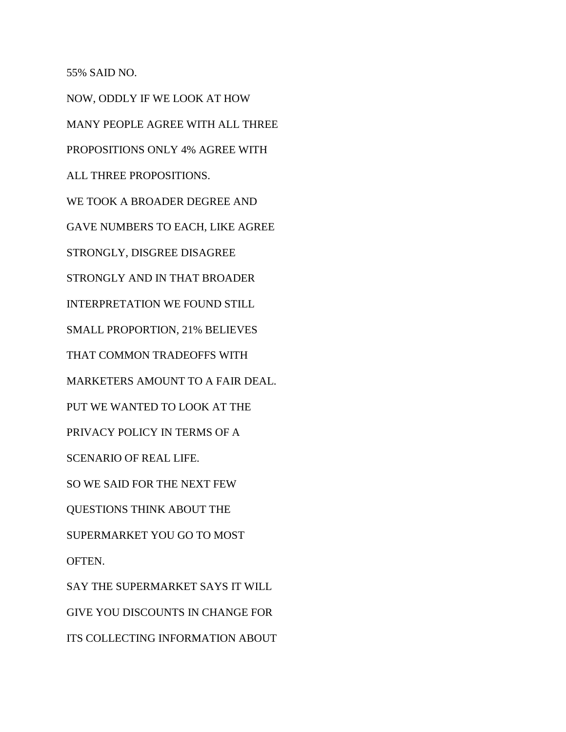55% SAID NO.

NOW, ODDLY IF WE LOOK AT HOW

MANY PEOPLE AGREE WITH ALL THREE

PROPOSITIONS ONLY 4% AGREE WITH

ALL THREE PROPOSITIONS.

WE TOOK A BROADER DEGREE AND

GAVE NUMBERS TO EACH, LIKE AGREE

STRONGLY, DISGREE DISAGREE

STRONGLY AND IN THAT BROADER

INTERPRETATION WE FOUND STILL

SMALL PROPORTION, 21% BELIEVES

THAT COMMON TRADEOFFS WITH

MARKETERS AMOUNT TO A FAIR DEAL.

PUT WE WANTED TO LOOK AT THE

PRIVACY POLICY IN TERMS OF A

SCENARIO OF REAL LIFE.

SO WE SAID FOR THE NEXT FEW

QUESTIONS THINK ABOUT THE

SUPERMARKET YOU GO TO MOST

OFTEN.

SAY THE SUPERMARKET SAYS IT WILL

GIVE YOU DISCOUNTS IN CHANGE FOR

ITS COLLECTING INFORMATION ABOUT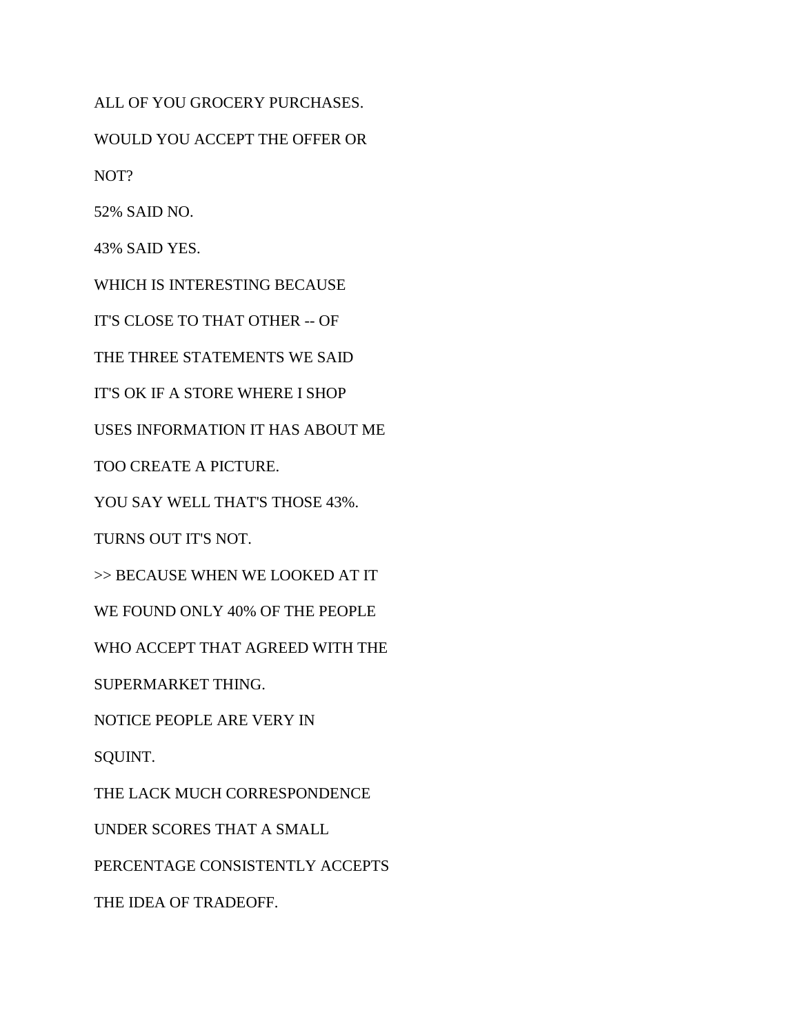ALL OF YOU GROCERY PURCHASES.

WOULD YOU ACCEPT THE OFFER OR

NOT?

52% SAID NO.

43% SAID YES.

WHICH IS INTERESTING BECAUSE

IT'S CLOSE TO THAT OTHER -- OF

THE THREE STATEMENTS WE SAID

IT'S OK IF A STORE WHERE I SHOP

USES INFORMATION IT HAS ABOUT ME

TOO CREATE A PICTURE.

YOU SAY WELL THAT'S THOSE 43%.

TURNS OUT IT'S NOT.

>> BECAUSE WHEN WE LOOKED AT IT

WE FOUND ONLY 40% OF THE PEOPLE

WHO ACCEPT THAT AGREED WITH THE

SUPERMARKET THING.

NOTICE PEOPLE ARE VERY IN

SQUINT.

THE LACK MUCH CORRESPONDENCE

UNDER SCORES THAT A SMALL

PERCENTAGE CONSISTENTLY ACCEPTS

THE IDEA OF TRADEOFF.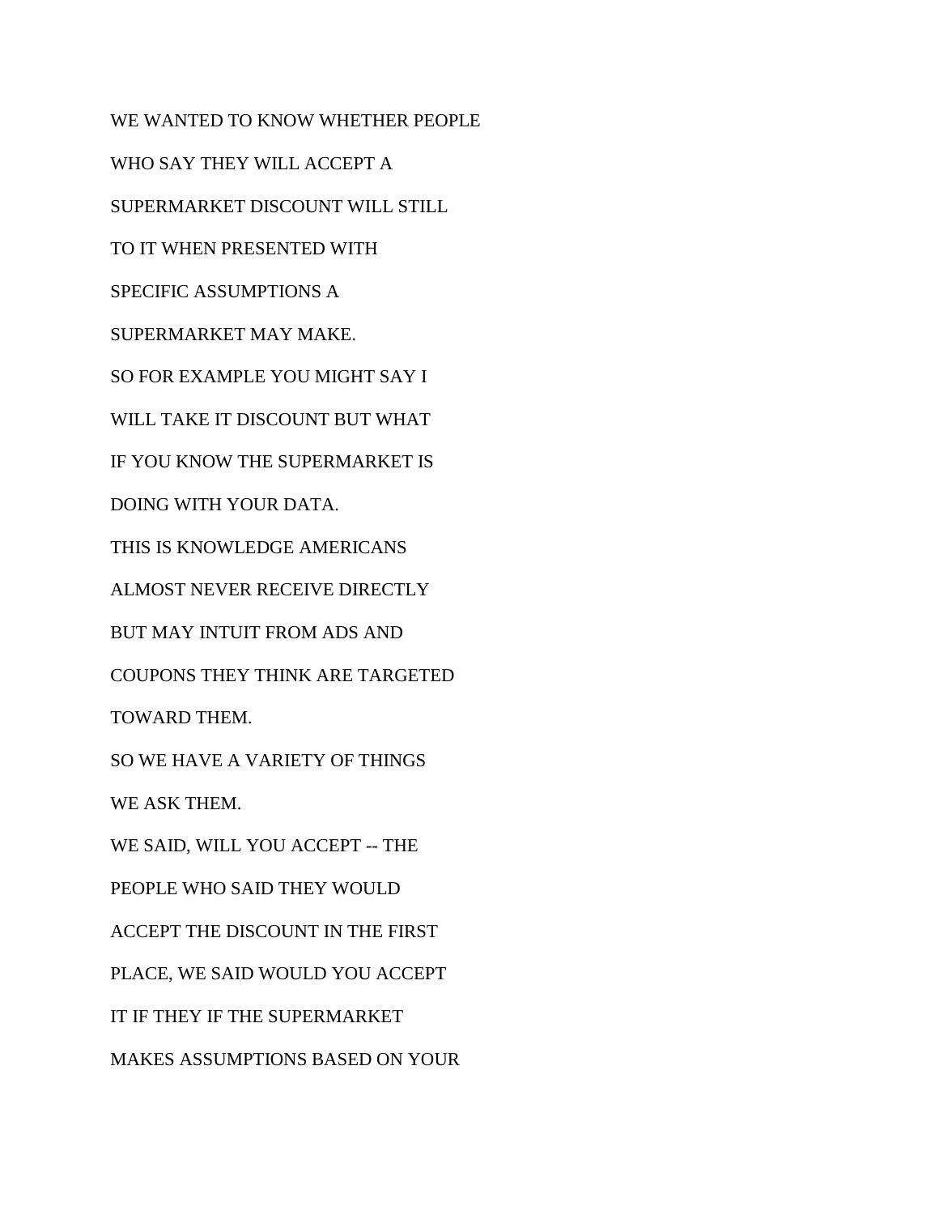WE WANTED TO KNOW WHETHER PEOPLE

WHO SAY THEY WILL ACCEPT A

SUPERMARKET DISCOUNT WILL STILL

TO IT WHEN PRESENTED WITH

SPECIFIC ASSUMPTIONS A

SUPERMARKET MAY MAKE.

SO FOR EXAMPLE YOU MIGHT SAY I

WILL TAKE IT DISCOUNT BUT WHAT

IF YOU KNOW THE SUPERMARKET IS

DOING WITH YOUR DATA.

THIS IS KNOWLEDGE AMERICANS

ALMOST NEVER RECEIVE DIRECTLY

BUT MAY INTUIT FROM ADS AND

COUPONS THEY THINK ARE TARGETED

TOWARD THEM.

SO WE HAVE A VARIETY OF THINGS

WE ASK THEM.

WE SAID, WILL YOU ACCEPT -- THE

PEOPLE WHO SAID THEY WOULD

ACCEPT THE DISCOUNT IN THE FIRST

PLACE, WE SAID WOULD YOU ACCEPT

IT IF THEY IF THE SUPERMARKET

MAKES ASSUMPTIONS BASED ON YOUR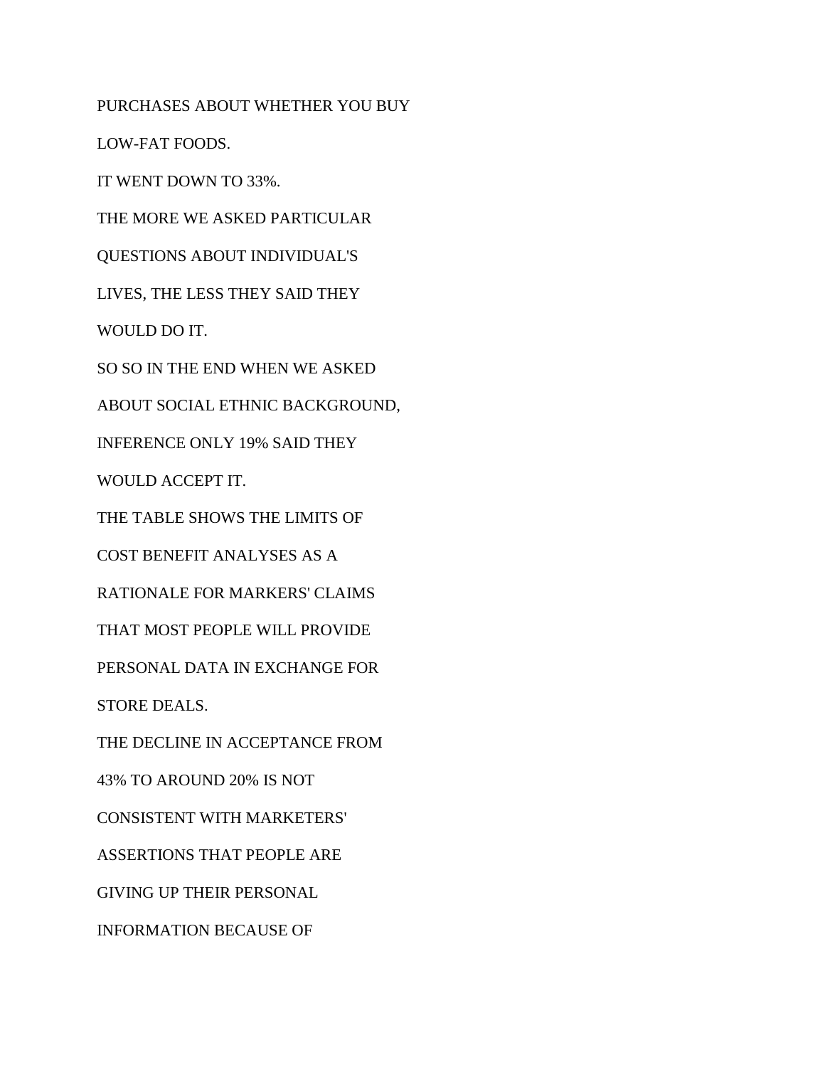PURCHASES ABOUT WHETHER YOU BUY

LOW-FAT FOODS.

IT WENT DOWN TO 33%.

THE MORE WE ASKED PARTICULAR

QUESTIONS ABOUT INDIVIDUAL'S

LIVES, THE LESS THEY SAID THEY

WOULD DO IT.

SO SO IN THE END WHEN WE ASKED

ABOUT SOCIAL ETHNIC BACKGROUND,

INFERENCE ONLY 19% SAID THEY

WOULD ACCEPT IT.

THE TABLE SHOWS THE LIMITS OF

COST BENEFIT ANALYSES AS A

RATIONALE FOR MARKERS' CLAIMS

THAT MOST PEOPLE WILL PROVIDE

PERSONAL DATA IN EXCHANGE FOR

STORE DEALS.

THE DECLINE IN ACCEPTANCE FROM

43% TO AROUND 20% IS NOT

CONSISTENT WITH MARKETERS'

ASSERTIONS THAT PEOPLE ARE

GIVING UP THEIR PERSONAL

INFORMATION BECAUSE OF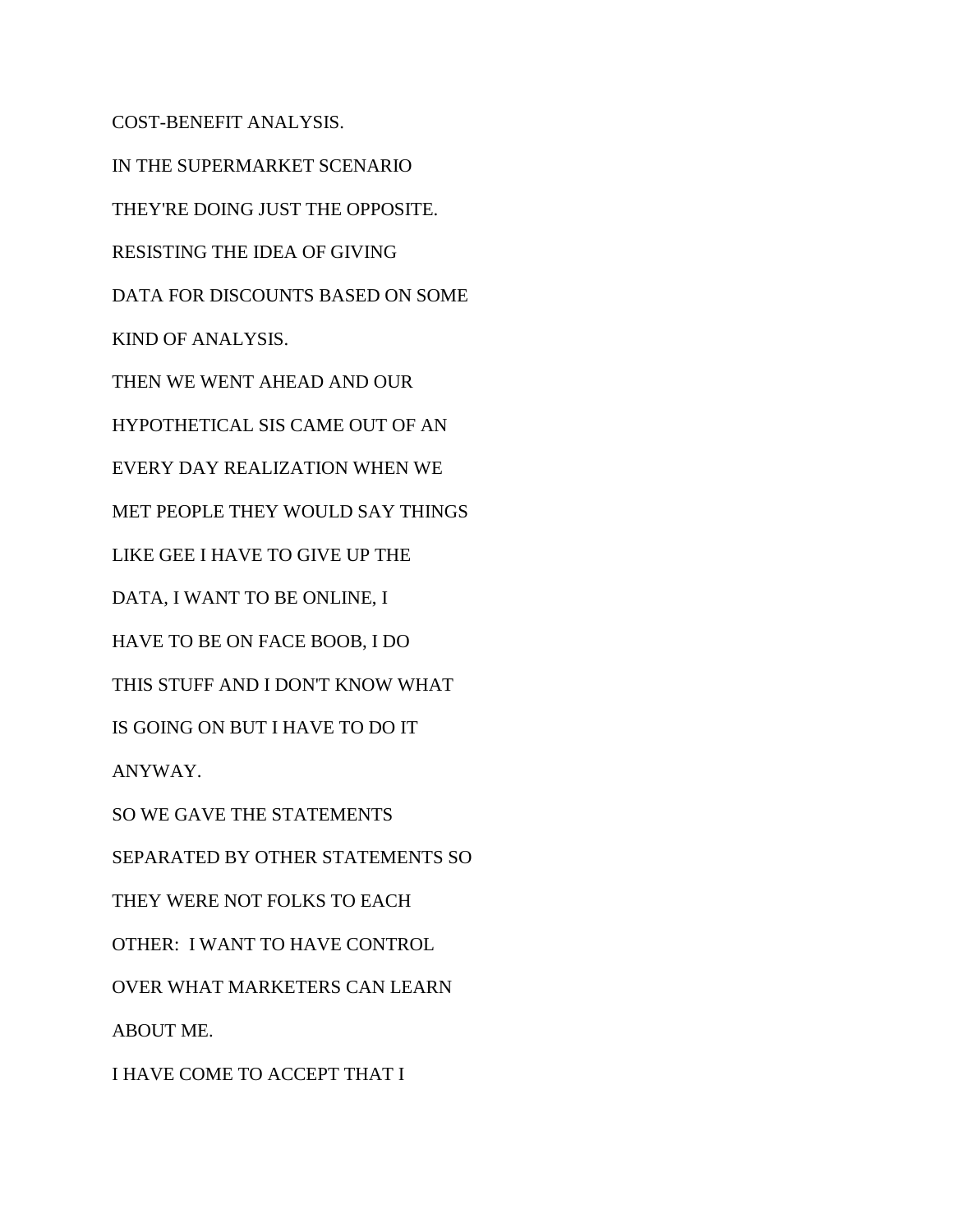COST-BENEFIT ANALYSIS.

IN THE SUPERMARKET SCENARIO

THEY'RE DOING JUST THE OPPOSITE.

RESISTING THE IDEA OF GIVING

DATA FOR DISCOUNTS BASED ON SOME

KIND OF ANALYSIS.

THEN WE WENT AHEAD AND OUR

HYPOTHETICAL SIS CAME OUT OF AN

EVERY DAY REALIZATION WHEN WE

MET PEOPLE THEY WOULD SAY THINGS

LIKE GEE I HAVE TO GIVE UP THE

DATA, I WANT TO BE ONLINE, I

HAVE TO BE ON FACE BOOB, I DO

THIS STUFF AND I DON'T KNOW WHAT

IS GOING ON BUT I HAVE TO DO IT

ANYWAY.

SO WE GAVE THE STATEMENTS

SEPARATED BY OTHER STATEMENTS SO

THEY WERE NOT FOLKS TO EACH

OTHER:  I WANT TO HAVE CONTROL

OVER WHAT MARKETERS CAN LEARN

ABOUT ME.

I HAVE COME TO ACCEPT THAT I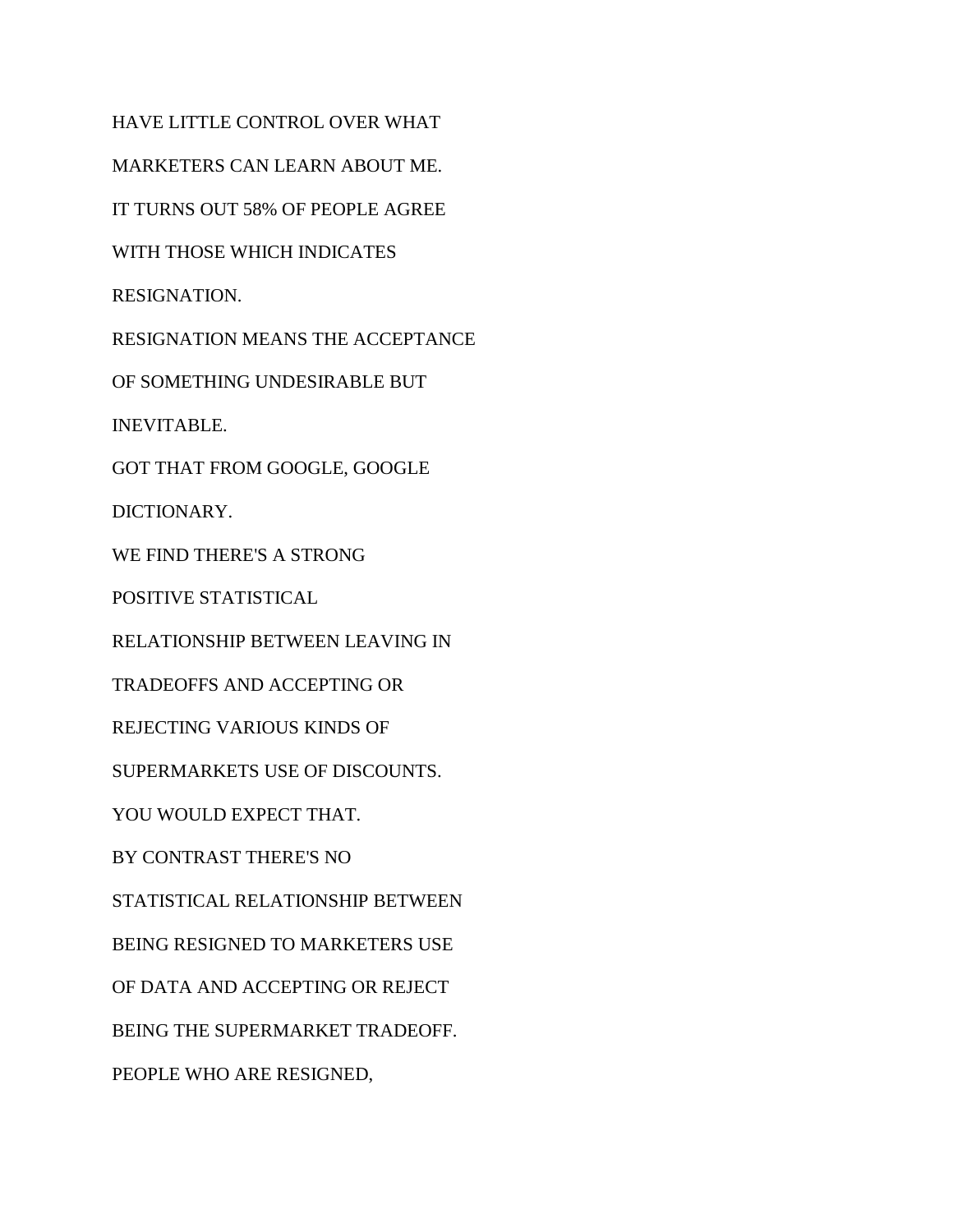HAVE LITTLE CONTROL OVER WHAT

MARKETERS CAN LEARN ABOUT ME.

IT TURNS OUT 58% OF PEOPLE AGREE

WITH THOSE WHICH INDICATES

RESIGNATION.

RESIGNATION MEANS THE ACCEPTANCE

OF SOMETHING UNDESIRABLE BUT

INEVITABLE.

GOT THAT FROM GOOGLE, GOOGLE

DICTIONARY.

WE FIND THERE'S A STRONG

POSITIVE STATISTICAL

RELATIONSHIP BETWEEN LEAVING IN

TRADEOFFS AND ACCEPTING OR

REJECTING VARIOUS KINDS OF

SUPERMARKETS USE OF DISCOUNTS.

YOU WOULD EXPECT THAT.

BY CONTRAST THERE'S NO

STATISTICAL RELATIONSHIP BETWEEN

BEING RESIGNED TO MARKETERS USE

OF DATA AND ACCEPTING OR REJECT

BEING THE SUPERMARKET TRADEOFF.

PEOPLE WHO ARE RESIGNED,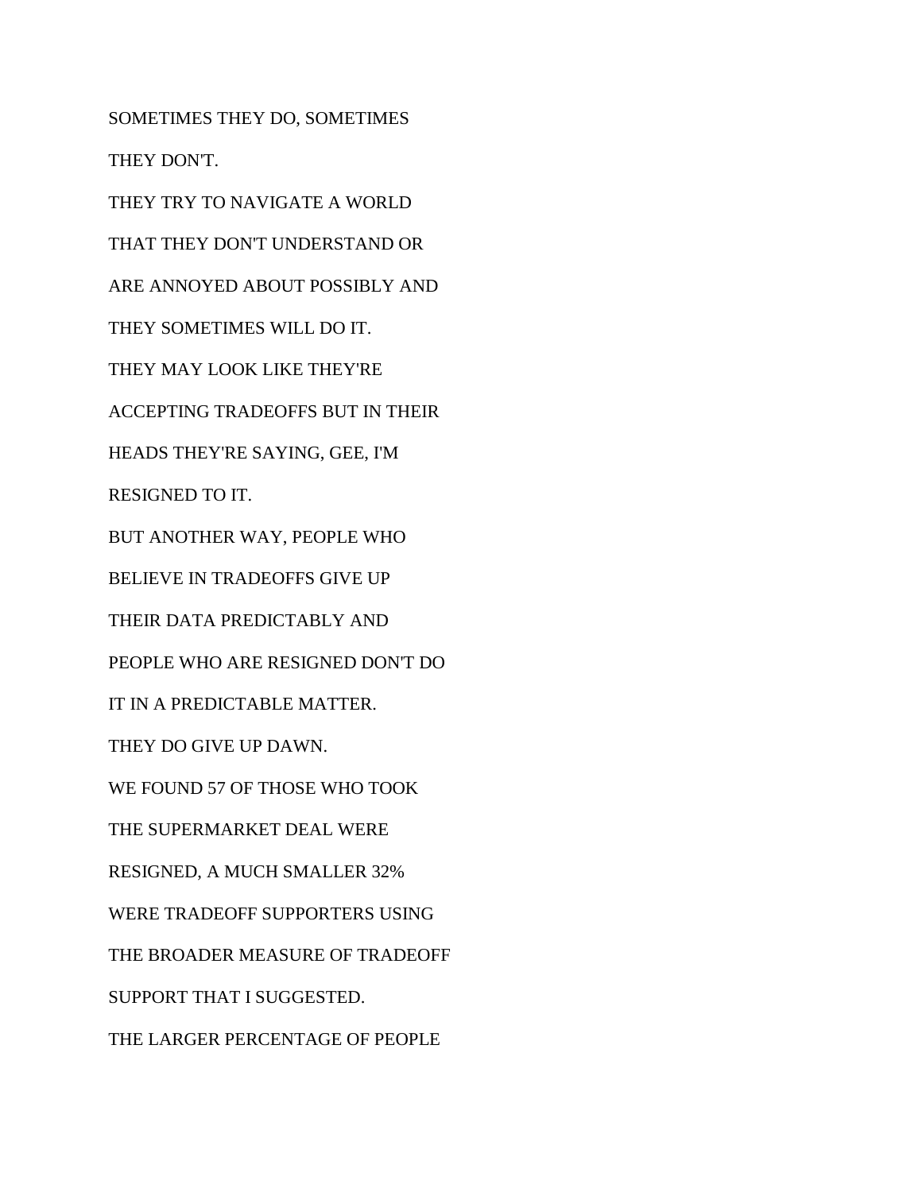SOMETIMES THEY DO, SOMETIMES

THEY DON'T.

THEY TRY TO NAVIGATE A WORLD

THAT THEY DON'T UNDERSTAND OR

ARE ANNOYED ABOUT POSSIBLY AND

THEY SOMETIMES WILL DO IT.

THEY MAY LOOK LIKE THEY'RE

ACCEPTING TRADEOFFS BUT IN THEIR

HEADS THEY'RE SAYING, GEE, I'M

RESIGNED TO IT.

BUT ANOTHER WAY, PEOPLE WHO

BELIEVE IN TRADEOFFS GIVE UP

THEIR DATA PREDICTABLY AND

PEOPLE WHO ARE RESIGNED DON'T DO

IT IN A PREDICTABLE MATTER.

THEY DO GIVE UP DAWN.

WE FOUND 57 OF THOSE WHO TOOK

THE SUPERMARKET DEAL WERE

RESIGNED, A MUCH SMALLER 32%

WERE TRADEOFF SUPPORTERS USING

THE BROADER MEASURE OF TRADEOFF

SUPPORT THAT I SUGGESTED.

THE LARGER PERCENTAGE OF PEOPLE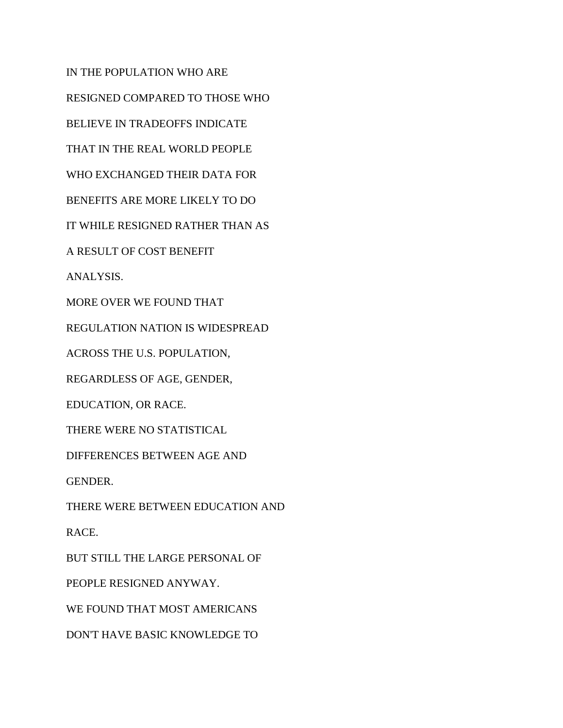IN THE POPULATION WHO ARE

RESIGNED COMPARED TO THOSE WHO

BELIEVE IN TRADEOFFS INDICATE

THAT IN THE REAL WORLD PEOPLE

WHO EXCHANGED THEIR DATA FOR

BENEFITS ARE MORE LIKELY TO DO

IT WHILE RESIGNED RATHER THAN AS

A RESULT OF COST BENEFIT

ANALYSIS.

MORE OVER WE FOUND THAT

REGULATION NATION IS WIDESPREAD

ACROSS THE U.S. POPULATION,

REGARDLESS OF AGE, GENDER,

EDUCATION, OR RACE.

THERE WERE NO STATISTICAL

DIFFERENCES BETWEEN AGE AND

GENDER.

THERE WERE BETWEEN EDUCATION AND

RACE.

BUT STILL THE LARGE PERSONAL OF

PEOPLE RESIGNED ANYWAY.

WE FOUND THAT MOST AMERICANS

DON'T HAVE BASIC KNOWLEDGE TO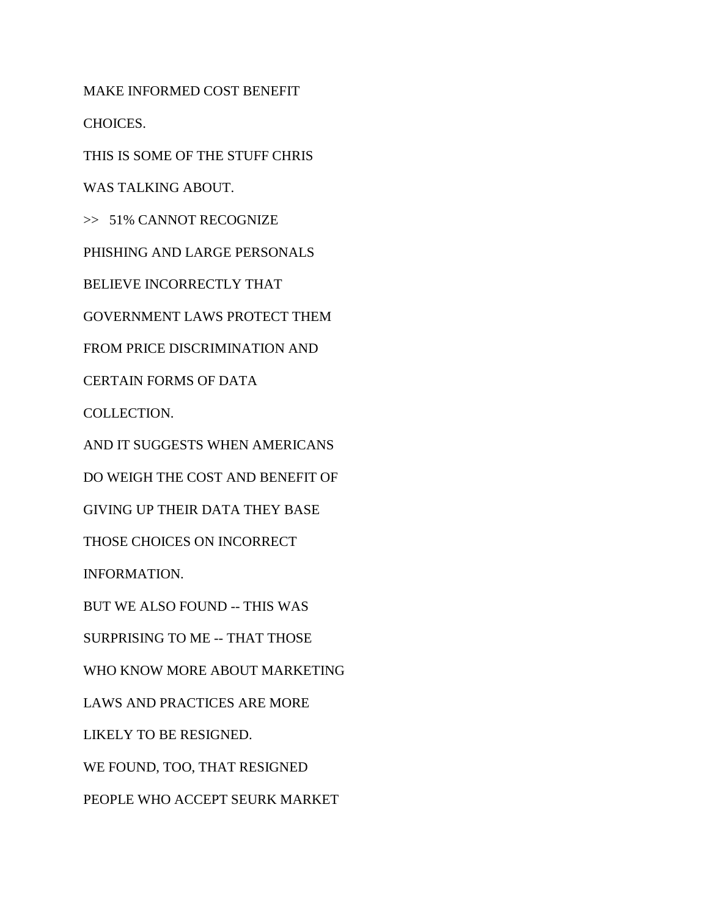MAKE INFORMED COST BENEFIT

CHOICES.

THIS IS SOME OF THE STUFF CHRIS

WAS TALKING ABOUT.

>> 51% CANNOT RECOGNIZE

PHISHING AND LARGE PERSONALS

BELIEVE INCORRECTLY THAT

GOVERNMENT LAWS PROTECT THEM

FROM PRICE DISCRIMINATION AND

CERTAIN FORMS OF DATA

COLLECTION.

AND IT SUGGESTS WHEN AMERICANS

DO WEIGH THE COST AND BENEFIT OF

GIVING UP THEIR DATA THEY BASE

THOSE CHOICES ON INCORRECT

INFORMATION.

BUT WE ALSO FOUND -- THIS WAS

SURPRISING TO ME -- THAT THOSE

WHO KNOW MORE ABOUT MARKETING

LAWS AND PRACTICES ARE MORE

LIKELY TO BE RESIGNED.

WE FOUND, TOO, THAT RESIGNED

PEOPLE WHO ACCEPT SEURK MARKET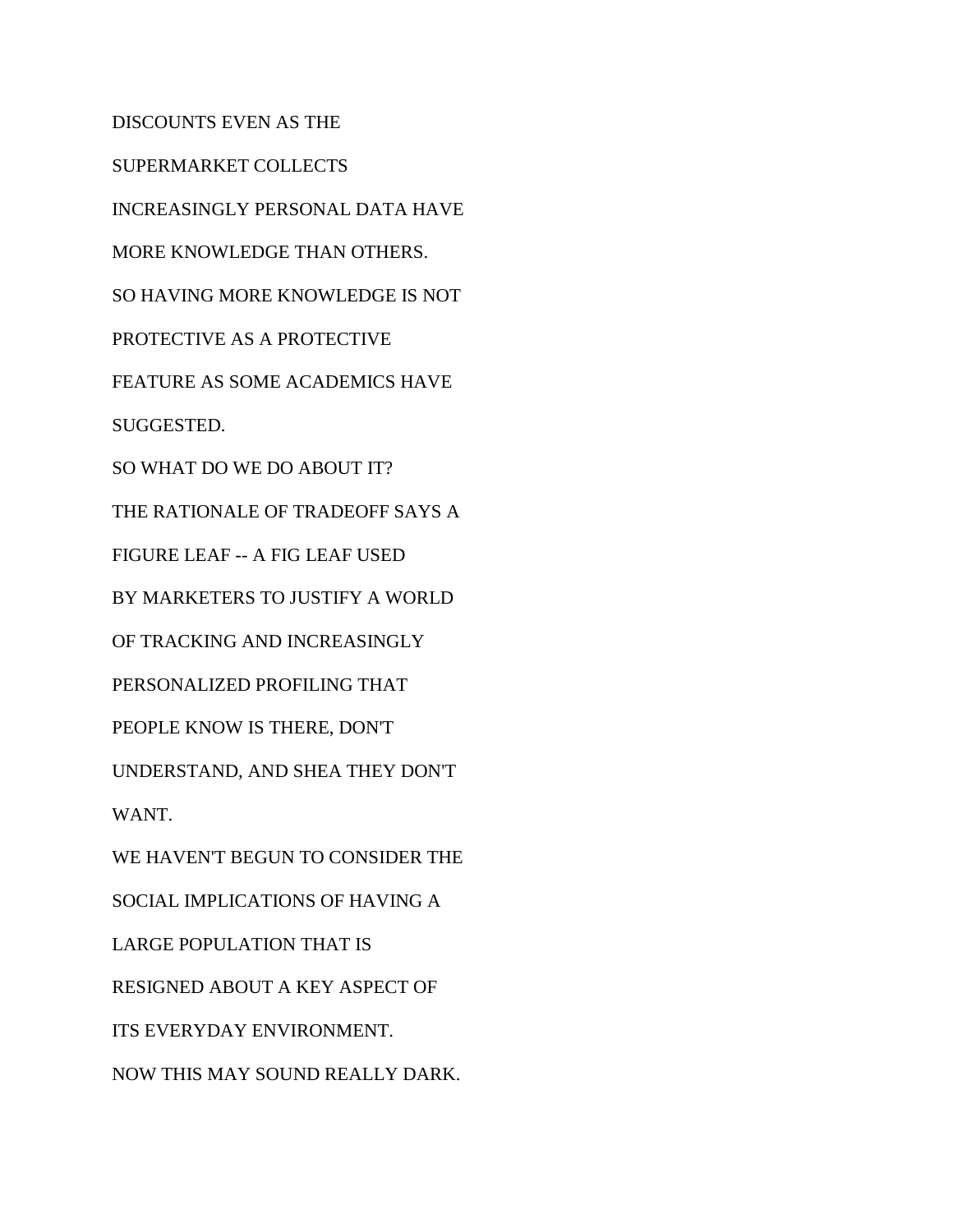DISCOUNTS EVEN AS THE

SUPERMARKET COLLECTS

INCREASINGLY PERSONAL DATA HAVE

MORE KNOWLEDGE THAN OTHERS.

SO HAVING MORE KNOWLEDGE IS NOT

PROTECTIVE AS A PROTECTIVE

FEATURE AS SOME ACADEMICS HAVE

SUGGESTED.

SO WHAT DO WE DO ABOUT IT?

THE RATIONALE OF TRADEOFF SAYS A

FIGURE LEAF -- A FIG LEAF USED

BY MARKETERS TO JUSTIFY A WORLD

OF TRACKING AND INCREASINGLY

PERSONALIZED PROFILING THAT

PEOPLE KNOW IS THERE, DON'T

UNDERSTAND, AND SHEA THEY DON'T

WANT.

WE HAVEN'T BEGUN TO CONSIDER THE

SOCIAL IMPLICATIONS OF HAVING A

LARGE POPULATION THAT IS

RESIGNED ABOUT A KEY ASPECT OF

ITS EVERYDAY ENVIRONMENT.

NOW THIS MAY SOUND REALLY DARK.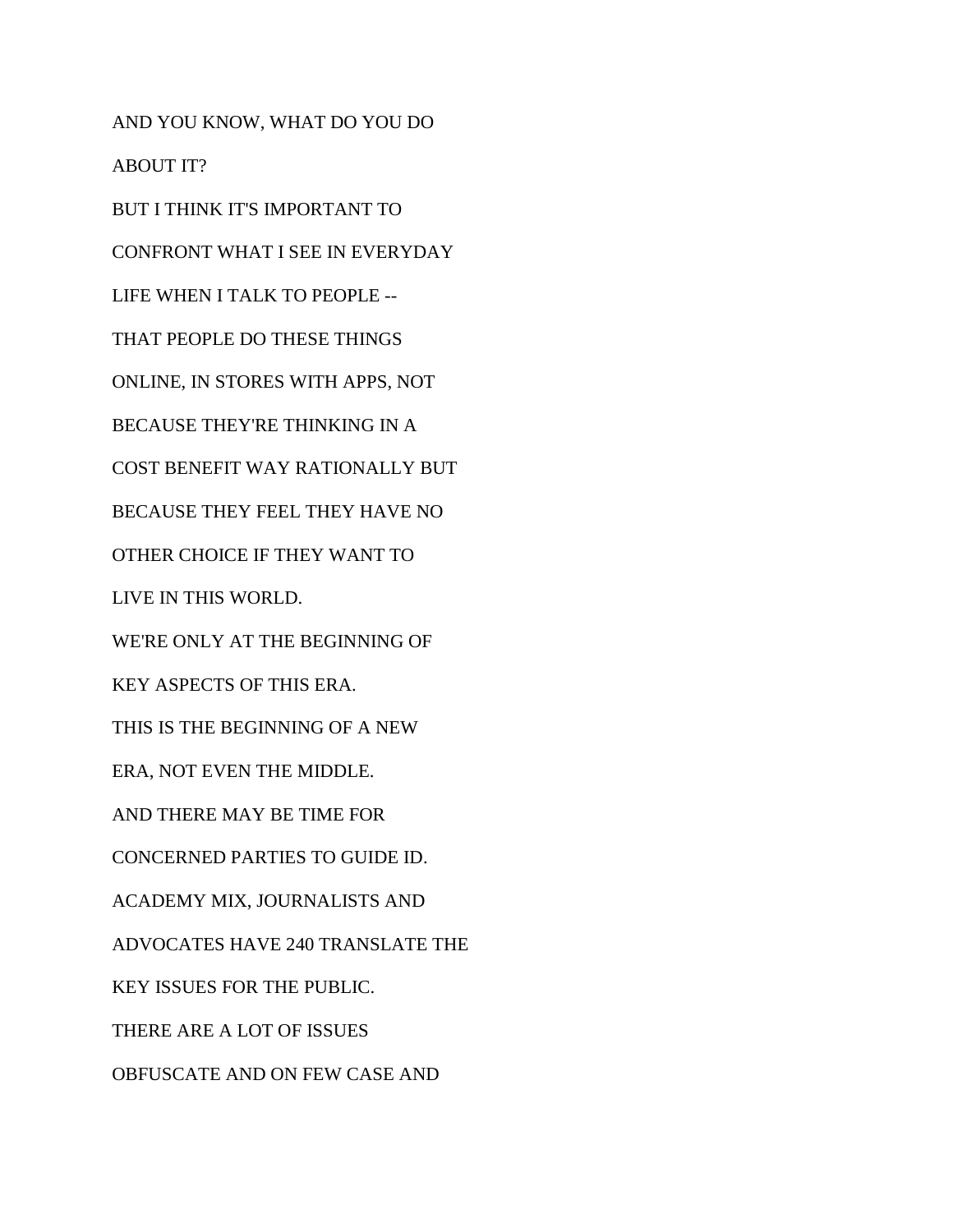AND YOU KNOW, WHAT DO YOU DO

ABOUT IT?

BUT I THINK IT'S IMPORTANT TO

CONFRONT WHAT I SEE IN EVERYDAY

LIFE WHEN I TALK TO PEOPLE --

THAT PEOPLE DO THESE THINGS

ONLINE, IN STORES WITH APPS, NOT

BECAUSE THEY'RE THINKING IN A

COST BENEFIT WAY RATIONALLY BUT

BECAUSE THEY FEEL THEY HAVE NO

OTHER CHOICE IF THEY WANT TO

LIVE IN THIS WORLD.

WE'RE ONLY AT THE BEGINNING OF

KEY ASPECTS OF THIS ERA.

THIS IS THE BEGINNING OF A NEW

ERA, NOT EVEN THE MIDDLE.

AND THERE MAY BE TIME FOR

CONCERNED PARTIES TO GUIDE ID.

ACADEMY MIX, JOURNALISTS AND

ADVOCATES HAVE 240 TRANSLATE THE

KEY ISSUES FOR THE PUBLIC.

THERE ARE A LOT OF ISSUES

OBFUSCATE AND ON FEW CASE AND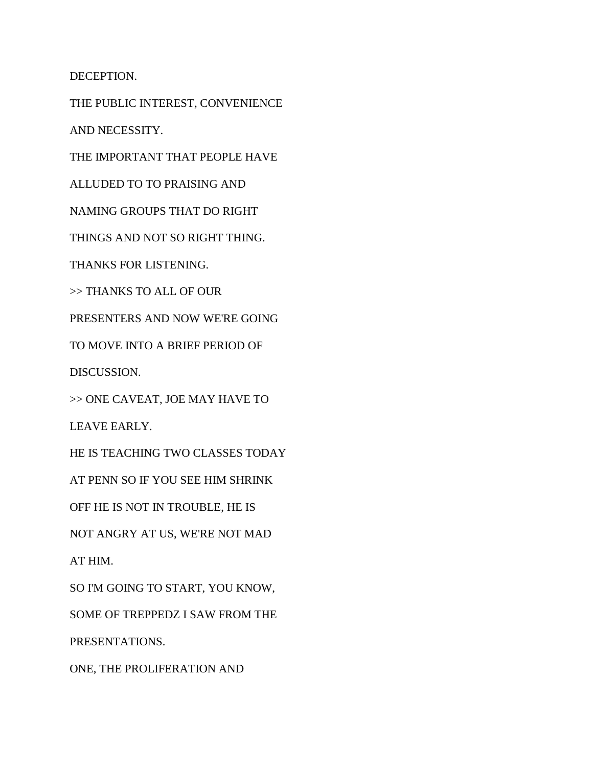DECEPTION.

THE PUBLIC INTEREST, CONVENIENCE

AND NECESSITY.

THE IMPORTANT THAT PEOPLE HAVE

ALLUDED TO TO PRAISING AND

NAMING GROUPS THAT DO RIGHT

THINGS AND NOT SO RIGHT THING.

THANKS FOR LISTENING.

>> THANKS TO ALL OF OUR

PRESENTERS AND NOW WE'RE GOING

TO MOVE INTO A BRIEF PERIOD OF

DISCUSSION.

>> ONE CAVEAT, JOE MAY HAVE TO

LEAVE EARLY.

HE IS TEACHING TWO CLASSES TODAY

AT PENN SO IF YOU SEE HIM SHRINK

OFF HE IS NOT IN TROUBLE, HE IS

NOT ANGRY AT US, WE'RE NOT MAD

AT HIM.

SO I'M GOING TO START, YOU KNOW,

SOME OF TREPPEDZ I SAW FROM THE

PRESENTATIONS.

ONE, THE PROLIFERATION AND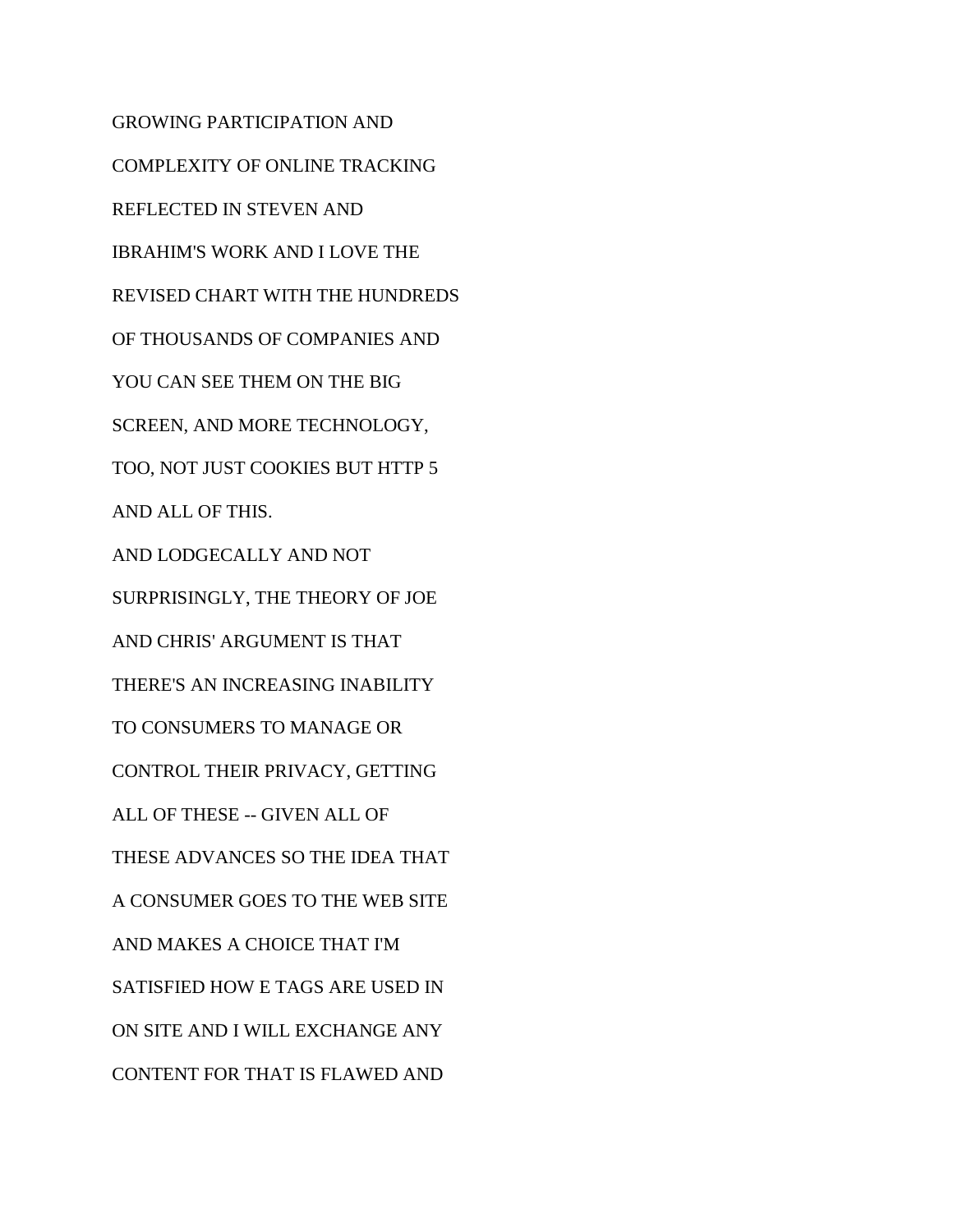GROWING PARTICIPATION AND
COMPLEXITY OF ONLINE TRACKING
REFLECTED IN STEVEN AND
IBRAHIM'S WORK AND I LOVE THE
REVISED CHART WITH THE HUNDREDS
OF THOUSANDS OF COMPANIES AND
YOU CAN SEE THEM ON THE BIG
SCREEN, AND MORE TECHNOLOGY,
TOO, NOT JUST COOKIES BUT HTTP 5
AND ALL OF THIS.
AND LODGECALLY AND NOT
SURPRISINGLY, THE THEORY OF JOE
AND CHRIS' ARGUMENT IS THAT
THERE'S AN INCREASING INABILITY
TO CONSUMERS TO MANAGE OR
CONTROL THEIR PRIVACY, GETTING
ALL OF THESE -- GIVEN ALL OF
THESE ADVANCES SO THE IDEA THAT
A CONSUMER GOES TO THE WEB SITE
AND MAKES A CHOICE THAT I'M
SATISFIED HOW E TAGS ARE USED IN
ON SITE AND I WILL EXCHANGE ANY
CONTENT FOR THAT IS FLAWED AND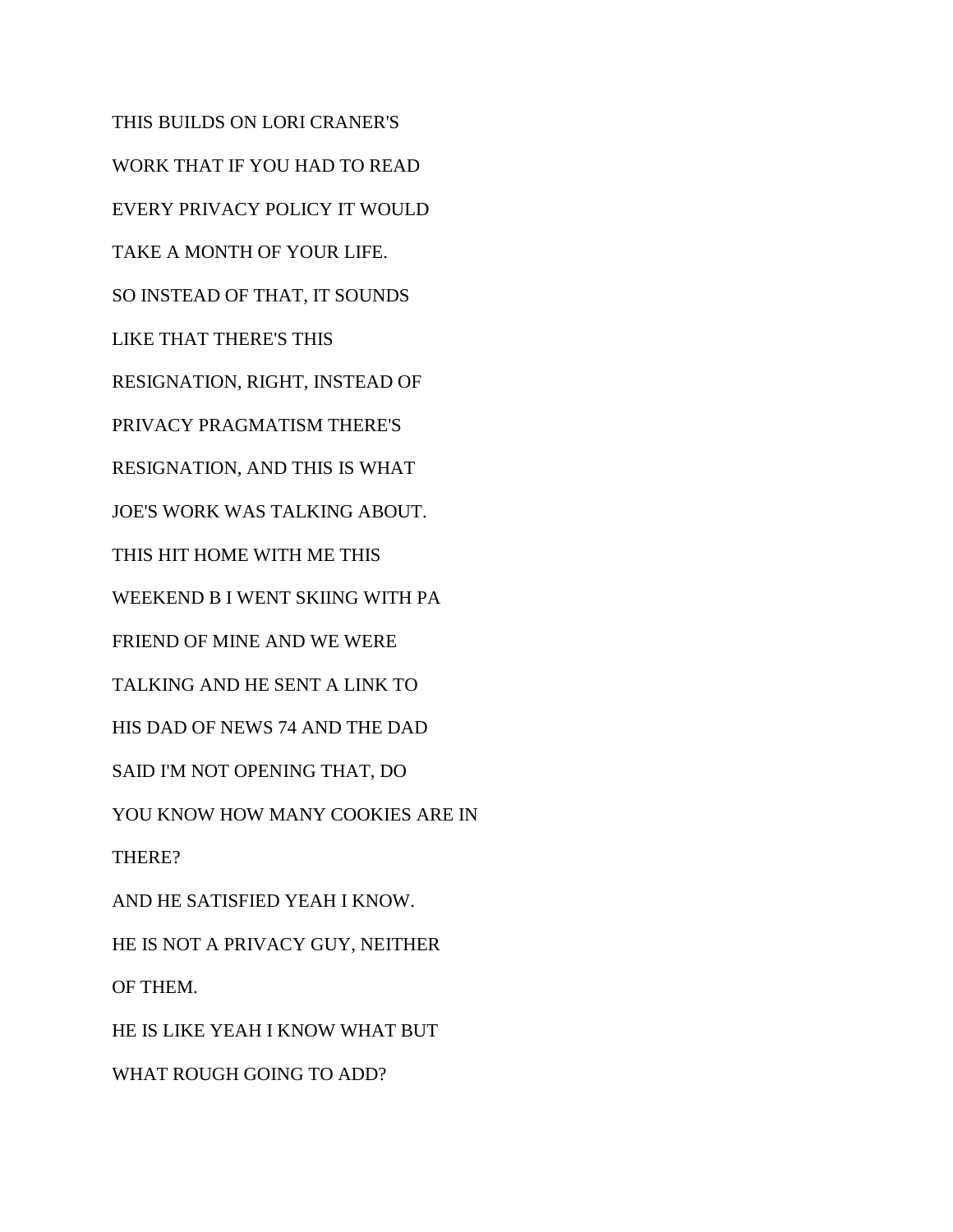THIS BUILDS ON LORI CRANER'S

WORK THAT IF YOU HAD TO READ

EVERY PRIVACY POLICY IT WOULD

TAKE A MONTH OF YOUR LIFE.

SO INSTEAD OF THAT, IT SOUNDS

LIKE THAT THERE'S THIS

RESIGNATION, RIGHT, INSTEAD OF

PRIVACY PRAGMATISM THERE'S

RESIGNATION, AND THIS IS WHAT

JOE'S WORK WAS TALKING ABOUT.

THIS HIT HOME WITH ME THIS

WEEKEND B I WENT SKIING WITH PA

FRIEND OF MINE AND WE WERE

TALKING AND HE SENT A LINK TO

HIS DAD OF NEWS 74 AND THE DAD

SAID I'M NOT OPENING THAT, DO

YOU KNOW HOW MANY COOKIES ARE IN

THERE?

AND HE SATISFIED YEAH I KNOW.

HE IS NOT A PRIVACY GUY, NEITHER

OF THEM.

HE IS LIKE YEAH I KNOW WHAT BUT

WHAT ROUGH GOING TO ADD?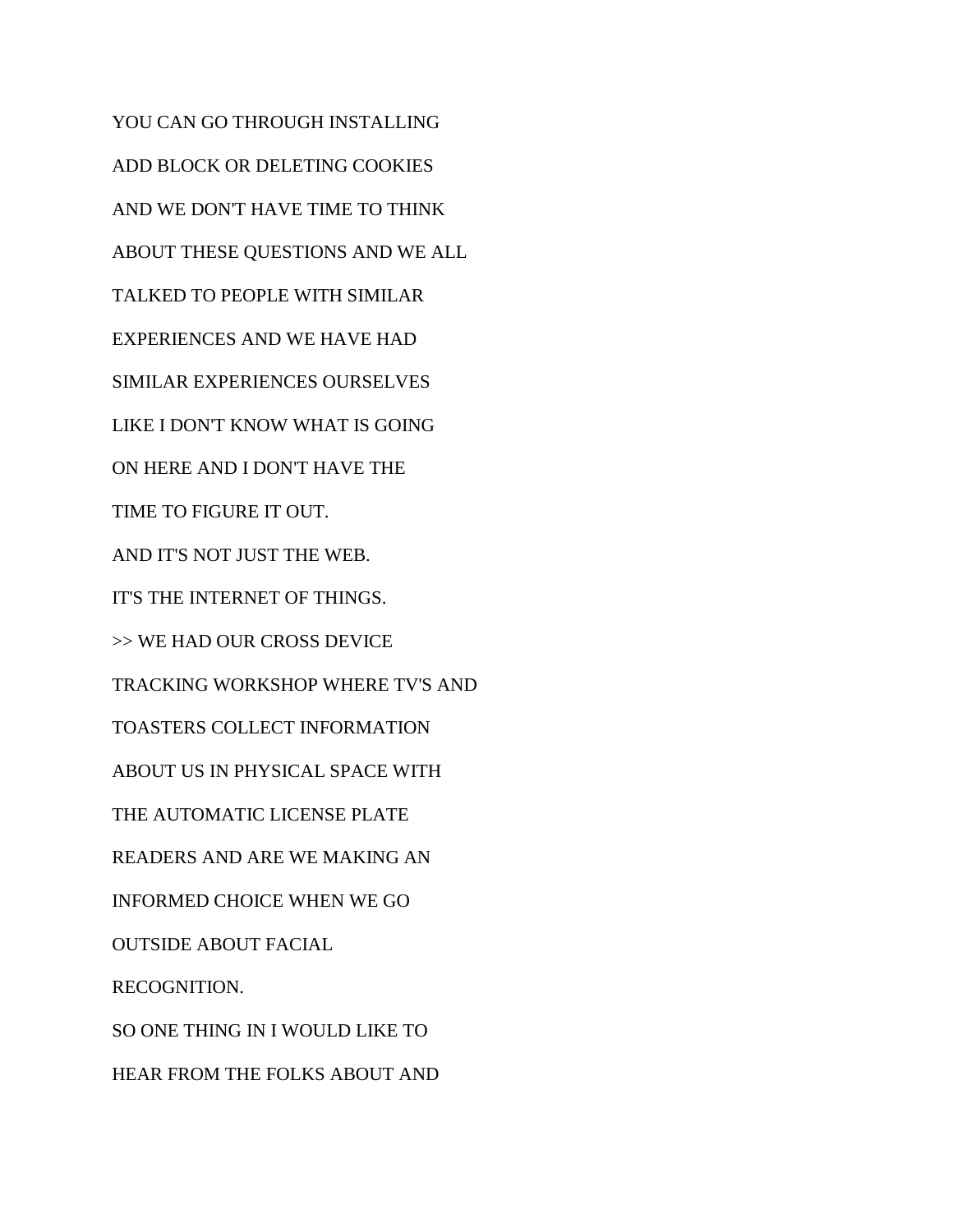YOU CAN GO THROUGH INSTALLING

ADD BLOCK OR DELETING COOKIES

AND WE DON'T HAVE TIME TO THINK

ABOUT THESE QUESTIONS AND WE ALL

TALKED TO PEOPLE WITH SIMILAR

EXPERIENCES AND WE HAVE HAD

SIMILAR EXPERIENCES OURSELVES

LIKE I DON'T KNOW WHAT IS GOING

ON HERE AND I DON'T HAVE THE

TIME TO FIGURE IT OUT.

AND IT'S NOT JUST THE WEB.

IT'S THE INTERNET OF THINGS.

>> WE HAD OUR CROSS DEVICE

TRACKING WORKSHOP WHERE TV'S AND

TOASTERS COLLECT INFORMATION

ABOUT US IN PHYSICAL SPACE WITH

THE AUTOMATIC LICENSE PLATE

READERS AND ARE WE MAKING AN

INFORMED CHOICE WHEN WE GO

OUTSIDE ABOUT FACIAL

RECOGNITION.

SO ONE THING IN I WOULD LIKE TO

HEAR FROM THE FOLKS ABOUT AND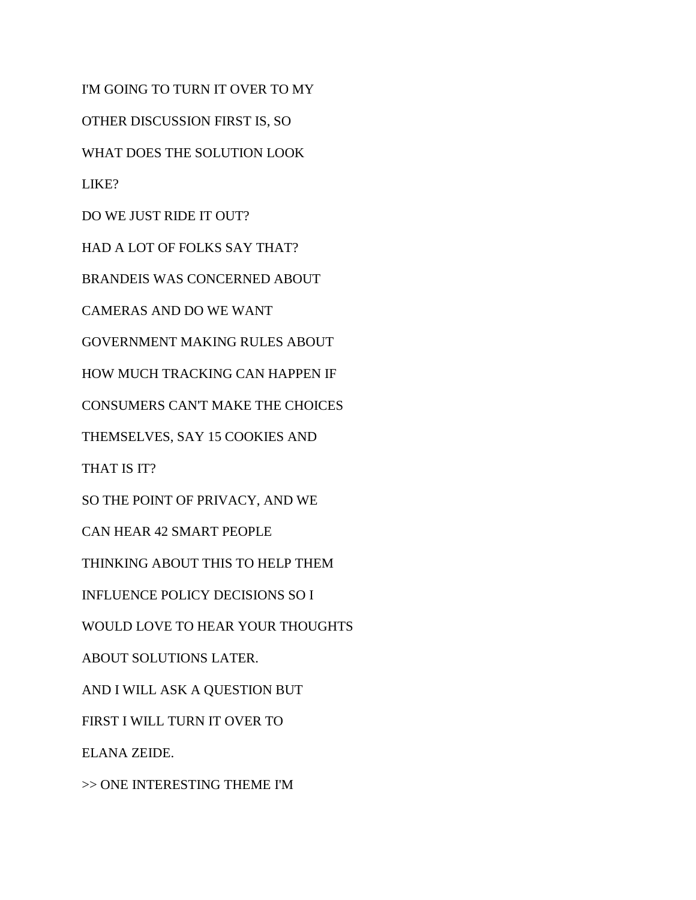I'M GOING TO TURN IT OVER TO MY

OTHER DISCUSSION FIRST IS, SO

WHAT DOES THE SOLUTION LOOK

LIKE?

DO WE JUST RIDE IT OUT?

HAD A LOT OF FOLKS SAY THAT?

BRANDEIS WAS CONCERNED ABOUT

CAMERAS AND DO WE WANT

GOVERNMENT MAKING RULES ABOUT

HOW MUCH TRACKING CAN HAPPEN IF

CONSUMERS CAN'T MAKE THE CHOICES

THEMSELVES, SAY 15 COOKIES AND

THAT IS IT?

SO THE POINT OF PRIVACY, AND WE

CAN HEAR 42 SMART PEOPLE

THINKING ABOUT THIS TO HELP THEM

INFLUENCE POLICY DECISIONS SO I

WOULD LOVE TO HEAR YOUR THOUGHTS

ABOUT SOLUTIONS LATER.

AND I WILL ASK A QUESTION BUT

FIRST I WILL TURN IT OVER TO

ELANA ZEIDE.

>> ONE INTERESTING THEME I'M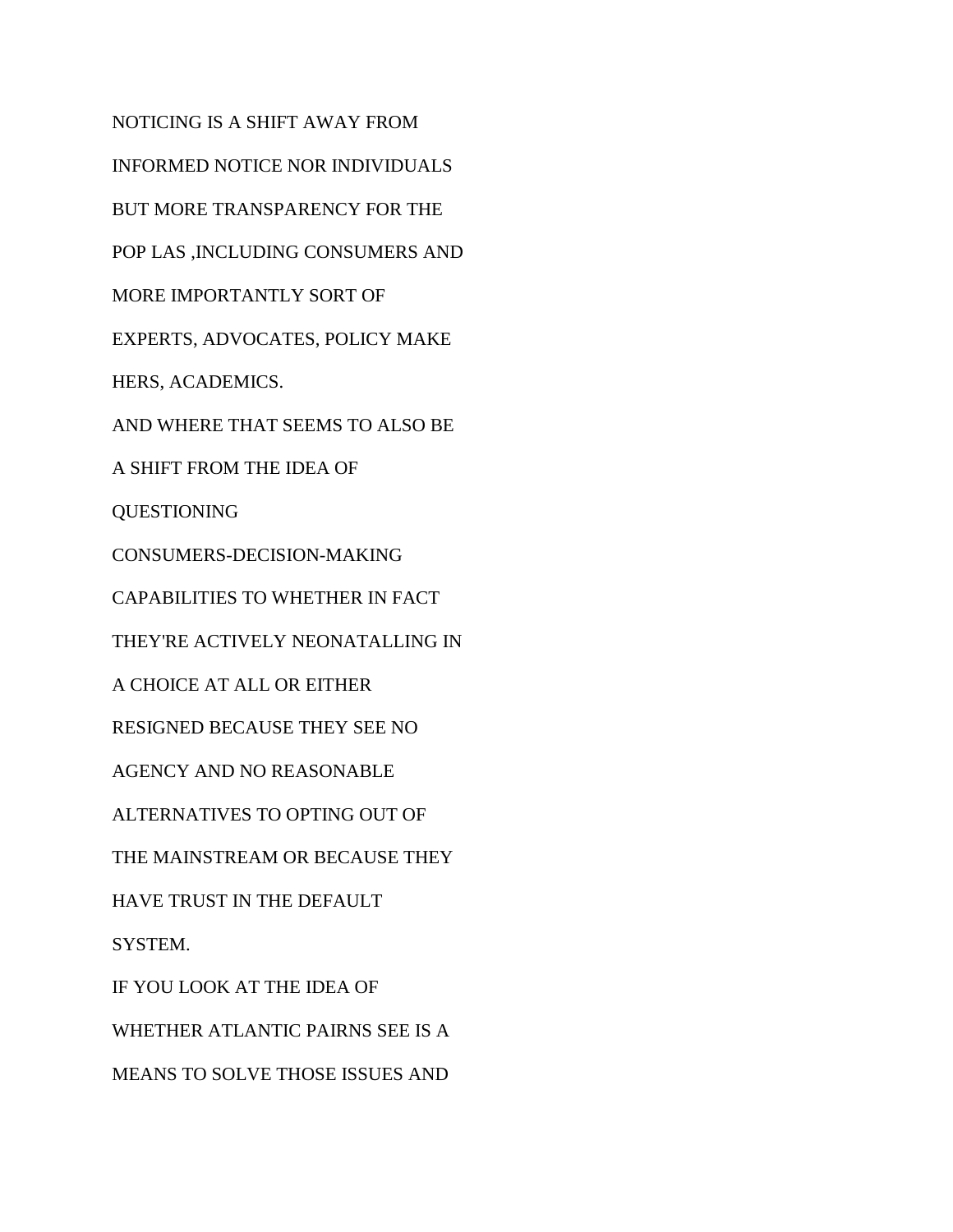NOTICING IS A SHIFT AWAY FROM

INFORMED NOTICE NOR INDIVIDUALS

BUT MORE TRANSPARENCY FOR THE

POP LAS ,INCLUDING CONSUMERS AND

MORE IMPORTANTLY SORT OF

EXPERTS, ADVOCATES, POLICY MAKE

HERS, ACADEMICS.

AND WHERE THAT SEEMS TO ALSO BE

A SHIFT FROM THE IDEA OF

QUESTIONING

CONSUMERS-DECISION-MAKING

CAPABILITIES TO WHETHER IN FACT

THEY'RE ACTIVELY NEONATALLING IN

A CHOICE AT ALL OR EITHER

RESIGNED BECAUSE THEY SEE NO

AGENCY AND NO REASONABLE

ALTERNATIVES TO OPTING OUT OF

THE MAINSTREAM OR BECAUSE THEY

HAVE TRUST IN THE DEFAULT

SYSTEM.

IF YOU LOOK AT THE IDEA OF

WHETHER ATLANTIC PAIRNS SEE IS A

MEANS TO SOLVE THOSE ISSUES AND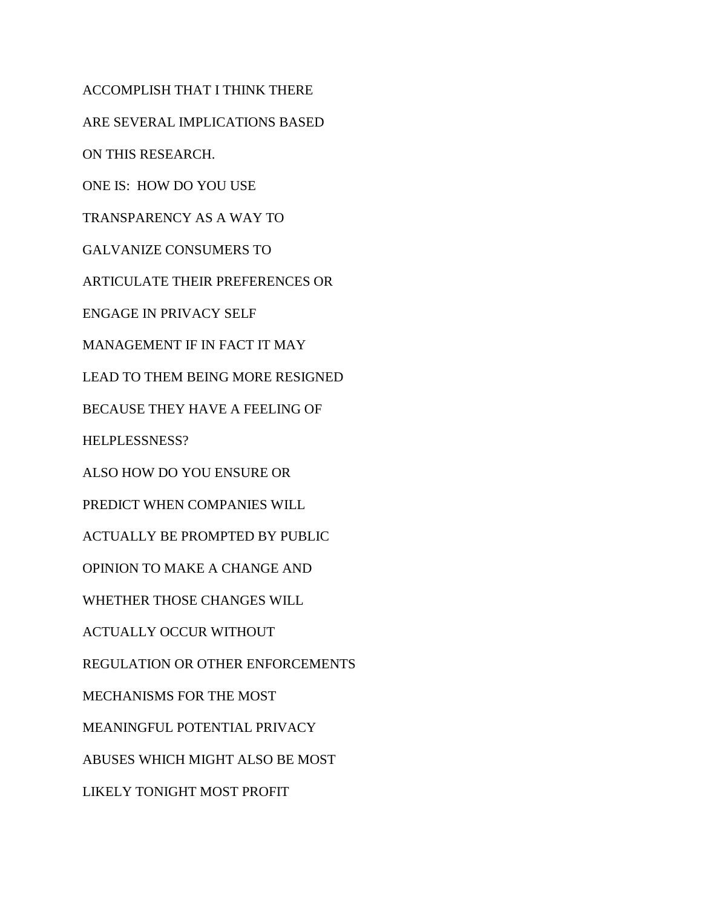ACCOMPLISH THAT I THINK THERE

ARE SEVERAL IMPLICATIONS BASED

ON THIS RESEARCH.

ONE IS:  HOW DO YOU USE

TRANSPARENCY AS A WAY TO

GALVANIZE CONSUMERS TO

ARTICULATE THEIR PREFERENCES OR

ENGAGE IN PRIVACY SELF

MANAGEMENT IF IN FACT IT MAY

LEAD TO THEM BEING MORE RESIGNED

BECAUSE THEY HAVE A FEELING OF

HELPLESSNESS?

ALSO HOW DO YOU ENSURE OR

PREDICT WHEN COMPANIES WILL

ACTUALLY BE PROMPTED BY PUBLIC

OPINION TO MAKE A CHANGE AND

WHETHER THOSE CHANGES WILL

ACTUALLY OCCUR WITHOUT

REGULATION OR OTHER ENFORCEMENTS

MECHANISMS FOR THE MOST

MEANINGFUL POTENTIAL PRIVACY

ABUSES WHICH MIGHT ALSO BE MOST

LIKELY TONIGHT MOST PROFIT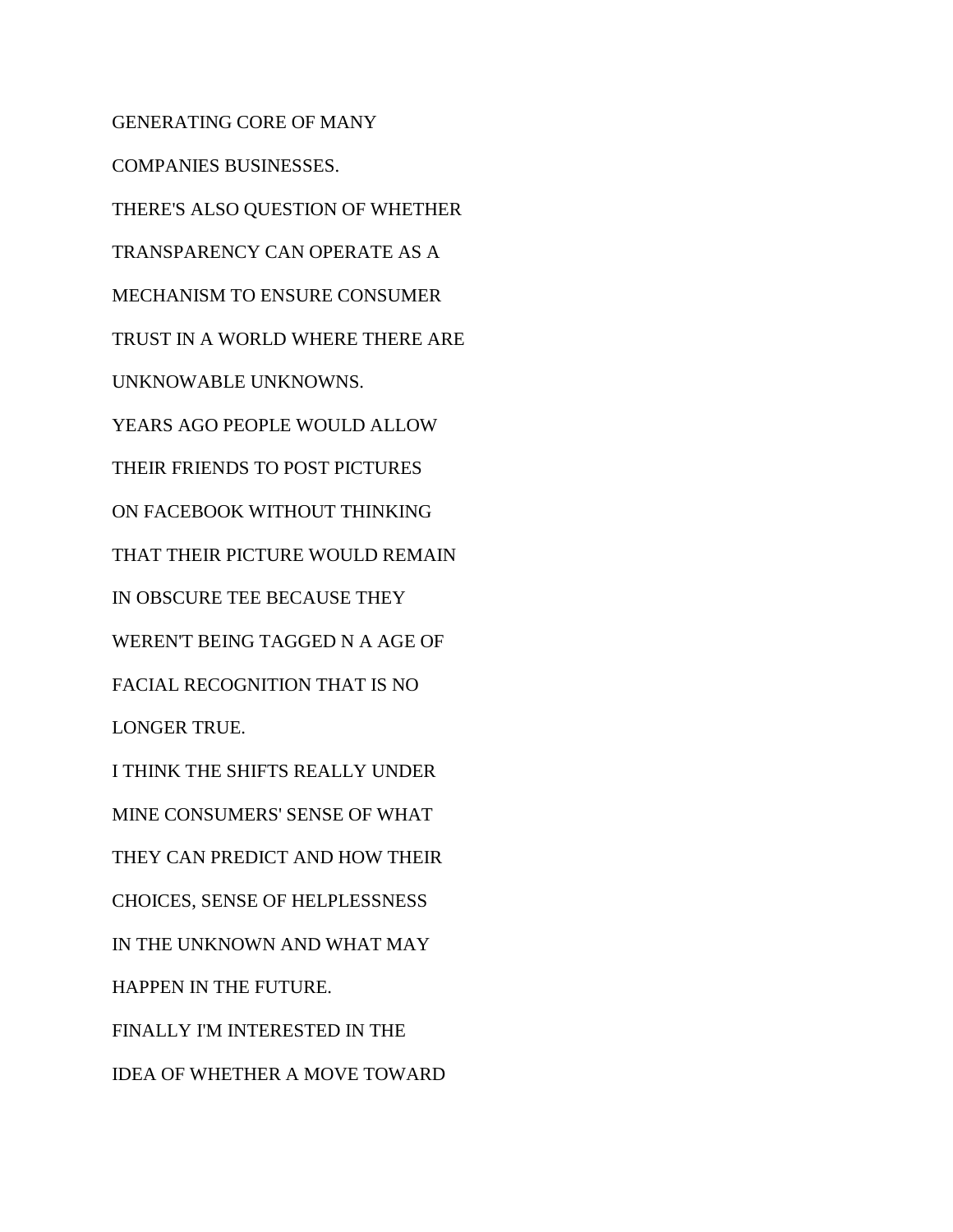GENERATING CORE OF MANY

COMPANIES BUSINESSES.

THERE'S ALSO QUESTION OF WHETHER

TRANSPARENCY CAN OPERATE AS A

MECHANISM TO ENSURE CONSUMER

TRUST IN A WORLD WHERE THERE ARE

UNKNOWABLE UNKNOWNS.

YEARS AGO PEOPLE WOULD ALLOW

THEIR FRIENDS TO POST PICTURES

ON FACEBOOK WITHOUT THINKING

THAT THEIR PICTURE WOULD REMAIN

IN OBSCURE TEE BECAUSE THEY

WEREN'T BEING TAGGED N A AGE OF

FACIAL RECOGNITION THAT IS NO

LONGER TRUE.

I THINK THE SHIFTS REALLY UNDER

MINE CONSUMERS' SENSE OF WHAT

THEY CAN PREDICT AND HOW THEIR

CHOICES, SENSE OF HELPLESSNESS

IN THE UNKNOWN AND WHAT MAY

HAPPEN IN THE FUTURE.

FINALLY I'M INTERESTED IN THE

IDEA OF WHETHER A MOVE TOWARD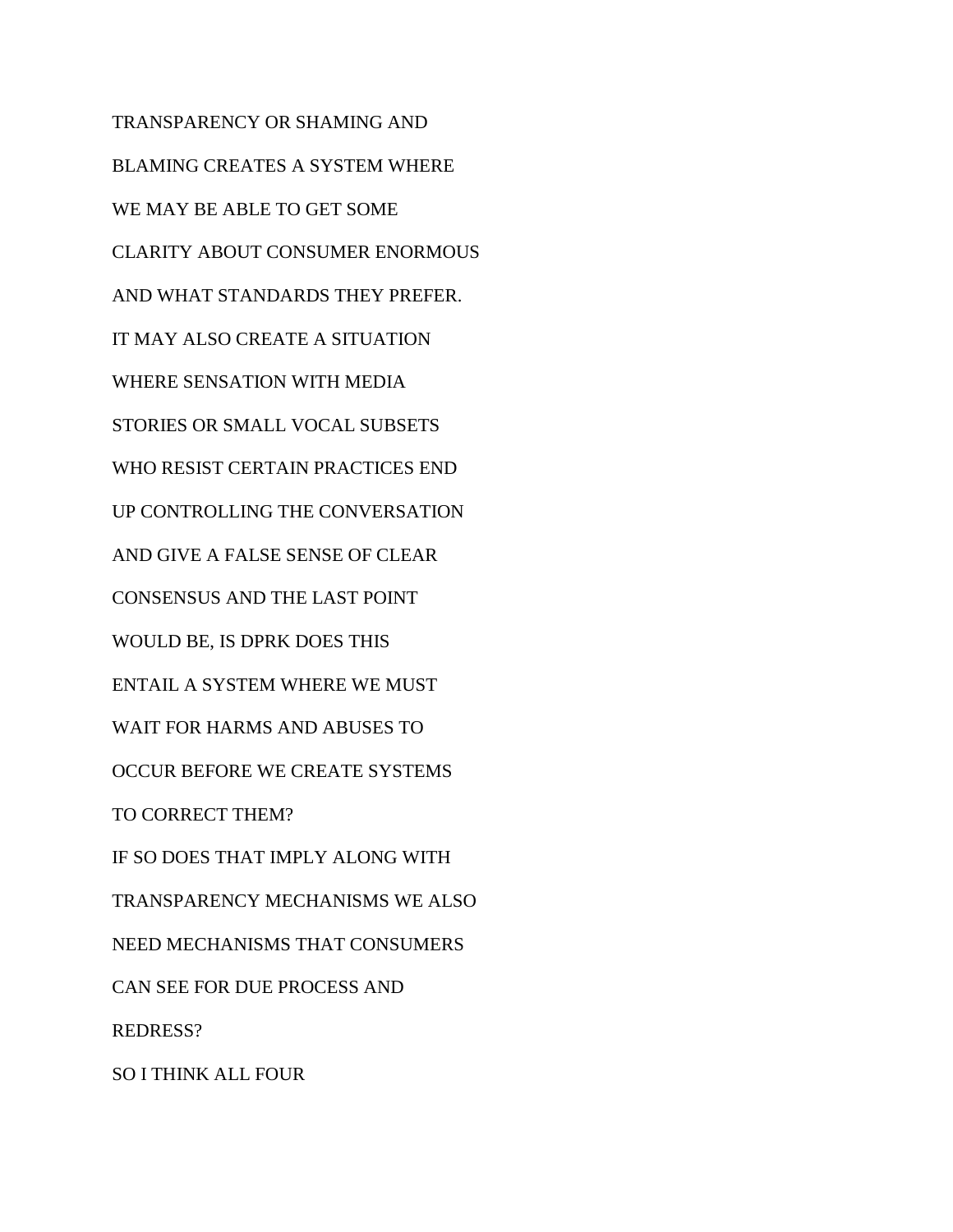TRANSPARENCY OR SHAMING AND

BLAMING CREATES A SYSTEM WHERE

WE MAY BE ABLE TO GET SOME

CLARITY ABOUT CONSUMER ENORMOUS

AND WHAT STANDARDS THEY PREFER.

IT MAY ALSO CREATE A SITUATION

WHERE SENSATION WITH MEDIA

STORIES OR SMALL VOCAL SUBSETS

WHO RESIST CERTAIN PRACTICES END

UP CONTROLLING THE CONVERSATION

AND GIVE A FALSE SENSE OF CLEAR

CONSENSUS AND THE LAST POINT

WOULD BE, IS DPRK DOES THIS

ENTAIL A SYSTEM WHERE WE MUST

WAIT FOR HARMS AND ABUSES TO

OCCUR BEFORE WE CREATE SYSTEMS

TO CORRECT THEM?

IF SO DOES THAT IMPLY ALONG WITH

TRANSPARENCY MECHANISMS WE ALSO

NEED MECHANISMS THAT CONSUMERS

CAN SEE FOR DUE PROCESS AND

REDRESS?

SO I THINK ALL FOUR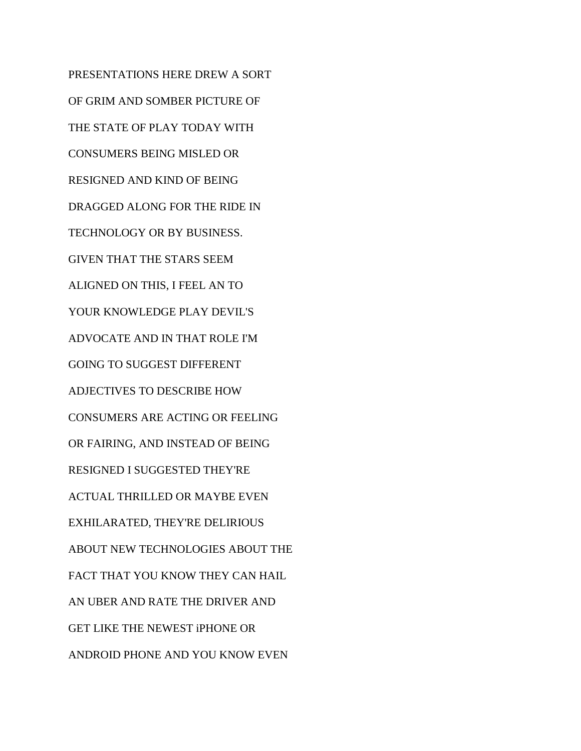PRESENTATIONS HERE DREW A SORT

OF GRIM AND SOMBER PICTURE OF

THE STATE OF PLAY TODAY WITH

CONSUMERS BEING MISLED OR

RESIGNED AND KIND OF BEING

DRAGGED ALONG FOR THE RIDE IN

TECHNOLOGY OR BY BUSINESS.

GIVEN THAT THE STARS SEEM

ALIGNED ON THIS, I FEEL AN TO

YOUR KNOWLEDGE PLAY DEVIL'S

ADVOCATE AND IN THAT ROLE I'M

GOING TO SUGGEST DIFFERENT

ADJECTIVES TO DESCRIBE HOW

CONSUMERS ARE ACTING OR FEELING

OR FAIRING, AND INSTEAD OF BEING

RESIGNED I SUGGESTED THEY'RE

ACTUAL THRILLED OR MAYBE EVEN

EXHILARATED, THEY'RE DELIRIOUS

ABOUT NEW TECHNOLOGIES ABOUT THE

FACT THAT YOU KNOW THEY CAN HAIL

AN UBER AND RATE THE DRIVER AND

GET LIKE THE NEWEST iPHONE OR

ANDROID PHONE AND YOU KNOW EVEN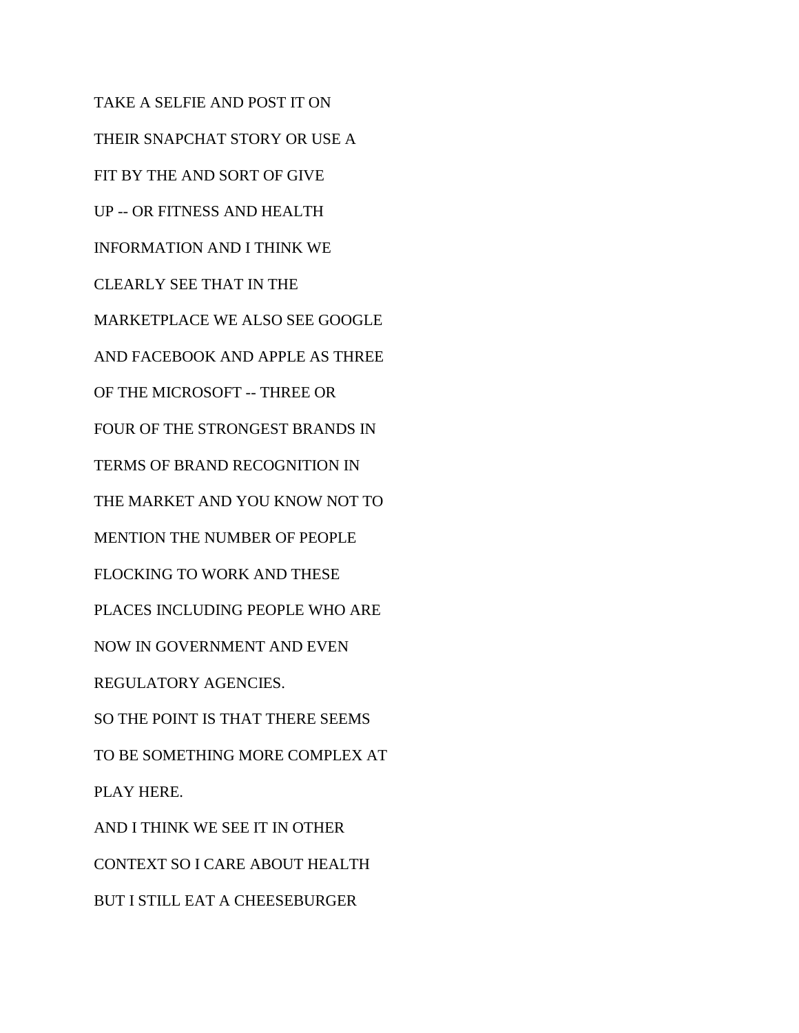TAKE A SELFIE AND POST IT ON

THEIR SNAPCHAT STORY OR USE A

FIT BY THE AND SORT OF GIVE

UP -- OR FITNESS AND HEALTH

INFORMATION AND I THINK WE

CLEARLY SEE THAT IN THE

MARKETPLACE WE ALSO SEE GOOGLE

AND FACEBOOK AND APPLE AS THREE

OF THE MICROSOFT -- THREE OR

FOUR OF THE STRONGEST BRANDS IN

TERMS OF BRAND RECOGNITION IN

THE MARKET AND YOU KNOW NOT TO

MENTION THE NUMBER OF PEOPLE

FLOCKING TO WORK AND THESE

PLACES INCLUDING PEOPLE WHO ARE

NOW IN GOVERNMENT AND EVEN

REGULATORY AGENCIES.

SO THE POINT IS THAT THERE SEEMS

TO BE SOMETHING MORE COMPLEX AT

PLAY HERE.

AND I THINK WE SEE IT IN OTHER

CONTEXT SO I CARE ABOUT HEALTH

BUT I STILL EAT A CHEESEBURGER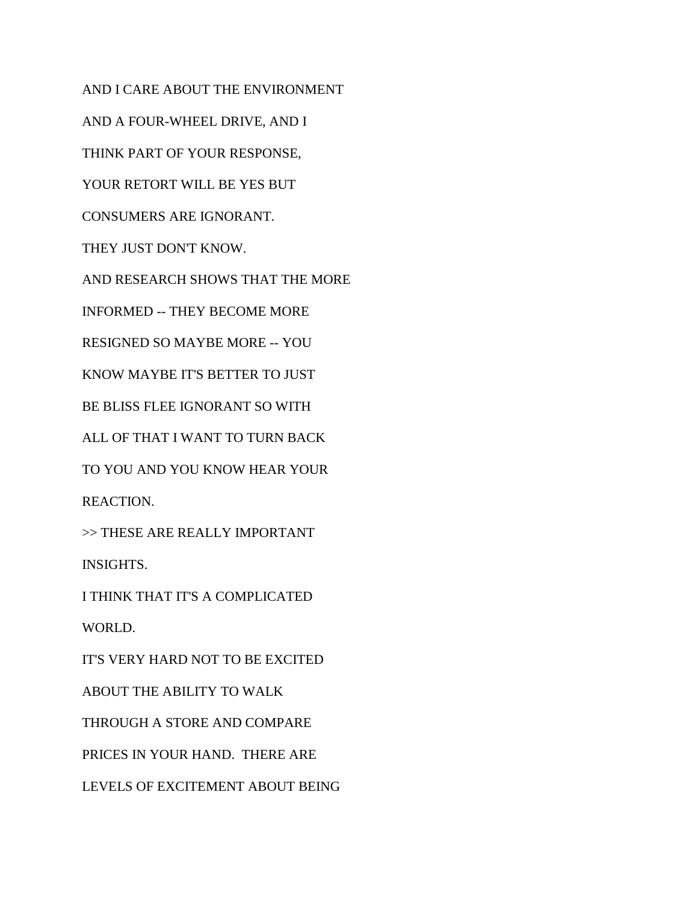AND I CARE ABOUT THE ENVIRONMENT

AND A FOUR-WHEEL DRIVE, AND I

THINK PART OF YOUR RESPONSE,

YOUR RETORT WILL BE YES BUT

CONSUMERS ARE IGNORANT.

THEY JUST DON'T KNOW.

AND RESEARCH SHOWS THAT THE MORE

INFORMED -- THEY BECOME MORE

RESIGNED SO MAYBE MORE -- YOU

KNOW MAYBE IT'S BETTER TO JUST

BE BLISS FLEE IGNORANT SO WITH

ALL OF THAT I WANT TO TURN BACK

TO YOU AND YOU KNOW HEAR YOUR

REACTION.

>> THESE ARE REALLY IMPORTANT

INSIGHTS.

I THINK THAT IT'S A COMPLICATED

WORLD.

IT'S VERY HARD NOT TO BE EXCITED

ABOUT THE ABILITY TO WALK

THROUGH A STORE AND COMPARE

PRICES IN YOUR HAND.  THERE ARE

LEVELS OF EXCITEMENT ABOUT BEING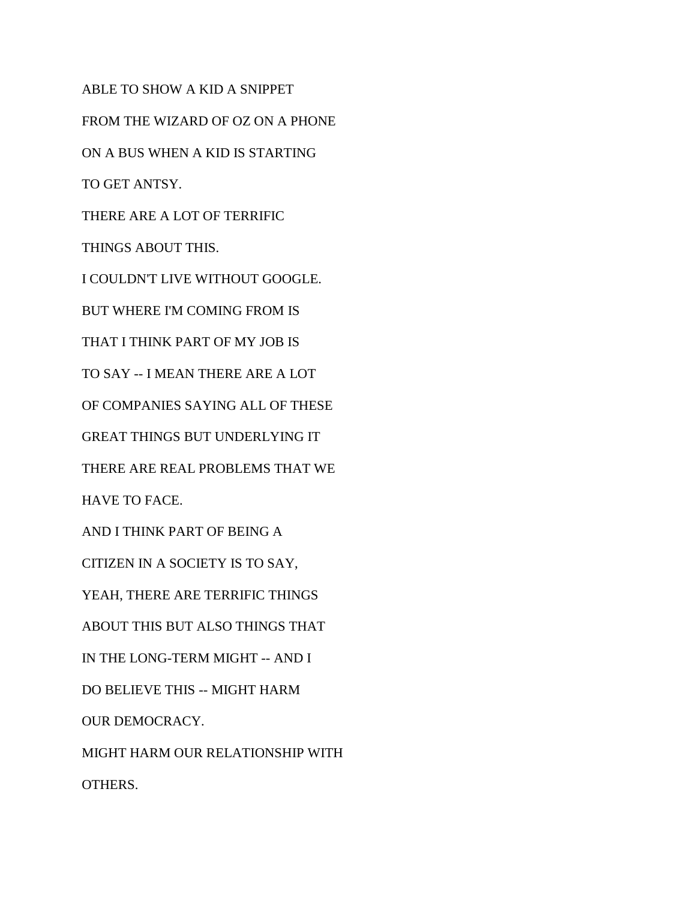ABLE TO SHOW A KID A SNIPPET

FROM THE WIZARD OF OZ ON A PHONE

ON A BUS WHEN A KID IS STARTING

TO GET ANTSY.

THERE ARE A LOT OF TERRIFIC

THINGS ABOUT THIS.

I COULDN'T LIVE WITHOUT GOOGLE.

BUT WHERE I'M COMING FROM IS

THAT I THINK PART OF MY JOB IS

TO SAY -- I MEAN THERE ARE A LOT

OF COMPANIES SAYING ALL OF THESE

GREAT THINGS BUT UNDERLYING IT

THERE ARE REAL PROBLEMS THAT WE

HAVE TO FACE.

AND I THINK PART OF BEING A

CITIZEN IN A SOCIETY IS TO SAY,

YEAH, THERE ARE TERRIFIC THINGS

ABOUT THIS BUT ALSO THINGS THAT

IN THE LONG-TERM MIGHT -- AND I

DO BELIEVE THIS -- MIGHT HARM

OUR DEMOCRACY.

MIGHT HARM OUR RELATIONSHIP WITH

OTHERS.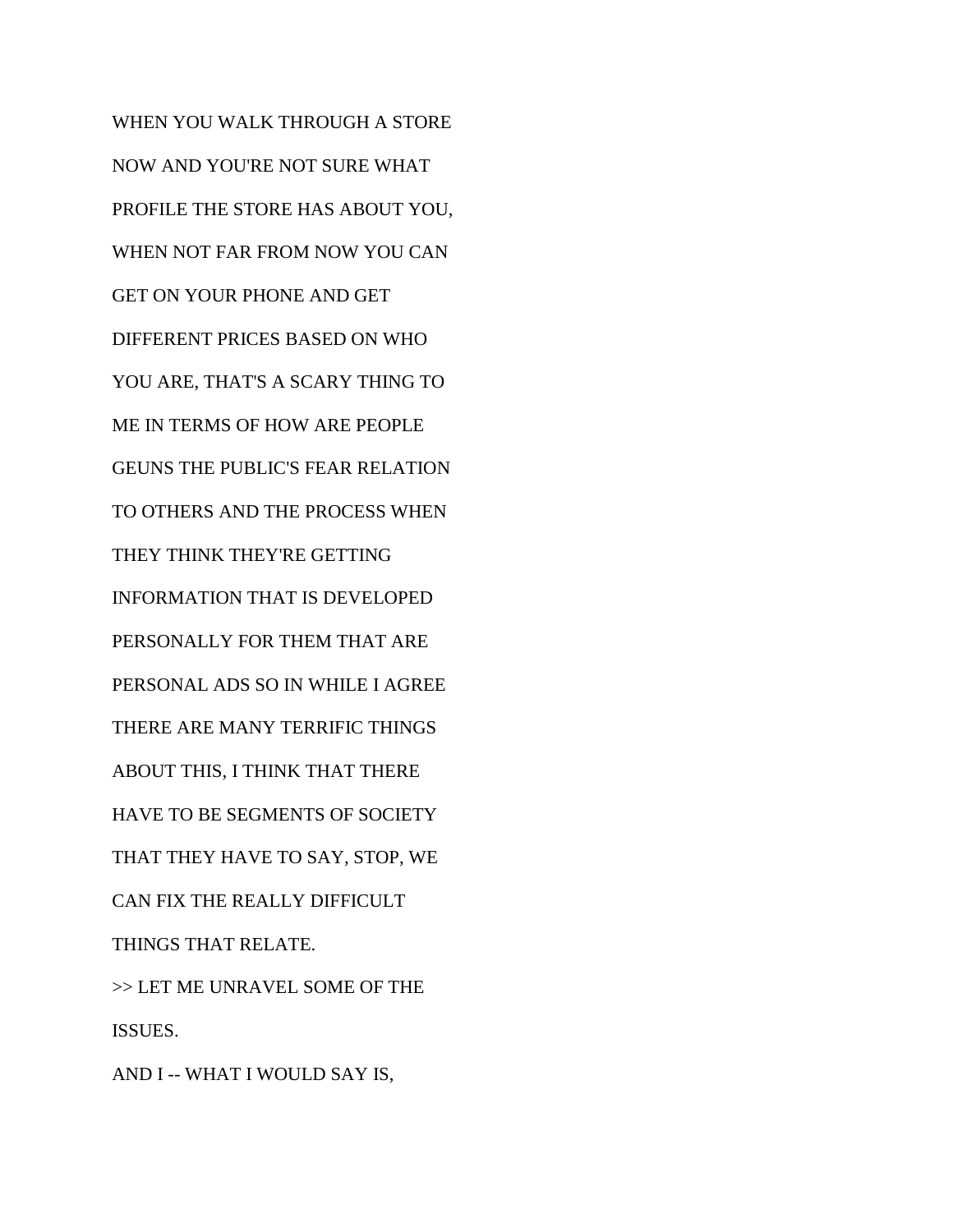WHEN YOU WALK THROUGH A STORE

NOW AND YOU'RE NOT SURE WHAT

PROFILE THE STORE HAS ABOUT YOU,

WHEN NOT FAR FROM NOW YOU CAN

GET ON YOUR PHONE AND GET

DIFFERENT PRICES BASED ON WHO

YOU ARE, THAT'S A SCARY THING TO

ME IN TERMS OF HOW ARE PEOPLE

GEUNS THE PUBLIC'S FEAR RELATION

TO OTHERS AND THE PROCESS WHEN

THEY THINK THEY'RE GETTING

INFORMATION THAT IS DEVELOPED

PERSONALLY FOR THEM THAT ARE

PERSONAL ADS SO IN WHILE I AGREE

THERE ARE MANY TERRIFIC THINGS

ABOUT THIS, I THINK THAT THERE

HAVE TO BE SEGMENTS OF SOCIETY

THAT THEY HAVE TO SAY, STOP, WE

CAN FIX THE REALLY DIFFICULT

THINGS THAT RELATE.

>> LET ME UNRAVEL SOME OF THE

ISSUES.

AND I -- WHAT I WOULD SAY IS,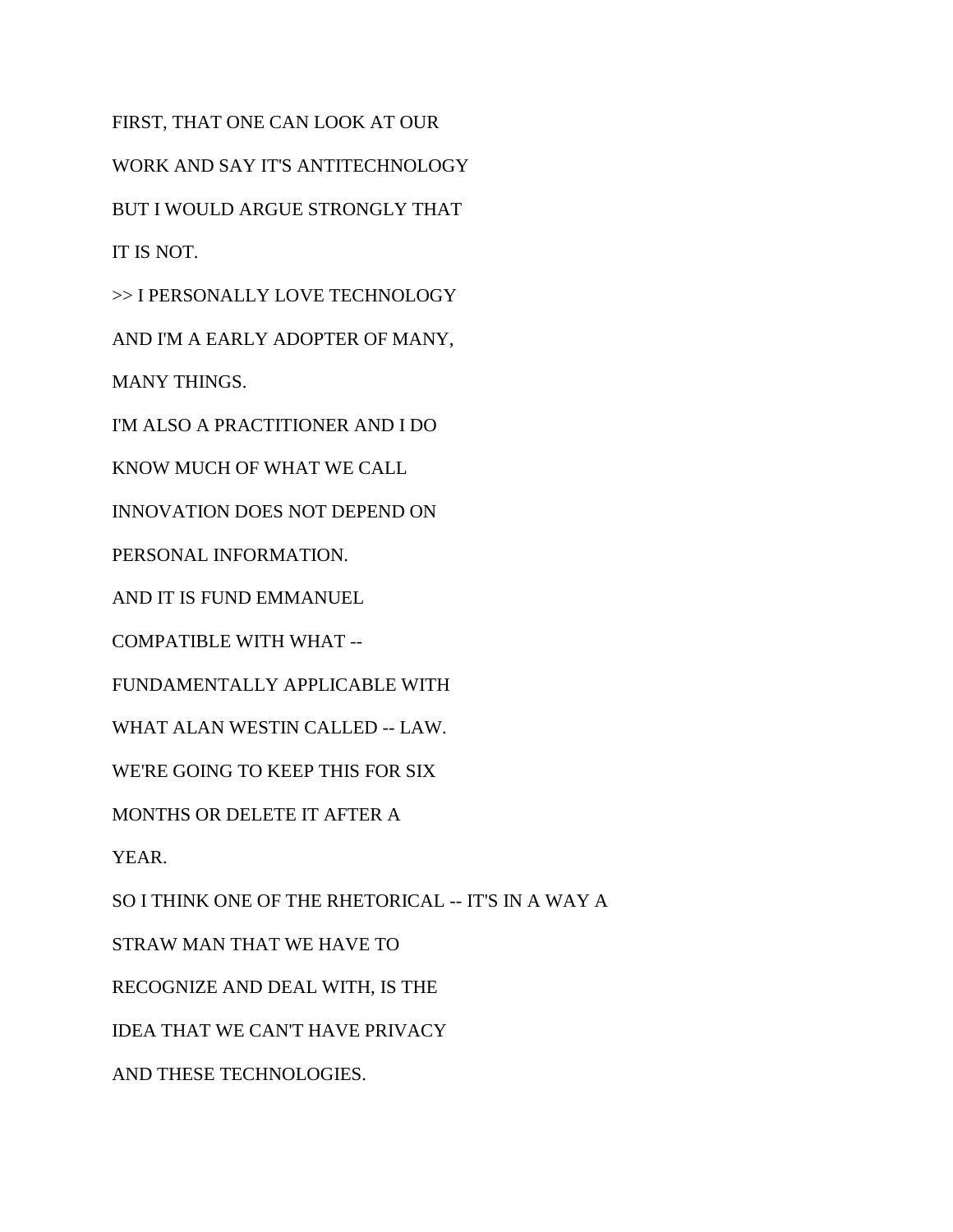FIRST, THAT ONE CAN LOOK AT OUR

WORK AND SAY IT'S ANTITECHNOLOGY

BUT I WOULD ARGUE STRONGLY THAT

IT IS NOT.

>> I PERSONALLY LOVE TECHNOLOGY

AND I'M A EARLY ADOPTER OF MANY,

MANY THINGS.

I'M ALSO A PRACTITIONER AND I DO

KNOW MUCH OF WHAT WE CALL

INNOVATION DOES NOT DEPEND ON

PERSONAL INFORMATION.

AND IT IS FUND EMMANUEL

COMPATIBLE WITH WHAT --

FUNDAMENTALLY APPLICABLE WITH

WHAT ALAN WESTIN CALLED -- LAW.

WE'RE GOING TO KEEP THIS FOR SIX

MONTHS OR DELETE IT AFTER A

YEAR.

SO I THINK ONE OF THE RHETORICAL -- IT'S IN A WAY A

STRAW MAN THAT WE HAVE TO

RECOGNIZE AND DEAL WITH, IS THE

IDEA THAT WE CAN'T HAVE PRIVACY

AND THESE TECHNOLOGIES.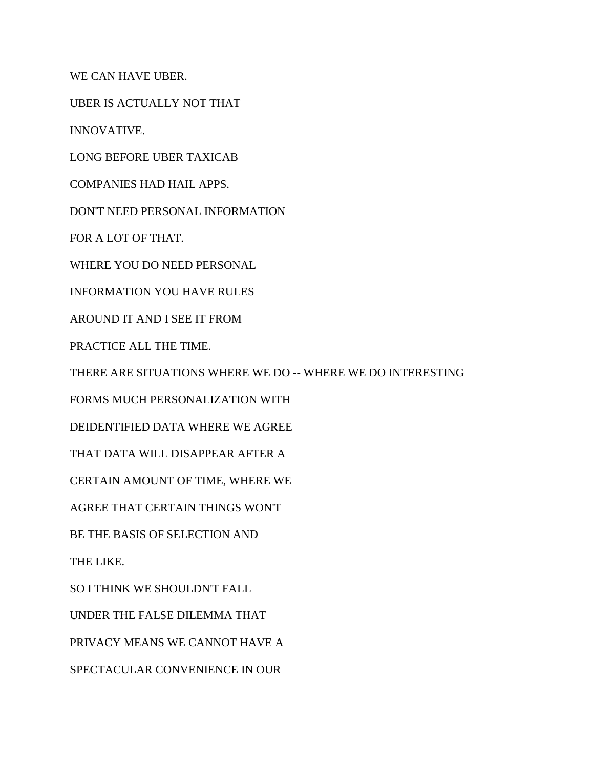WE CAN HAVE UBER.

UBER IS ACTUALLY NOT THAT

INNOVATIVE.

LONG BEFORE UBER TAXICAB

COMPANIES HAD HAIL APPS.

DON'T NEED PERSONAL INFORMATION

FOR A LOT OF THAT.

WHERE YOU DO NEED PERSONAL

INFORMATION YOU HAVE RULES

AROUND IT AND I SEE IT FROM

PRACTICE ALL THE TIME.

THERE ARE SITUATIONS WHERE WE DO -- WHERE WE DO INTERESTING

FORMS MUCH PERSONALIZATION WITH

DEIDENTIFIED DATA WHERE WE AGREE

THAT DATA WILL DISAPPEAR AFTER A

CERTAIN AMOUNT OF TIME, WHERE WE

AGREE THAT CERTAIN THINGS WON'T

BE THE BASIS OF SELECTION AND

THE LIKE.

SO I THINK WE SHOULDN'T FALL

UNDER THE FALSE DILEMMA THAT

PRIVACY MEANS WE CANNOT HAVE A

SPECTACULAR CONVENIENCE IN OUR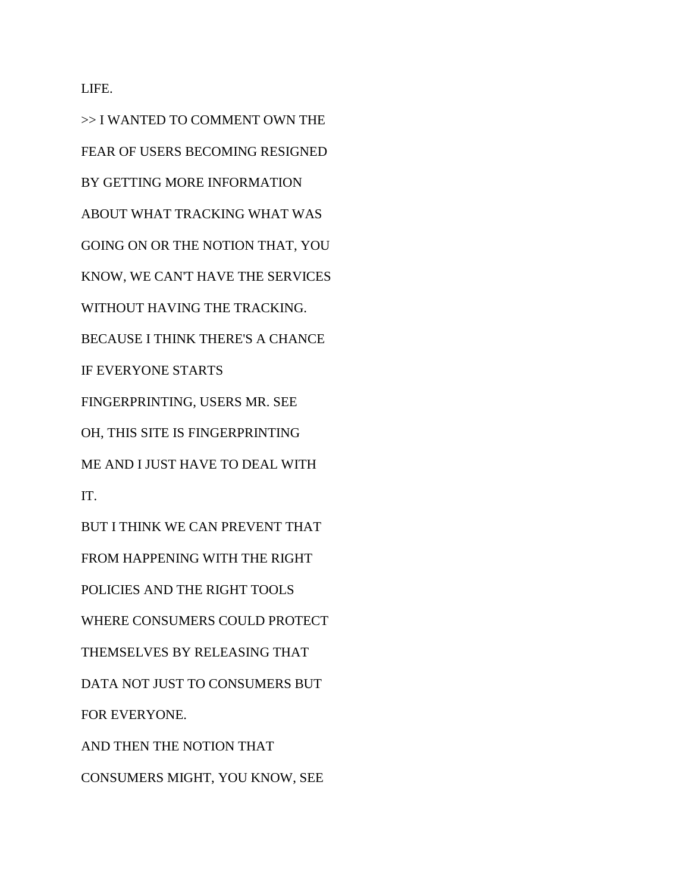LIFE.

>> I WANTED TO COMMENT OWN THE

FEAR OF USERS BECOMING RESIGNED

BY GETTING MORE INFORMATION

ABOUT WHAT TRACKING WHAT WAS

GOING ON OR THE NOTION THAT, YOU

KNOW, WE CAN'T HAVE THE SERVICES

WITHOUT HAVING THE TRACKING.

BECAUSE I THINK THERE'S A CHANCE

IF EVERYONE STARTS

FINGERPRINTING, USERS MR. SEE

OH, THIS SITE IS FINGERPRINTING

ME AND I JUST HAVE TO DEAL WITH

IT.

BUT I THINK WE CAN PREVENT THAT

FROM HAPPENING WITH THE RIGHT

POLICIES AND THE RIGHT TOOLS

WHERE CONSUMERS COULD PROTECT

THEMSELVES BY RELEASING THAT

DATA NOT JUST TO CONSUMERS BUT

FOR EVERYONE.

AND THEN THE NOTION THAT

CONSUMERS MIGHT, YOU KNOW, SEE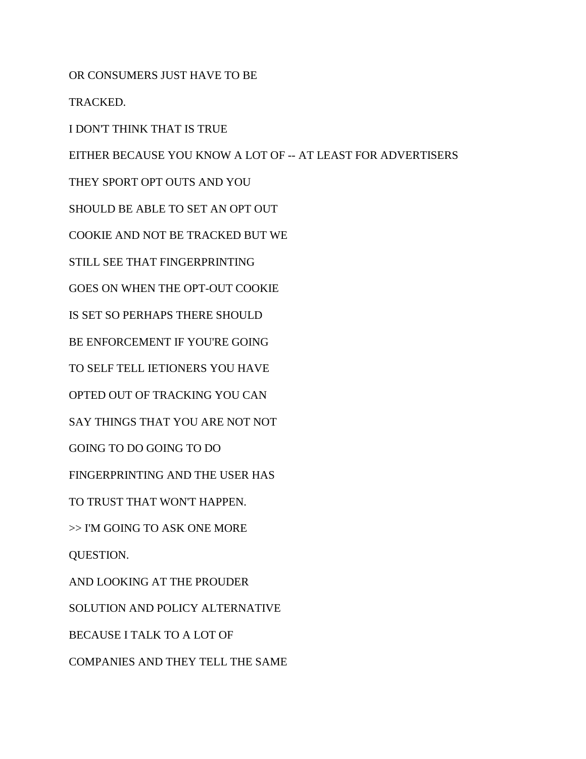OR CONSUMERS JUST HAVE TO BE

TRACKED.

I DON'T THINK THAT IS TRUE

EITHER BECAUSE YOU KNOW A LOT OF -- AT LEAST FOR ADVERTISERS

THEY SPORT OPT OUTS AND YOU

SHOULD BE ABLE TO SET AN OPT OUT

COOKIE AND NOT BE TRACKED BUT WE

STILL SEE THAT FINGERPRINTING

GOES ON WHEN THE OPT-OUT COOKIE

IS SET SO PERHAPS THERE SHOULD

BE ENFORCEMENT IF YOU'RE GOING

TO SELF TELL IETIONERS YOU HAVE

OPTED OUT OF TRACKING YOU CAN

SAY THINGS THAT YOU ARE NOT NOT

GOING TO DO GOING TO DO

FINGERPRINTING AND THE USER HAS

TO TRUST THAT WON'T HAPPEN.

>> I'M GOING TO ASK ONE MORE

QUESTION.

AND LOOKING AT THE PROUDER

SOLUTION AND POLICY ALTERNATIVE

BECAUSE I TALK TO A LOT OF

COMPANIES AND THEY TELL THE SAME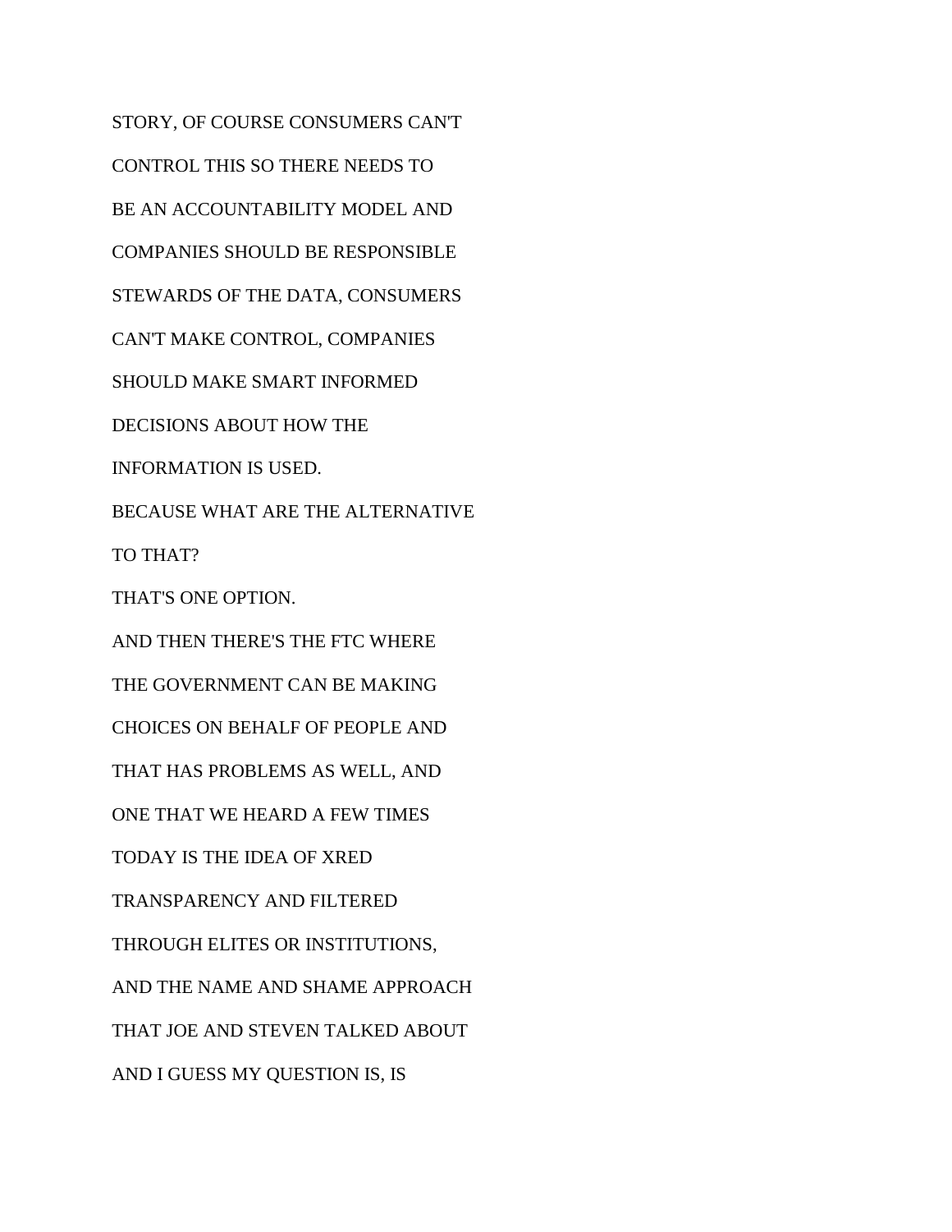STORY, OF COURSE CONSUMERS CAN'T

CONTROL THIS SO THERE NEEDS TO

BE AN ACCOUNTABILITY MODEL AND

COMPANIES SHOULD BE RESPONSIBLE

STEWARDS OF THE DATA, CONSUMERS

CAN'T MAKE CONTROL, COMPANIES

SHOULD MAKE SMART INFORMED

DECISIONS ABOUT HOW THE

INFORMATION IS USED.

BECAUSE WHAT ARE THE ALTERNATIVE

TO THAT?

THAT'S ONE OPTION.

AND THEN THERE'S THE FTC WHERE

THE GOVERNMENT CAN BE MAKING

CHOICES ON BEHALF OF PEOPLE AND

THAT HAS PROBLEMS AS WELL, AND

ONE THAT WE HEARD A FEW TIMES

TODAY IS THE IDEA OF XRED

TRANSPARENCY AND FILTERED

THROUGH ELITES OR INSTITUTIONS,

AND THE NAME AND SHAME APPROACH

THAT JOE AND STEVEN TALKED ABOUT

AND I GUESS MY QUESTION IS, IS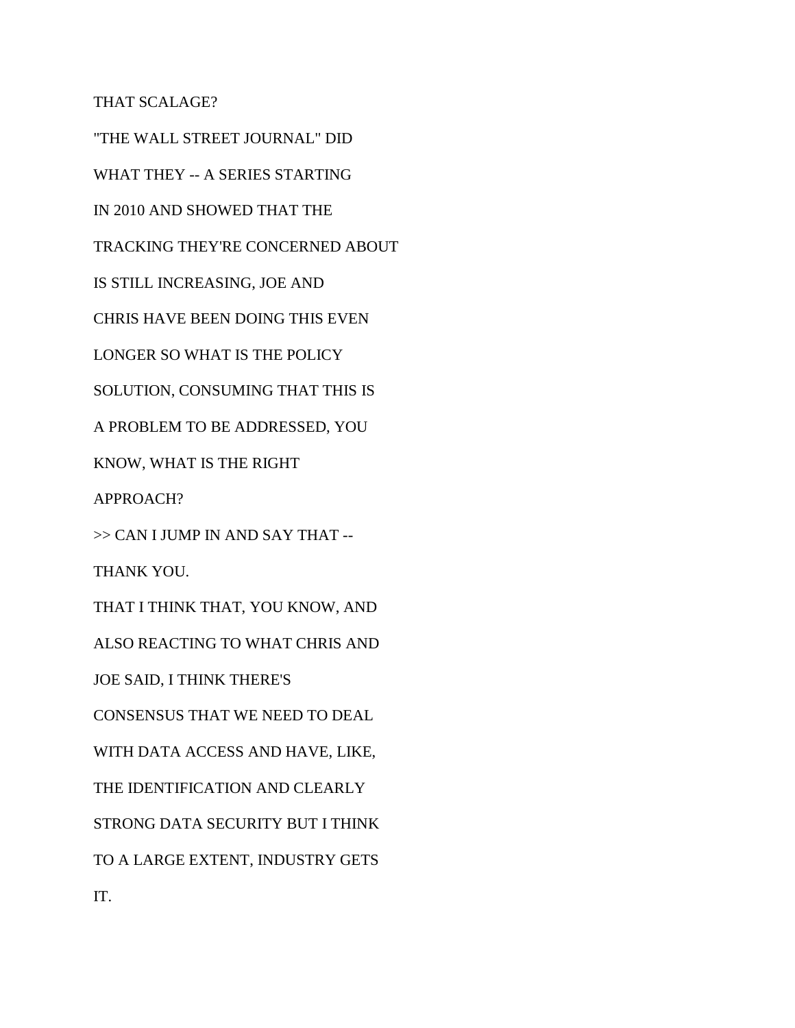THAT SCALAGE?

"THE WALL STREET JOURNAL" DID

WHAT THEY -- A SERIES STARTING

IN 2010 AND SHOWED THAT THE

TRACKING THEY'RE CONCERNED ABOUT

IS STILL INCREASING, JOE AND

CHRIS HAVE BEEN DOING THIS EVEN

LONGER SO WHAT IS THE POLICY

SOLUTION, CONSUMING THAT THIS IS

A PROBLEM TO BE ADDRESSED, YOU

KNOW, WHAT IS THE RIGHT

APPROACH?

>> CAN I JUMP IN AND SAY THAT --

THANK YOU.

THAT I THINK THAT, YOU KNOW, AND

ALSO REACTING TO WHAT CHRIS AND

JOE SAID, I THINK THERE'S

CONSENSUS THAT WE NEED TO DEAL

WITH DATA ACCESS AND HAVE, LIKE,

THE IDENTIFICATION AND CLEARLY

STRONG DATA SECURITY BUT I THINK

TO A LARGE EXTENT, INDUSTRY GETS

IT.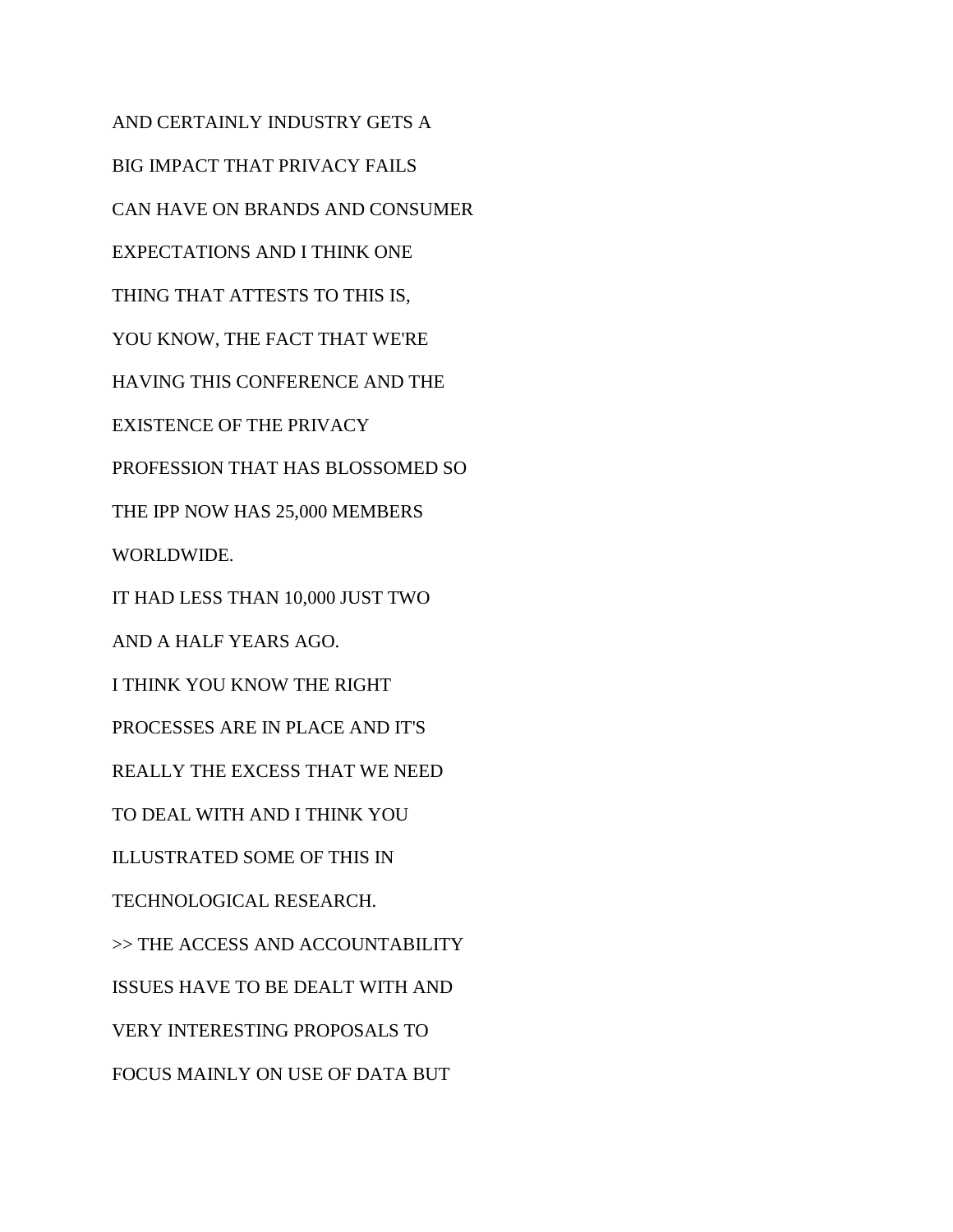AND CERTAINLY INDUSTRY GETS A

BIG IMPACT THAT PRIVACY FAILS

CAN HAVE ON BRANDS AND CONSUMER

EXPECTATIONS AND I THINK ONE

THING THAT ATTESTS TO THIS IS,

YOU KNOW, THE FACT THAT WE'RE

HAVING THIS CONFERENCE AND THE

EXISTENCE OF THE PRIVACY

PROFESSION THAT HAS BLOSSOMED SO

THE IPP NOW HAS 25,000 MEMBERS

WORLDWIDE.

IT HAD LESS THAN 10,000 JUST TWO

AND A HALF YEARS AGO.

I THINK YOU KNOW THE RIGHT

PROCESSES ARE IN PLACE AND IT'S

REALLY THE EXCESS THAT WE NEED

TO DEAL WITH AND I THINK YOU

ILLUSTRATED SOME OF THIS IN

TECHNOLOGICAL RESEARCH.

>> THE ACCESS AND ACCOUNTABILITY

ISSUES HAVE TO BE DEALT WITH AND

VERY INTERESTING PROPOSALS TO

FOCUS MAINLY ON USE OF DATA BUT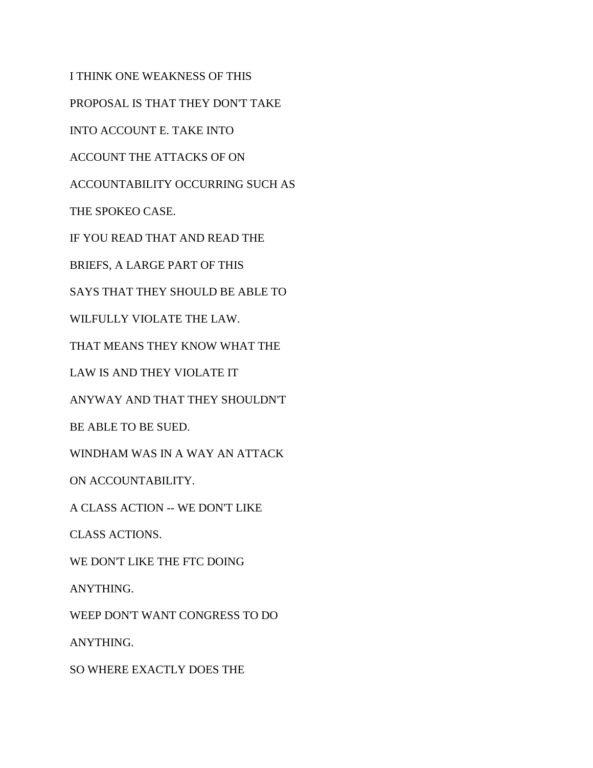I THINK ONE WEAKNESS OF THIS

PROPOSAL IS THAT THEY DON'T TAKE

INTO ACCOUNT E. TAKE INTO

ACCOUNT THE ATTACKS OF ON

ACCOUNTABILITY OCCURRING SUCH AS

THE SPOKEO CASE.

IF YOU READ THAT AND READ THE

BRIEFS, A LARGE PART OF THIS

SAYS THAT THEY SHOULD BE ABLE TO

WILFULLY VIOLATE THE LAW.

THAT MEANS THEY KNOW WHAT THE

LAW IS AND THEY VIOLATE IT

ANYWAY AND THAT THEY SHOULDN'T

BE ABLE TO BE SUED.

WINDHAM WAS IN A WAY AN ATTACK

ON ACCOUNTABILITY.

A CLASS ACTION -- WE DON'T LIKE

CLASS ACTIONS.

WE DON'T LIKE THE FTC DOING

ANYTHING.

WEEP DON'T WANT CONGRESS TO DO

ANYTHING.

SO WHERE EXACTLY DOES THE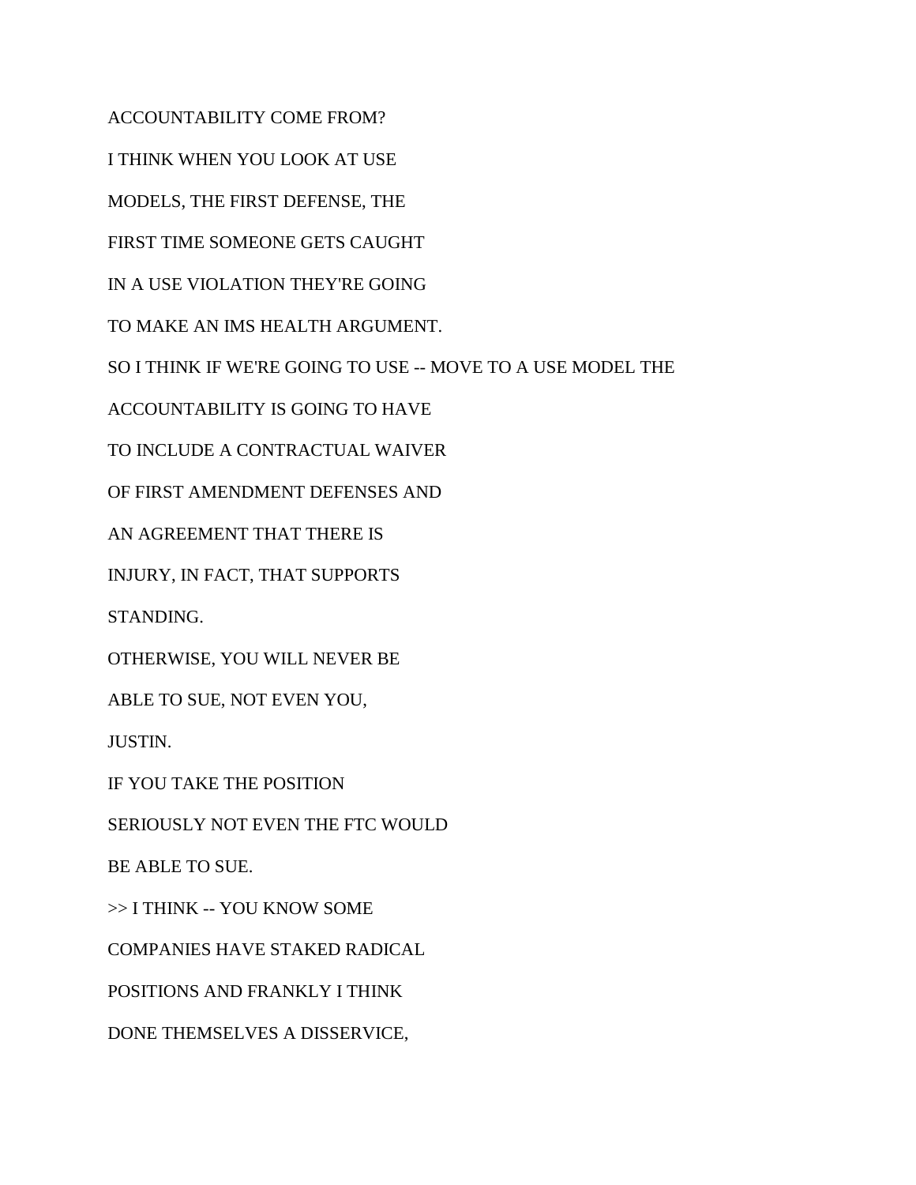ACCOUNTABILITY COME FROM?

I THINK WHEN YOU LOOK AT USE

MODELS, THE FIRST DEFENSE, THE

FIRST TIME SOMEONE GETS CAUGHT

IN A USE VIOLATION THEY'RE GOING

TO MAKE AN IMS HEALTH ARGUMENT.

SO I THINK IF WE'RE GOING TO USE -- MOVE TO A USE MODEL THE

ACCOUNTABILITY IS GOING TO HAVE

TO INCLUDE A CONTRACTUAL WAIVER

OF FIRST AMENDMENT DEFENSES AND

AN AGREEMENT THAT THERE IS

INJURY, IN FACT, THAT SUPPORTS

STANDING.

OTHERWISE, YOU WILL NEVER BE

ABLE TO SUE, NOT EVEN YOU,

JUSTIN.

IF YOU TAKE THE POSITION

SERIOUSLY NOT EVEN THE FTC WOULD

BE ABLE TO SUE.

>> I THINK -- YOU KNOW SOME

COMPANIES HAVE STAKED RADICAL

POSITIONS AND FRANKLY I THINK

DONE THEMSELVES A DISSERVICE,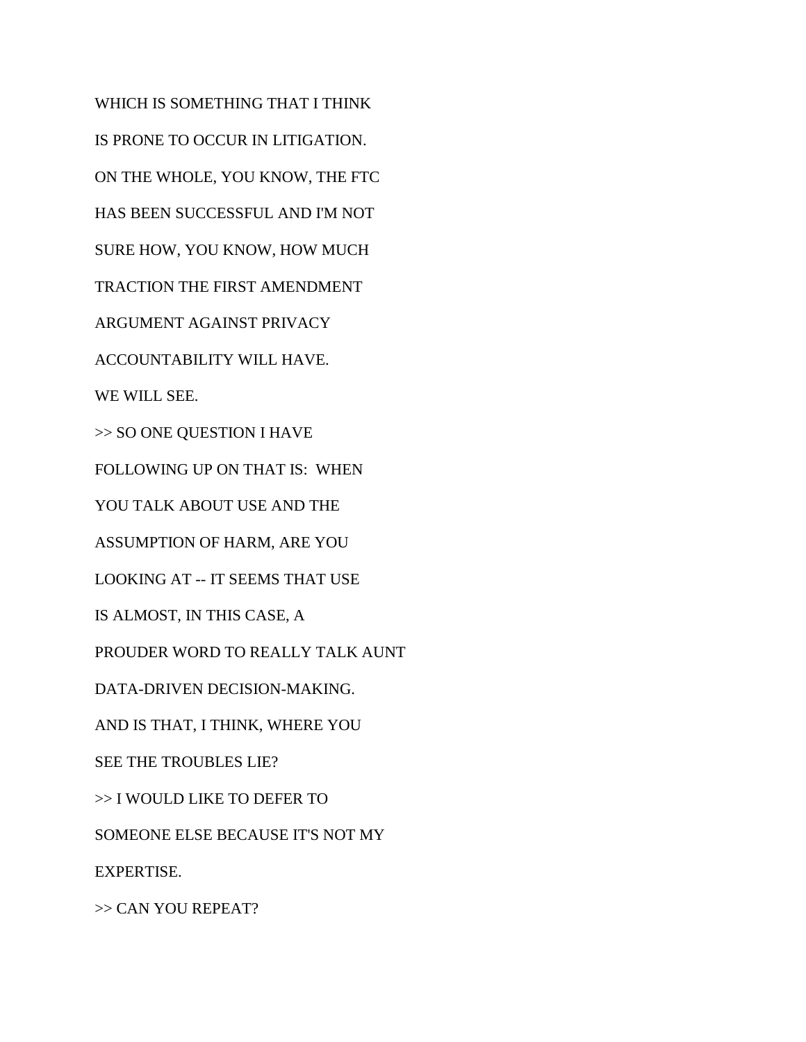WHICH IS SOMETHING THAT I THINK

IS PRONE TO OCCUR IN LITIGATION.

ON THE WHOLE, YOU KNOW, THE FTC

HAS BEEN SUCCESSFUL AND I'M NOT

SURE HOW, YOU KNOW, HOW MUCH

TRACTION THE FIRST AMENDMENT

ARGUMENT AGAINST PRIVACY

ACCOUNTABILITY WILL HAVE.

WE WILL SEE.

>> SO ONE QUESTION I HAVE

FOLLOWING UP ON THAT IS:  WHEN

YOU TALK ABOUT USE AND THE

ASSUMPTION OF HARM, ARE YOU

LOOKING AT -- IT SEEMS THAT USE

IS ALMOST, IN THIS CASE, A

PROUDER WORD TO REALLY TALK AUNT

DATA-DRIVEN DECISION-MAKING.

AND IS THAT, I THINK, WHERE YOU

SEE THE TROUBLES LIE?

>> I WOULD LIKE TO DEFER TO

SOMEONE ELSE BECAUSE IT'S NOT MY

EXPERTISE.

>> CAN YOU REPEAT?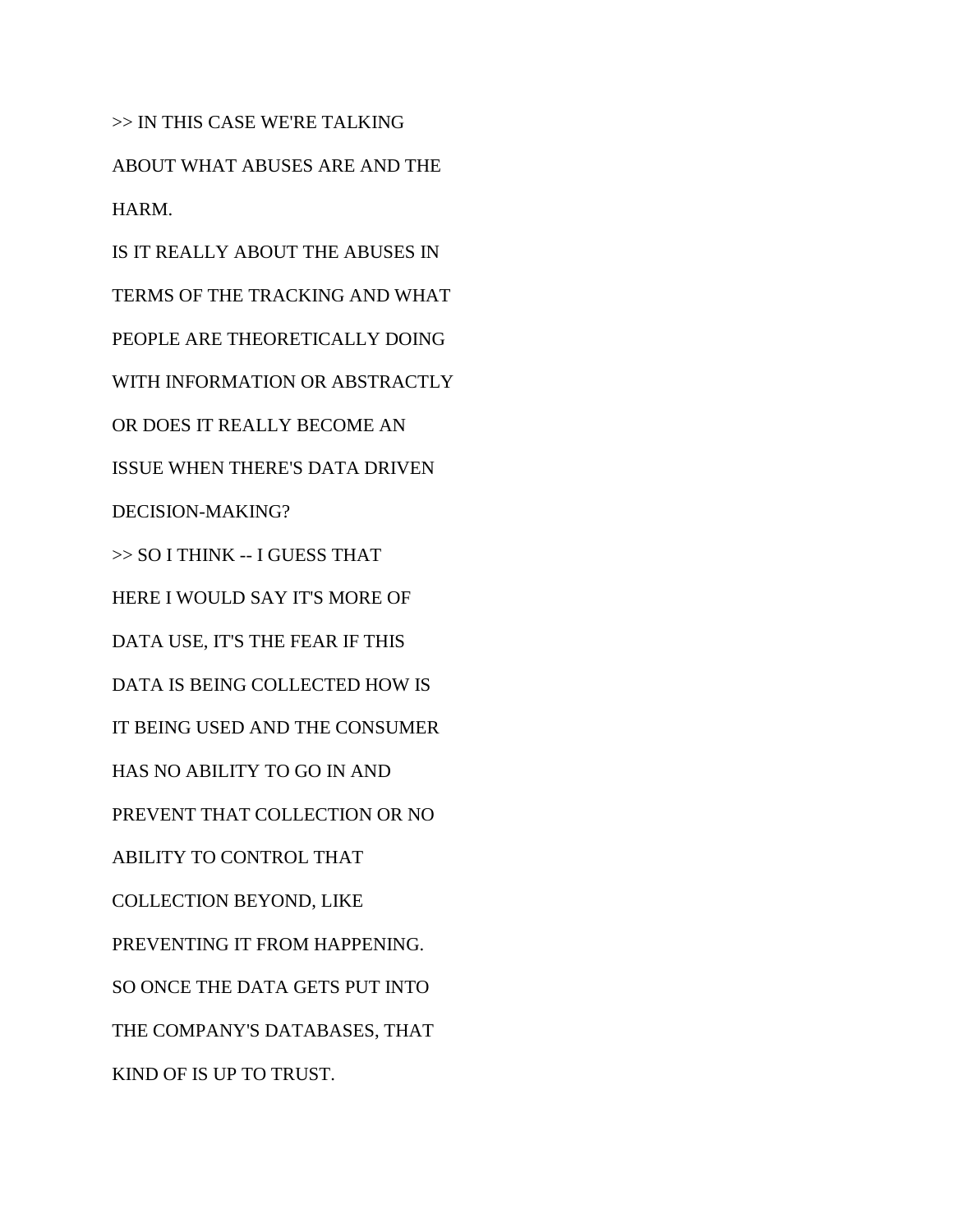>> IN THIS CASE WE'RE TALKING

ABOUT WHAT ABUSES ARE AND THE

HARM.

IS IT REALLY ABOUT THE ABUSES IN

TERMS OF THE TRACKING AND WHAT

PEOPLE ARE THEORETICALLY DOING

WITH INFORMATION OR ABSTRACTLY

OR DOES IT REALLY BECOME AN

ISSUE WHEN THERE'S DATA DRIVEN

DECISION-MAKING?

>> SO I THINK -- I GUESS THAT

HERE I WOULD SAY IT'S MORE OF

DATA USE, IT'S THE FEAR IF THIS

DATA IS BEING COLLECTED HOW IS

IT BEING USED AND THE CONSUMER

HAS NO ABILITY TO GO IN AND

PREVENT THAT COLLECTION OR NO

ABILITY TO CONTROL THAT

COLLECTION BEYOND, LIKE

PREVENTING IT FROM HAPPENING.

SO ONCE THE DATA GETS PUT INTO

THE COMPANY'S DATABASES, THAT

KIND OF IS UP TO TRUST.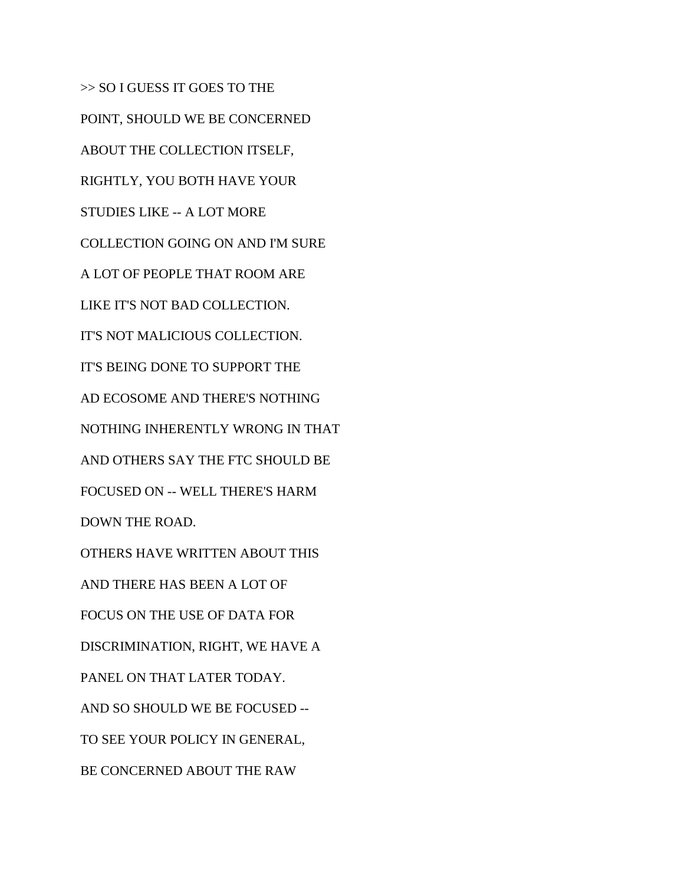>> SO I GUESS IT GOES TO THE

POINT, SHOULD WE BE CONCERNED

ABOUT THE COLLECTION ITSELF,

RIGHTLY, YOU BOTH HAVE YOUR

STUDIES LIKE -- A LOT MORE

COLLECTION GOING ON AND I'M SURE

A LOT OF PEOPLE THAT ROOM ARE

LIKE IT'S NOT BAD COLLECTION.

IT'S NOT MALICIOUS COLLECTION.

IT'S BEING DONE TO SUPPORT THE

AD ECOSOME AND THERE'S NOTHING

NOTHING INHERENTLY WRONG IN THAT

AND OTHERS SAY THE FTC SHOULD BE

FOCUSED ON -- WELL THERE'S HARM

DOWN THE ROAD.

OTHERS HAVE WRITTEN ABOUT THIS

AND THERE HAS BEEN A LOT OF

FOCUS ON THE USE OF DATA FOR

DISCRIMINATION, RIGHT, WE HAVE A

PANEL ON THAT LATER TODAY.

AND SO SHOULD WE BE FOCUSED --

TO SEE YOUR POLICY IN GENERAL,

BE CONCERNED ABOUT THE RAW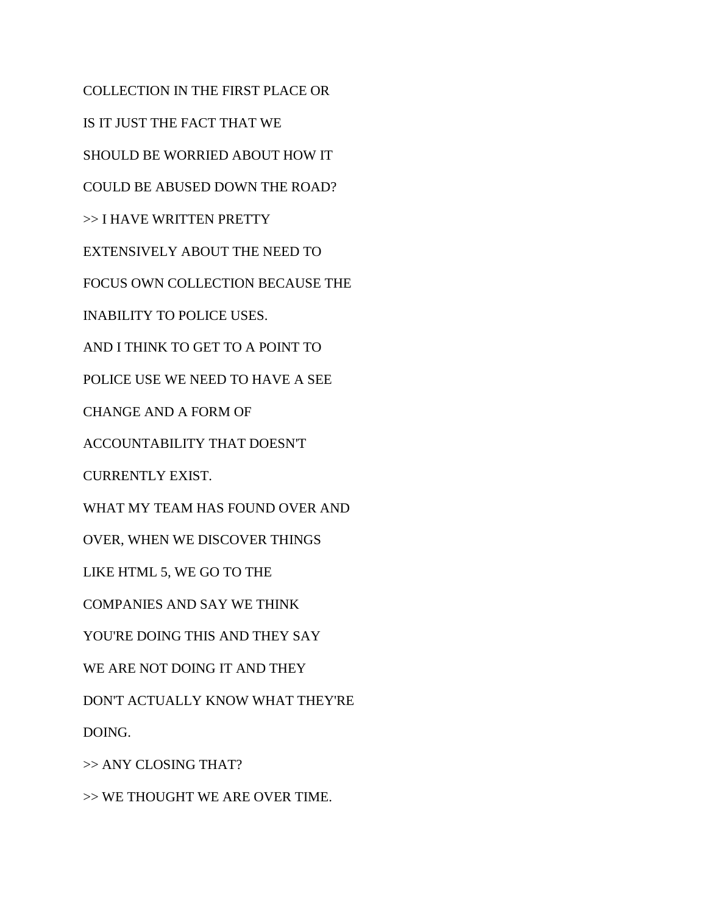COLLECTION IN THE FIRST PLACE OR

IS IT JUST THE FACT THAT WE

SHOULD BE WORRIED ABOUT HOW IT

COULD BE ABUSED DOWN THE ROAD?

>> I HAVE WRITTEN PRETTY

EXTENSIVELY ABOUT THE NEED TO

FOCUS OWN COLLECTION BECAUSE THE

INABILITY TO POLICE USES.

AND I THINK TO GET TO A POINT TO

POLICE USE WE NEED TO HAVE A SEE

CHANGE AND A FORM OF

ACCOUNTABILITY THAT DOESN'T

CURRENTLY EXIST.

WHAT MY TEAM HAS FOUND OVER AND

OVER, WHEN WE DISCOVER THINGS

LIKE HTML 5, WE GO TO THE

COMPANIES AND SAY WE THINK

YOU'RE DOING THIS AND THEY SAY

WE ARE NOT DOING IT AND THEY

DON'T ACTUALLY KNOW WHAT THEY'RE

DOING.

>> ANY CLOSING THAT?

>> WE THOUGHT WE ARE OVER TIME.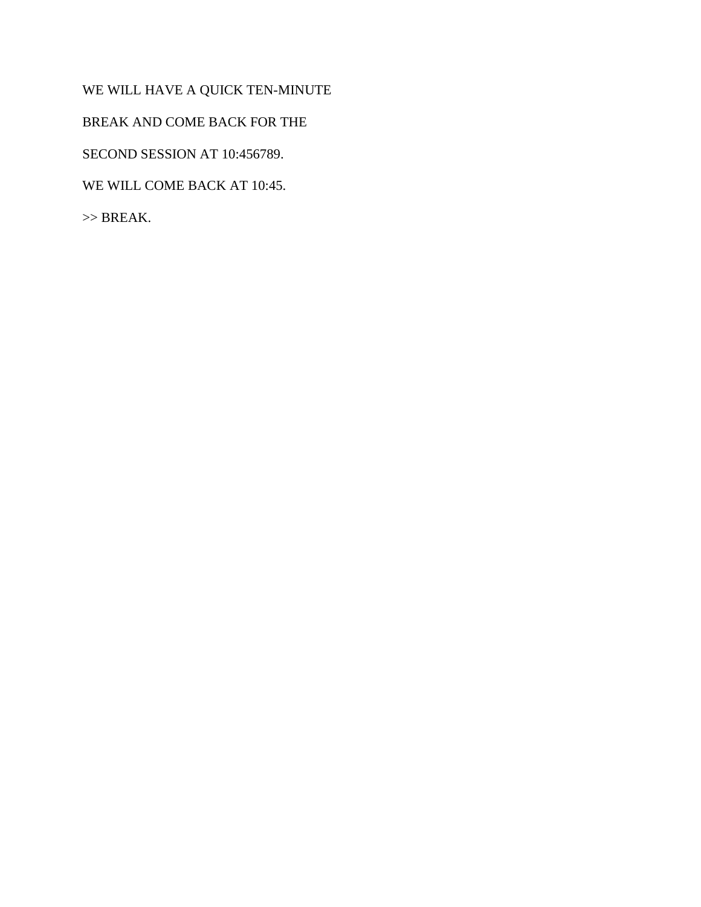WE WILL HAVE A QUICK TEN-MINUTE

BREAK AND COME BACK FOR THE

SECOND SESSION AT 10:456789.

WE WILL COME BACK AT 10:45.

>> BREAK.